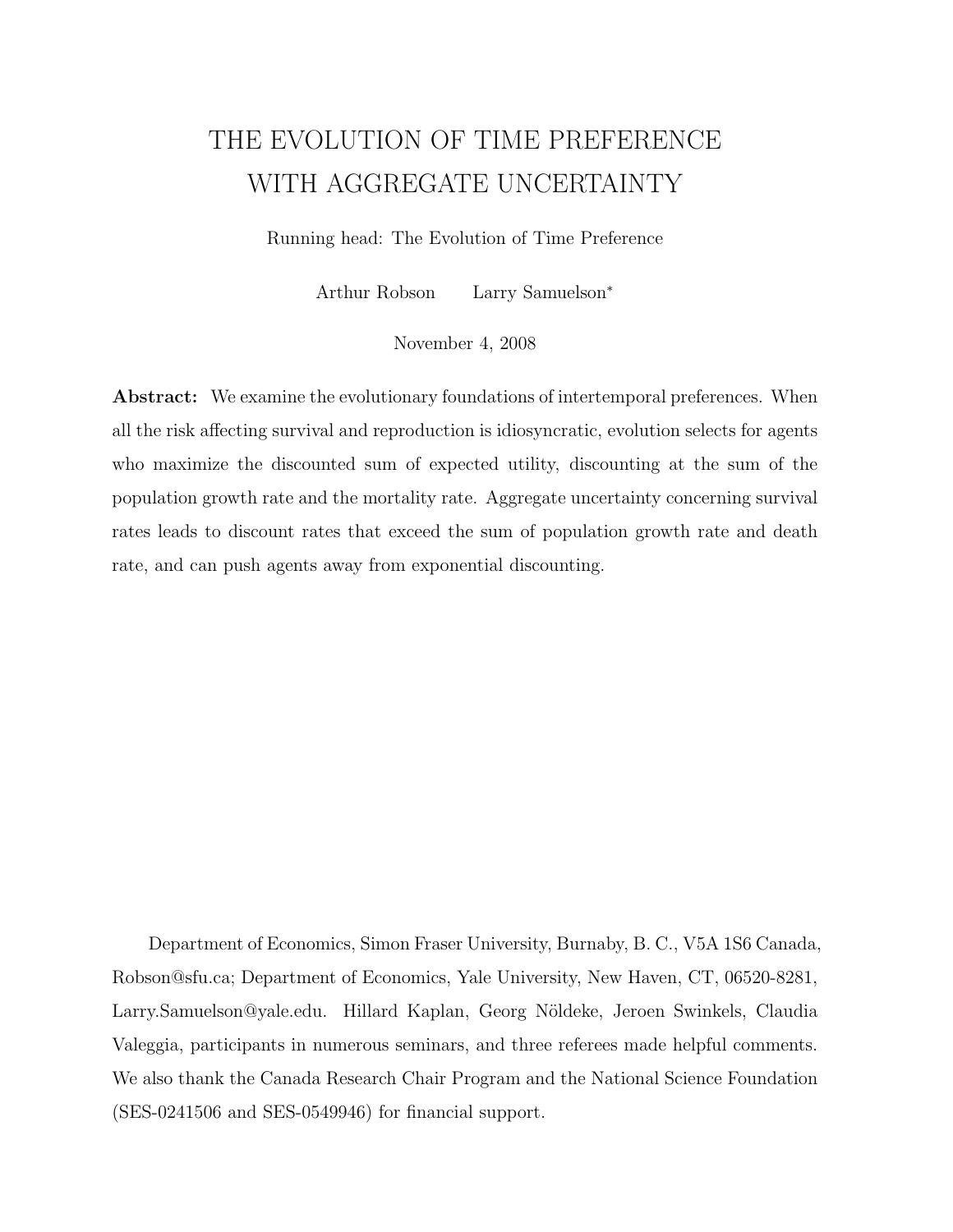# THE EVOLUTION OF TIME PREFERENCE WITH AGGREGATE UNCERTAINTY

Running head: The Evolution of Time Preference

Arthur Robson Larry Samuelson*

November 4, 2008

**Abstract:** We examine the evolutionary foundations of intertemporal preferences. When all the risk affecting survival and reproduction is idiosyncratic, evolution selects for agents who maximize the discounted sum of expected utility, discounting at the sum of the population growth rate and the mortality rate. Aggregate uncertainty concerning survival rates leads to discount rates that exceed the sum of population growth rate and death rate, and can push agents away from exponential discounting.

Department of Economics, Simon Fraser University, Burnaby, B. C., V5A 1S6 Canada, Robson@sfu.ca; Department of Economics, Yale University, New Haven, CT, 06520-8281, Larry.Samuelson@yale.edu. Hillard Kaplan, Georg Nöldeke, Jeroen Swinkels, Claudia Valeggia, participants in numerous seminars, and three referees made helpful comments. We also thank the Canada Research Chair Program and the National Science Foundation (SES-0241506 and SES-0549946) for financial support.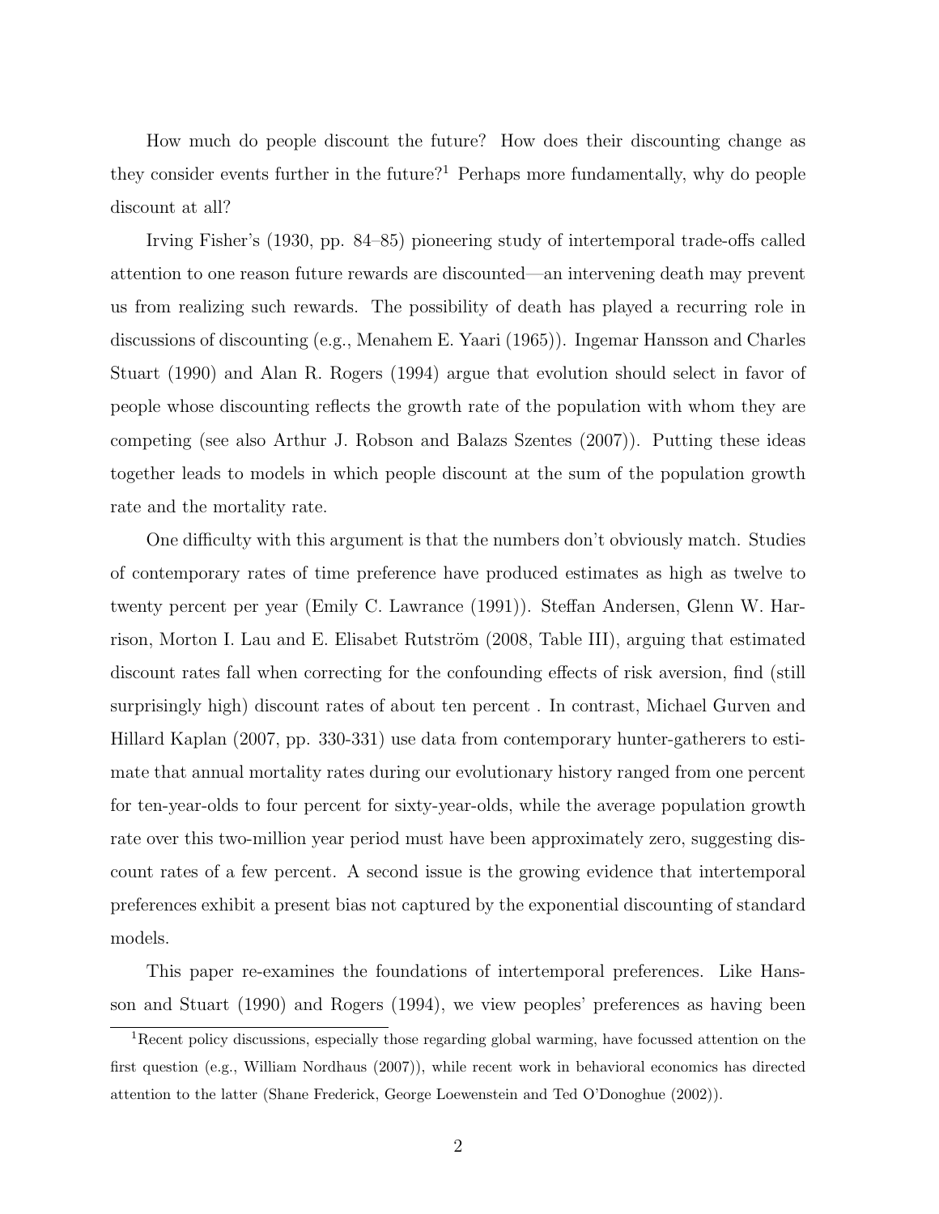How much do people discount the future? How does their discounting change as they consider events further in the future?[1] Perhaps more fundamentally, why do people discount at all?

Irving Fisher's (1930, pp. 84–85) pioneering study of intertemporal trade-offs called attention to one reason future rewards are discounted—an intervening death may prevent us from realizing such rewards. The possibility of death has played a recurring role in discussions of discounting (e.g., Menahem E. Yaari (1965)). Ingemar Hansson and Charles Stuart (1990) and Alan R. Rogers (1994) argue that evolution should select in favor of people whose discounting reflects the growth rate of the population with whom they are competing (see also Arthur J. Robson and Balazs Szentes (2007)). Putting these ideas together leads to models in which people discount at the sum of the population growth rate and the mortality rate.

One difficulty with this argument is that the numbers don't obviously match. Studies of contemporary rates of time preference have produced estimates as high as twelve to twenty percent per year (Emily C. Lawrance (1991)). Steffan Andersen, Glenn W. Harrison, Morton I. Lau and E. Elisabet Rutström (2008, Table III), arguing that estimated discount rates fall when correcting for the confounding effects of risk aversion, find (still surprisingly high) discount rates of about ten percent . In contrast, Michael Gurven and Hillard Kaplan (2007, pp. 330-331) use data from contemporary hunter-gatherers to estimate that annual mortality rates during our evolutionary history ranged from one percent for ten-year-olds to four percent for sixty-year-olds, while the average population growth rate over this two-million year period must have been approximately zero, suggesting discount rates of a few percent. A second issue is the growing evidence that intertemporal preferences exhibit a present bias not captured by the exponential discounting of standard models.

This paper re-examines the foundations of intertemporal preferences. Like Hansson and Stuart (1990) and Rogers (1994), we view peoples' preferences as having been

[1] Recent policy discussions, especially those regarding global warming, have focussed attention on the first question (e.g., William Nordhaus (2007)), while recent work in behavioral economics has directed attention to the latter (Shane Frederick, George Loewenstein and Ted O'Donoghue (2002)).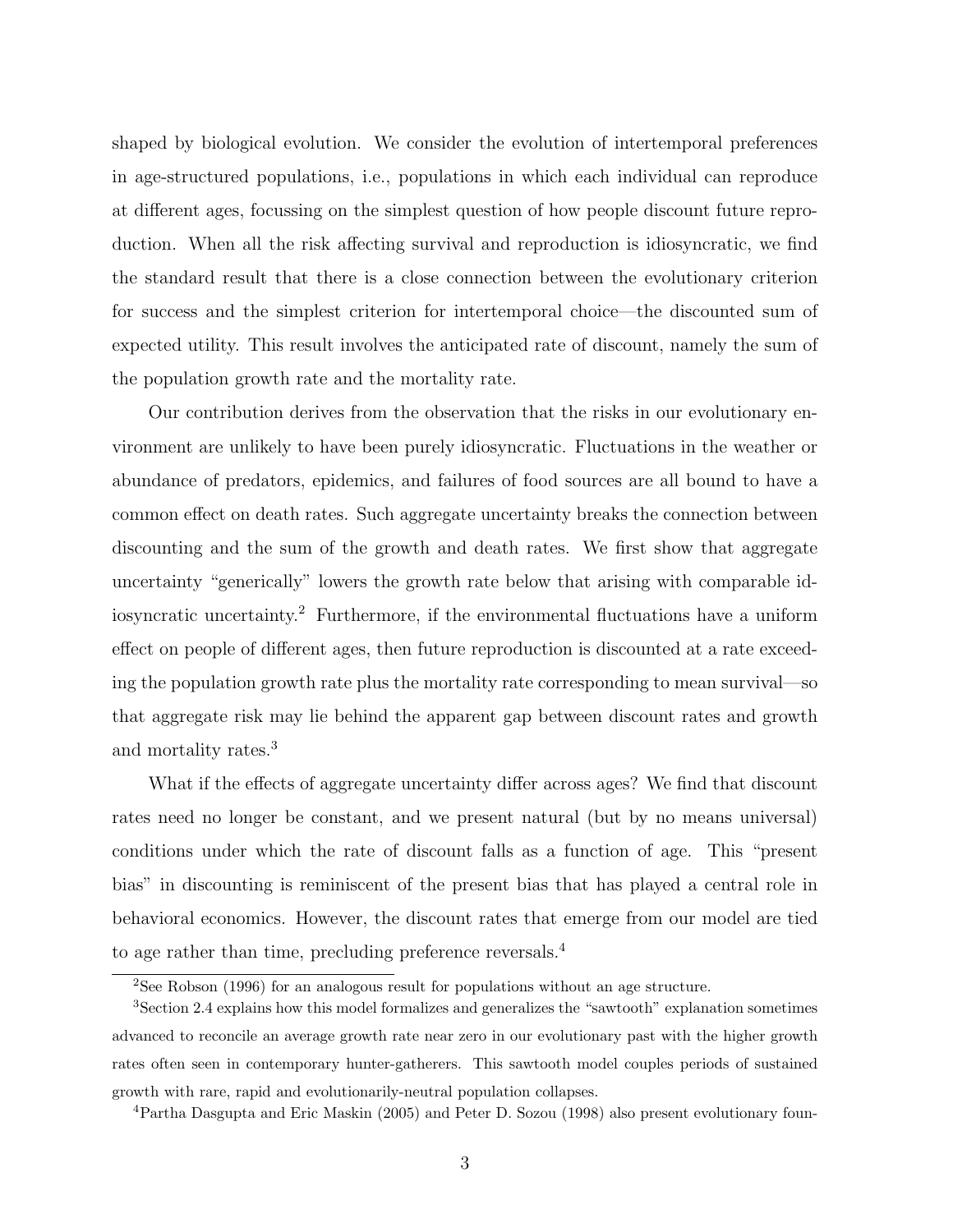shaped by biological evolution. We consider the evolution of intertemporal preferences in age-structured populations, i.e., populations in which each individual can reproduce at different ages, focussing on the simplest question of how people discount future reproduction. When all the risk affecting survival and reproduction is idiosyncratic, we find the standard result that there is a close connection between the evolutionary criterion for success and the simplest criterion for intertemporal choice—the discounted sum of expected utility. This result involves the anticipated rate of discount, namely the sum of the population growth rate and the mortality rate.

Our contribution derives from the observation that the risks in our evolutionary environment are unlikely to have been purely idiosyncratic. Fluctuations in the weather or abundance of predators, epidemics, and failures of food sources are all bound to have a common effect on death rates. Such aggregate uncertainty breaks the connection between discounting and the sum of the growth and death rates. We first show that aggregate uncertainty "generically" lowers the growth rate below that arising with comparable idiosyncratic uncertainty.[2] Furthermore, if the environmental fluctuations have a uniform effect on people of different ages, then future reproduction is discounted at a rate exceeding the population growth rate plus the mortality rate corresponding to mean survival—so that aggregate risk may lie behind the apparent gap between discount rates and growth and mortality rates.[3]

What if the effects of aggregate uncertainty differ across ages? We find that discount rates need no longer be constant, and we present natural (but by no means universal) conditions under which the rate of discount falls as a function of age. This "present bias" in discounting is reminiscent of the present bias that has played a central role in behavioral economics. However, the discount rates that emerge from our model are tied to age rather than time, precluding preference reversals.[4]

[2]See Robson (1996) for an analogous result for populations without an age structure.

[3]Section 2.4 explains how this model formalizes and generalizes the "sawtooth" explanation sometimes advanced to reconcile an average growth rate near zero in our evolutionary past with the higher growth rates often seen in contemporary hunter-gatherers. This sawtooth model couples periods of sustained growth with rare, rapid and evolutionarily-neutral population collapses.

[4]Partha Dasgupta and Eric Maskin (2005) and Peter D. Sozou (1998) also present evolutionary foun-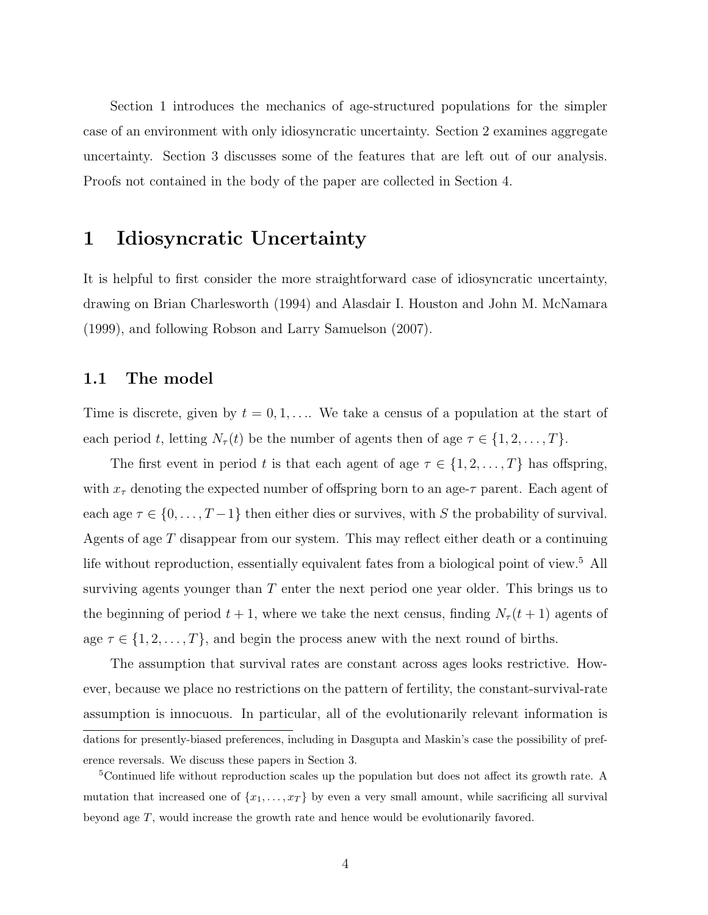Section 1 introduces the mechanics of age-structured populations for the simpler case of an environment with only idiosyncratic uncertainty. Section 2 examines aggregate uncertainty. Section 3 discusses some of the features that are left out of our analysis. Proofs not contained in the body of the paper are collected in Section 4.

# 1 Idiosyncratic Uncertainty

It is helpful to first consider the more straightforward case of idiosyncratic uncertainty, drawing on Brian Charlesworth (1994) and Alasdair I. Houston and John M. McNamara (1999), and following Robson and Larry Samuelson (2007).

## 1.1 The model

Time is discrete, given by $t = 0, 1, \ldots$. We take a census of a population at the start of each period $t$, letting $N_\tau(t)$ be the number of agents then of age $\tau \in \{1, 2, \ldots, T\}$.

The first event in period $t$ is that each agent of age $\tau \in \{1, 2, \ldots, T\}$ has offspring, with $x_\tau$ denoting the expected number of offspring born to an age-$\tau$ parent. Each agent of each age $\tau \in \{0, \ldots, T-1\}$ then either dies or survives, with $S$ the probability of survival. Agents of age $T$ disappear from our system. This may reflect either death or a continuing life without reproduction, essentially equivalent fates from a biological point of view.[5] All surviving agents younger than $T$ enter the next period one year older. This brings us to the beginning of period $t+1$, where we take the next census, finding $N_\tau(t+1)$ agents of age $\tau \in \{1, 2, \ldots, T\}$, and begin the process anew with the next round of births.

The assumption that survival rates are constant across ages looks restrictive. However, because we place no restrictions on the pattern of fertility, the constant-survival-rate assumption is innocuous. In particular, all of the evolutionarily relevant information is

dations for presently-biased preferences, including in Dasgupta and Maskin's case the possibility of preference reversals. We discuss these papers in Section 3.

[5] Continued life without reproduction scales up the population but does not affect its growth rate. A mutation that increased one of $\{x_1, \ldots, x_T\}$ by even a very small amount, while sacrificing all survival beyond age $T$, would increase the growth rate and hence would be evolutionarily favored.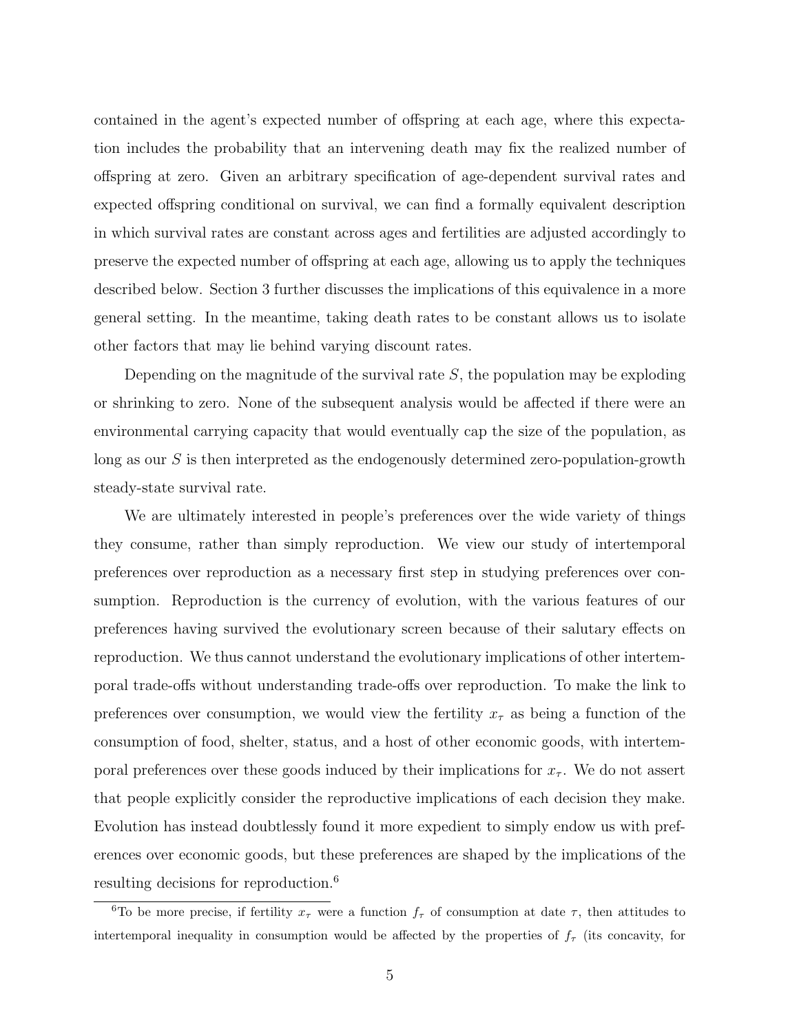contained in the agent's expected number of offspring at each age, where this expectation includes the probability that an intervening death may fix the realized number of offspring at zero. Given an arbitrary specification of age-dependent survival rates and expected offspring conditional on survival, we can find a formally equivalent description in which survival rates are constant across ages and fertilities are adjusted accordingly to preserve the expected number of offspring at each age, allowing us to apply the techniques described below. Section 3 further discusses the implications of this equivalence in a more general setting. In the meantime, taking death rates to be constant allows us to isolate other factors that may lie behind varying discount rates.

Depending on the magnitude of the survival rate $S$, the population may be exploding or shrinking to zero. None of the subsequent analysis would be affected if there were an environmental carrying capacity that would eventually cap the size of the population, as long as our $S$ is then interpreted as the endogenously determined zero-population-growth steady-state survival rate.

We are ultimately interested in people's preferences over the wide variety of things they consume, rather than simply reproduction. We view our study of intertemporal preferences over reproduction as a necessary first step in studying preferences over consumption. Reproduction is the currency of evolution, with the various features of our preferences having survived the evolutionary screen because of their salutary effects on reproduction. We thus cannot understand the evolutionary implications of other intertemporal trade-offs without understanding trade-offs over reproduction. To make the link to preferences over consumption, we would view the fertility $x_\tau$ as being a function of the consumption of food, shelter, status, and a host of other economic goods, with intertemporal preferences over these goods induced by their implications for $x_\tau$. We do not assert that people explicitly consider the reproductive implications of each decision they make. Evolution has instead doubtlessly found it more expedient to simply endow us with preferences over economic goods, but these preferences are shaped by the implications of the resulting decisions for reproduction.[6]

[6]To be more precise, if fertility $x_\tau$ were a function $f_\tau$ of consumption at date $\tau$, then attitudes to intertemporal inequality in consumption would be affected by the properties of $f_\tau$ (its concavity, for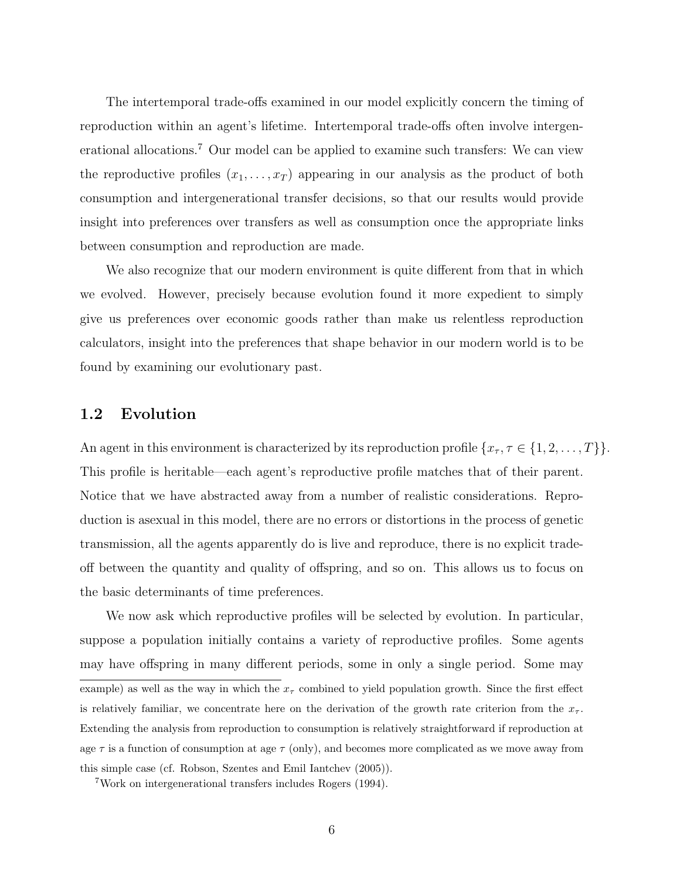The intertemporal trade-offs examined in our model explicitly concern the timing of reproduction within an agent's lifetime. Intertemporal trade-offs often involve intergenerational allocations.[7] Our model can be applied to examine such transfers: We can view the reproductive profiles $(x_1, \ldots, x_T)$ appearing in our analysis as the product of both consumption and intergenerational transfer decisions, so that our results would provide insight into preferences over transfers as well as consumption once the appropriate links between consumption and reproduction are made.

We also recognize that our modern environment is quite different from that in which we evolved. However, precisely because evolution found it more expedient to simply give us preferences over economic goods rather than make us relentless reproduction calculators, insight into the preferences that shape behavior in our modern world is to be found by examining our evolutionary past.

## 1.2 Evolution

An agent in this environment is characterized by its reproduction profile $\{x_\tau, \tau \in \{1, 2, \ldots, T\}\}$. This profile is heritable—each agent's reproductive profile matches that of their parent. Notice that we have abstracted away from a number of realistic considerations. Reproduction is asexual in this model, there are no errors or distortions in the process of genetic transmission, all the agents apparently do is live and reproduce, there is no explicit trade-off between the quantity and quality of offspring, and so on. This allows us to focus on the basic determinants of time preferences.

We now ask which reproductive profiles will be selected by evolution. In particular, suppose a population initially contains a variety of reproductive profiles. Some agents may have offspring in many different periods, some in only a single period. Some may

example) as well as the way in which the $x_\tau$ combined to yield population growth. Since the first effect is relatively familiar, we concentrate here on the derivation of the growth rate criterion from the $x_\tau$. Extending the analysis from reproduction to consumption is relatively straightforward if reproduction at age $\tau$ is a function of consumption at age $\tau$ (only), and becomes more complicated as we move away from this simple case (cf. Robson, Szentes and Emil Iantchev (2005)).

[7] Work on intergenerational transfers includes Rogers (1994).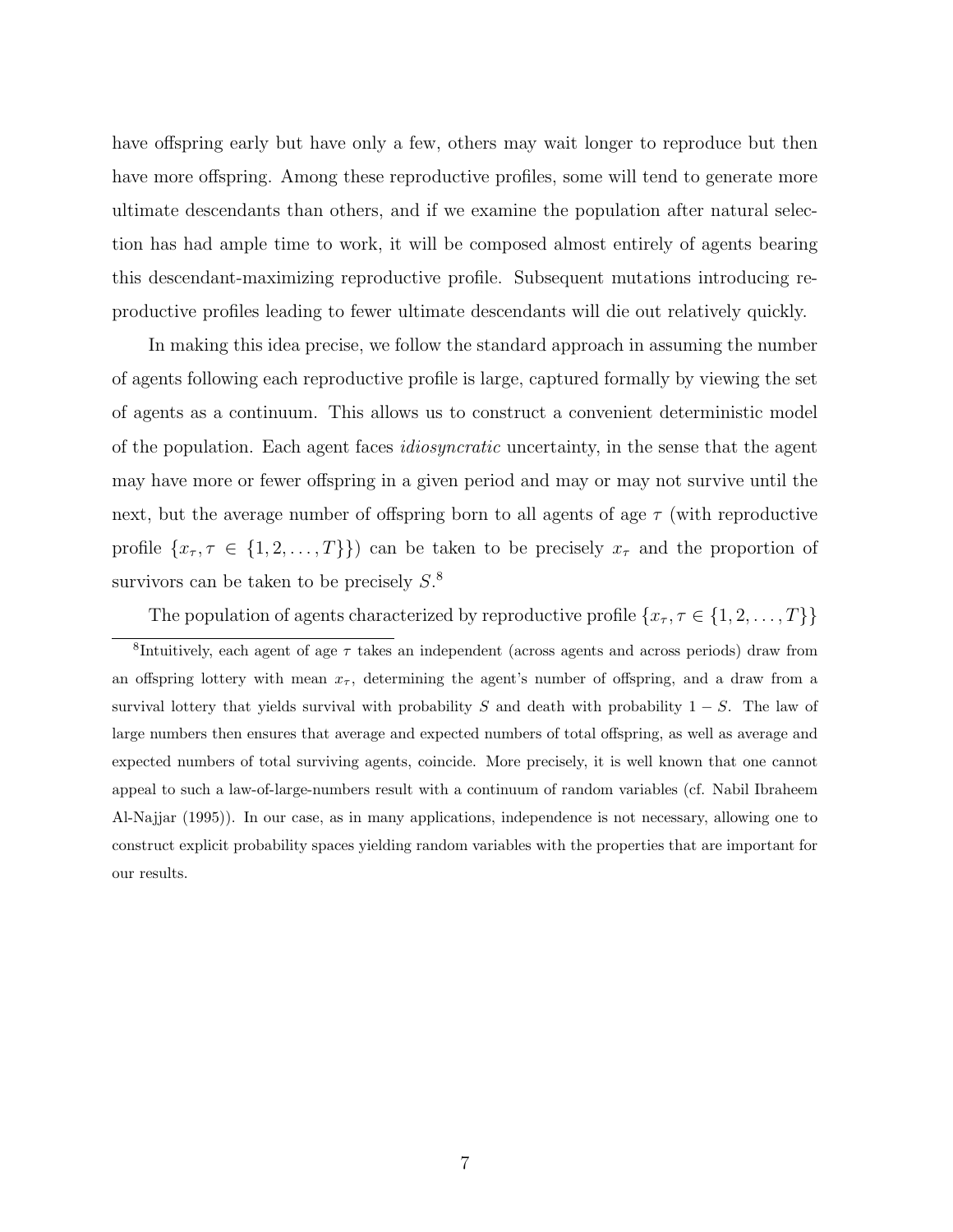have offspring early but have only a few, others may wait longer to reproduce but then have more offspring. Among these reproductive profiles, some will tend to generate more ultimate descendants than others, and if we examine the population after natural selection has had ample time to work, it will be composed almost entirely of agents bearing this descendant-maximizing reproductive profile. Subsequent mutations introducing reproductive profiles leading to fewer ultimate descendants will die out relatively quickly.

In making this idea precise, we follow the standard approach in assuming the number of agents following each reproductive profile is large, captured formally by viewing the set of agents as a continuum. This allows us to construct a convenient deterministic model of the population. Each agent faces *idiosyncratic* uncertainty, in the sense that the agent may have more or fewer offspring in a given period and may or may not survive until the next, but the average number of offspring born to all agents of age $\tau$ (with reproductive profile $\{x_\tau, \tau \in \{1, 2, \ldots, T\}\}$) can be taken to be precisely $x_\tau$ and the proportion of survivors can be taken to be precisely $S$.[8]

The population of agents characterized by reproductive profile $\{x_\tau, \tau \in \{1, 2, \ldots, T\}\}$

[8] Intuitively, each agent of age $\tau$ takes an independent (across agents and across periods) draw from an offspring lottery with mean $x_\tau$, determining the agent's number of offspring, and a draw from a survival lottery that yields survival with probability $S$ and death with probability $1 - S$. The law of large numbers then ensures that average and expected numbers of total offspring, as well as average and expected numbers of total surviving agents, coincide. More precisely, it is well known that one cannot appeal to such a law-of-large-numbers result with a continuum of random variables (cf. Nabil Ibraheem Al-Najjar (1995)). In our case, as in many applications, independence is not necessary, allowing one to construct explicit probability spaces yielding random variables with the properties that are important for our results.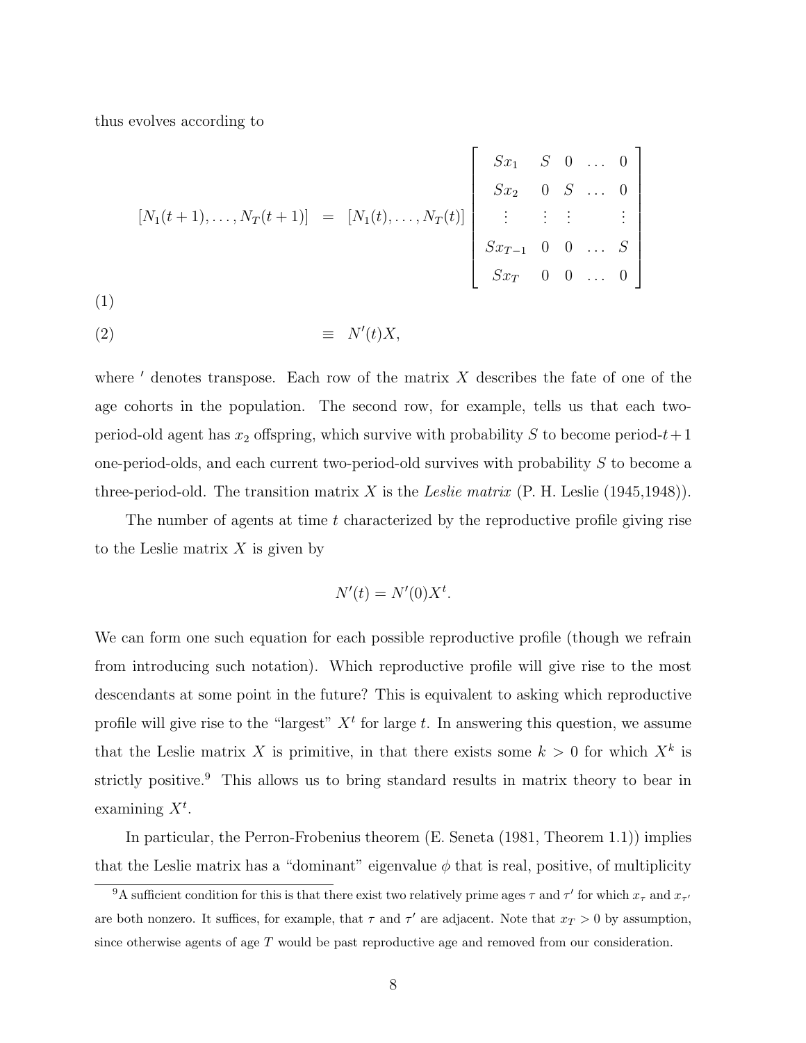thus evolves according to

$$
[N_1(t+1), \ldots, N_T(t+1)] = [N_1(t), \ldots, N_T(t)] \begin{bmatrix} Sx_1 & S & 0 & \ldots & 0 \\ Sx_2 & 0 & S & \ldots & 0 \\ \vdots & \vdots & \vdots & & \vdots \\ Sx_{T-1} & 0 & 0 & \ldots & S \\ Sx_T & 0 & 0 & \ldots & 0 \end{bmatrix} \tag{1}
$$

$$
\equiv N'(t)X, \tag{2}
$$

where $'$ denotes transpose. Each row of the matrix $X$ describes the fate of one of the age cohorts in the population. The second row, for example, tells us that each two-period-old agent has $x_2$ offspring, which survive with probability $S$ to become period-$t+1$ one-period-olds, and each current two-period-old survives with probability $S$ to become a three-period-old. The transition matrix $X$ is the *Leslie matrix* (P. H. Leslie (1945,1948)).

The number of agents at time $t$ characterized by the reproductive profile giving rise to the Leslie matrix $X$ is given by

$$
N'(t) = N'(0)X^t.
$$

We can form one such equation for each possible reproductive profile (though we refrain from introducing such notation). Which reproductive profile will give rise to the most descendants at some point in the future? This is equivalent to asking which reproductive profile will give rise to the "largest" $X^t$ for large $t$. In answering this question, we assume that the Leslie matrix $X$ is primitive, in that there exists some $k > 0$ for which $X^k$ is strictly positive.[9] This allows us to bring standard results in matrix theory to bear in examining $X^t$.

In particular, the Perron-Frobenius theorem (E. Seneta (1981, Theorem 1.1)) implies that the Leslie matrix has a "dominant" eigenvalue $\phi$ that is real, positive, of multiplicity

[9] A sufficient condition for this is that there exist two relatively prime ages $\tau$ and $\tau'$ for which $x_\tau$ and $x_{\tau'}$ are both nonzero. It suffices, for example, that $\tau$ and $\tau'$ are adjacent. Note that $x_T > 0$ by assumption, since otherwise agents of age $T$ would be past reproductive age and removed from our consideration.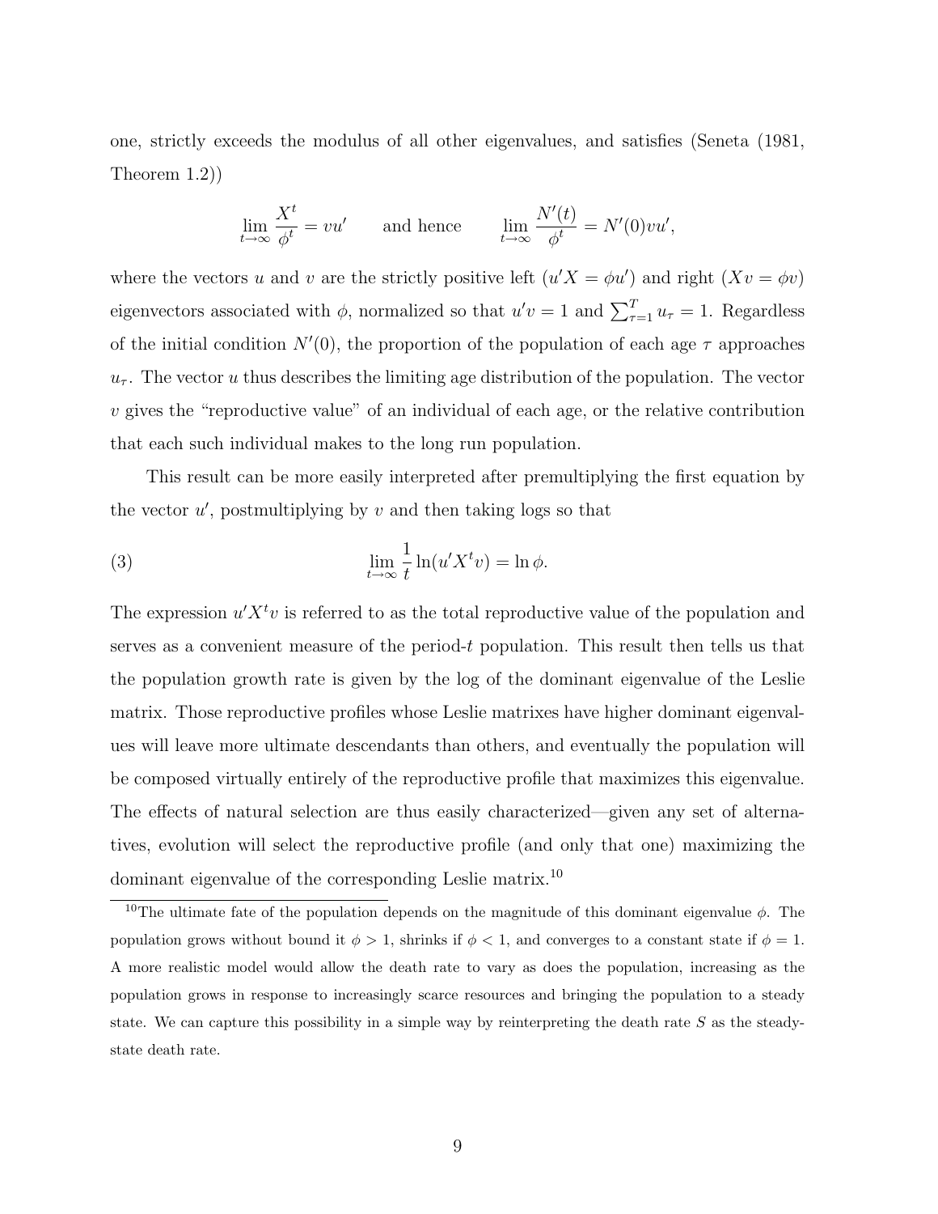one, strictly exceeds the modulus of all other eigenvalues, and satisfies (Seneta (1981, Theorem 1.2))

$$\lim_{t\to\infty} \frac{X^t}{\phi^t} = vu' \qquad \text{and hence} \qquad \lim_{t\to\infty} \frac{N'(t)}{\phi^t} = N'(0)vu',$$

where the vectors $u$ and $v$ are the strictly positive left ($u'X = \phi u'$) and right ($Xv = \phi v$) eigenvectors associated with $\phi$, normalized so that $u'v = 1$ and $\sum_{\tau=1}^{T} u_\tau = 1$. Regardless of the initial condition $N'(0)$, the proportion of the population of each age $\tau$ approaches $u_\tau$. The vector $u$ thus describes the limiting age distribution of the population. The vector $v$ gives the "reproductive value" of an individual of each age, or the relative contribution that each such individual makes to the long run population.

This result can be more easily interpreted after premultiplying the first equation by the vector $u'$, postmultiplying by $v$ and then taking logs so that

$$\lim_{t\to\infty} \frac{1}{t} \ln(u'X^t v) = \ln \phi. \tag{3}$$

The expression $u'X^t v$ is referred to as the total reproductive value of the population and serves as a convenient measure of the period-$t$ population. This result then tells us that the population growth rate is given by the log of the dominant eigenvalue of the Leslie matrix. Those reproductive profiles whose Leslie matrixes have higher dominant eigenvalues will leave more ultimate descendants than others, and eventually the population will be composed virtually entirely of the reproductive profile that maximizes this eigenvalue. The effects of natural selection are thus easily characterized—given any set of alternatives, evolution will select the reproductive profile (and only that one) maximizing the dominant eigenvalue of the corresponding Leslie matrix.[10]

[10] The ultimate fate of the population depends on the magnitude of this dominant eigenvalue $\phi$. The population grows without bound it $\phi > 1$, shrinks if $\phi < 1$, and converges to a constant state if $\phi = 1$. A more realistic model would allow the death rate to vary as does the population, increasing as the population grows in response to increasingly scarce resources and bringing the population to a steady state. We can capture this possibility in a simple way by reinterpreting the death rate $S$ as the steady-state death rate.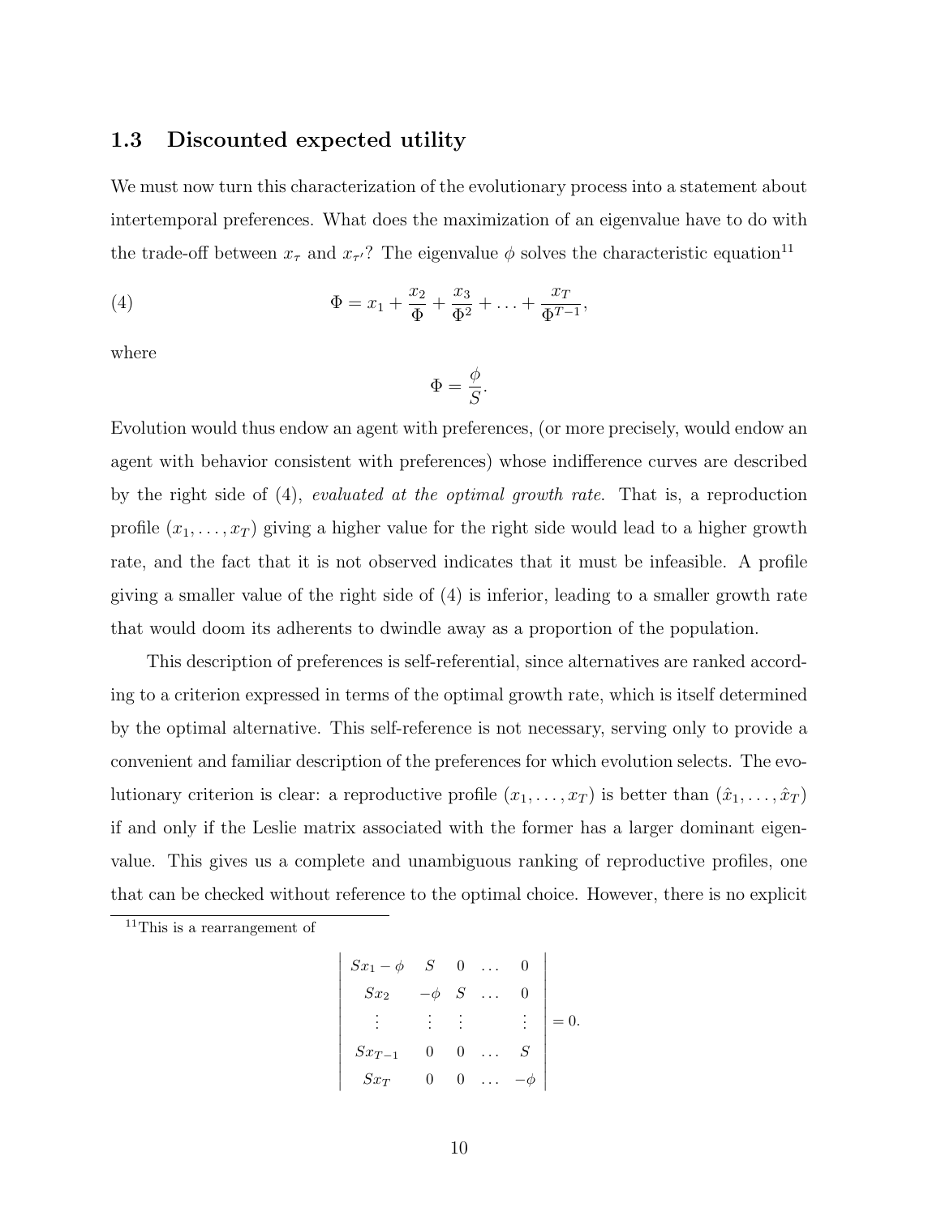### 1.3 Discounted expected utility

We must now turn this characterization of the evolutionary process into a statement about intertemporal preferences. What does the maximization of an eigenvalue have to do with the trade-off between $x_\tau$ and $x_{\tau'}$? The eigenvalue $\phi$ solves the characteristic equation[11]

$$\Phi = x_1 + \frac{x_2}{\Phi} + \frac{x_3}{\Phi^2} + \ldots + \frac{x_T}{\Phi^{T-1}}, \tag{4}$$

where

$$\Phi = \frac{\phi}{S}.$$

Evolution would thus endow an agent with preferences, (or more precisely, would endow an agent with behavior consistent with preferences) whose indifference curves are described by the right side of (4), *evaluated at the optimal growth rate*. That is, a reproduction profile $(x_1, \ldots, x_T)$ giving a higher value for the right side would lead to a higher growth rate, and the fact that it is not observed indicates that it must be infeasible. A profile giving a smaller value of the right side of (4) is inferior, leading to a smaller growth rate that would doom its adherents to dwindle away as a proportion of the population.

This description of preferences is self-referential, since alternatives are ranked according to a criterion expressed in terms of the optimal growth rate, which is itself determined by the optimal alternative. This self-reference is not necessary, serving only to provide a convenient and familiar description of the preferences for which evolution selects. The evolutionary criterion is clear: a reproductive profile $(x_1, \ldots, x_T)$ is better than $(\hat{x}_1, \ldots, \hat{x}_T)$ if and only if the Leslie matrix associated with the former has a larger dominant eigenvalue. This gives us a complete and unambiguous ranking of reproductive profiles, one that can be checked without reference to the optimal choice. However, there is no explicit

[11] This is a rearrangement of

$$\begin{vmatrix} Sx_1 - \phi & S & 0 & \ldots & 0 \\ Sx_2 & -\phi & S & \ldots & 0 \\ \vdots & \vdots & \vdots & & \vdots \\ Sx_{T-1} & 0 & 0 & \ldots & S \\ Sx_T & 0 & 0 & \ldots & -\phi \end{vmatrix} = 0.$$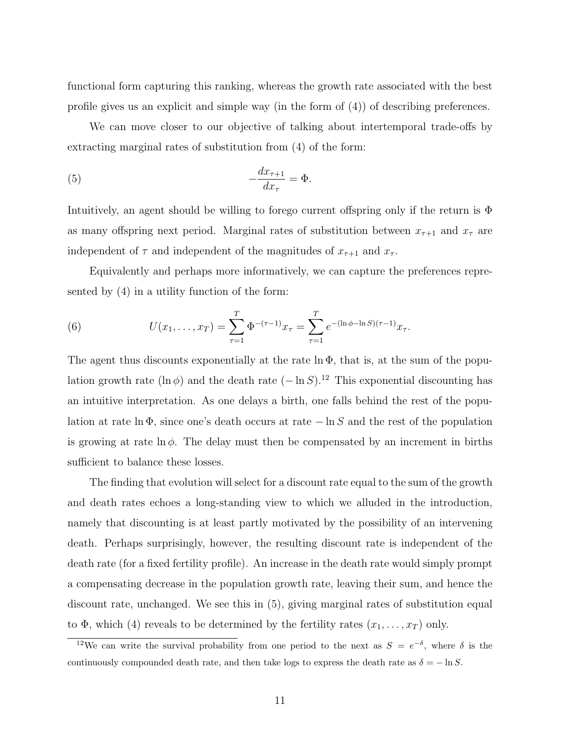functional form capturing this ranking, whereas the growth rate associated with the best profile gives us an explicit and simple way (in the form of (4)) of describing preferences.

We can move closer to our objective of talking about intertemporal trade-offs by extracting marginal rates of substitution from (4) of the form:

$$-\frac{dx_{\tau+1}}{dx_\tau} = \Phi. \tag{5}$$

Intuitively, an agent should be willing to forego current offspring only if the return is $\Phi$ as many offspring next period. Marginal rates of substitution between $x_{\tau+1}$ and $x_\tau$ are independent of $\tau$ and independent of the magnitudes of $x_{\tau+1}$ and $x_\tau$.

Equivalently and perhaps more informatively, we can capture the preferences represented by (4) in a utility function of the form:

$$U(x_1, \ldots, x_T) = \sum_{\tau=1}^{T} \Phi^{-(\tau-1)} x_\tau = \sum_{\tau=1}^{T} e^{-(\ln \phi - \ln S)(\tau-1)} x_\tau. \tag{6}$$

The agent thus discounts exponentially at the rate $\ln \Phi$, that is, at the sum of the population growth rate ($\ln \phi$) and the death rate ($-\ln S$).[12] This exponential discounting has an intuitive interpretation. As one delays a birth, one falls behind the rest of the population at rate $\ln \Phi$, since one's death occurs at rate $-\ln S$ and the rest of the population is growing at rate $\ln \phi$. The delay must then be compensated by an increment in births sufficient to balance these losses.

The finding that evolution will select for a discount rate equal to the sum of the growth and death rates echoes a long-standing view to which we alluded in the introduction, namely that discounting is at least partly motivated by the possibility of an intervening death. Perhaps surprisingly, however, the resulting discount rate is independent of the death rate (for a fixed fertility profile). An increase in the death rate would simply prompt a compensating decrease in the population growth rate, leaving their sum, and hence the discount rate, unchanged. We see this in (5), giving marginal rates of substitution equal to $\Phi$, which (4) reveals to be determined by the fertility rates $(x_1, \ldots, x_T)$ only.

[12] We can write the survival probability from one period to the next as $S = e^{-\delta}$, where $\delta$ is the continuously compounded death rate, and then take logs to express the death rate as $\delta = -\ln S$.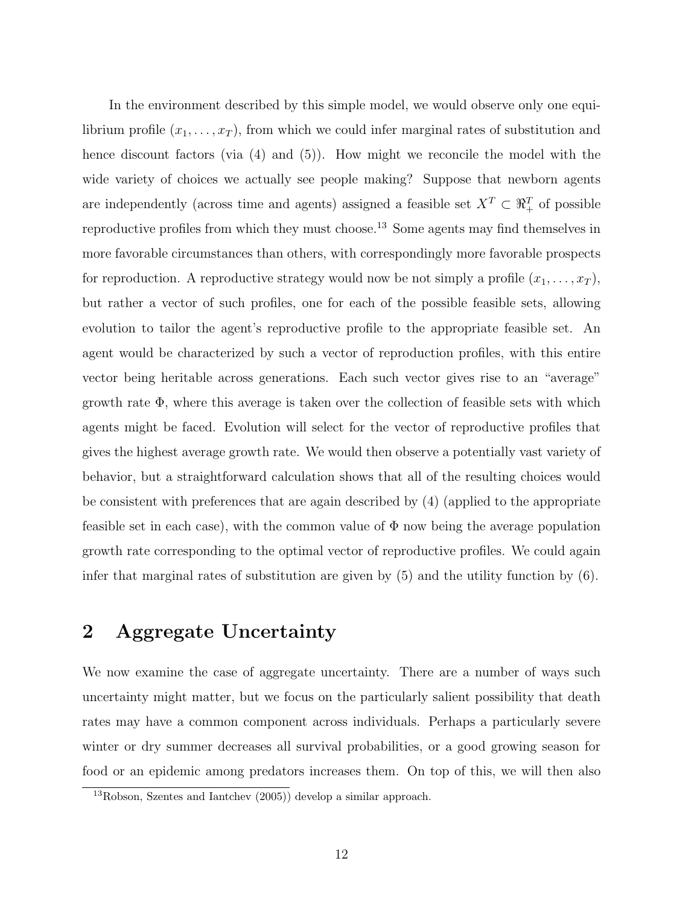In the environment described by this simple model, we would observe only one equilibrium profile $(x_1, \ldots, x_T)$, from which we could infer marginal rates of substitution and hence discount factors (via (4) and (5)). How might we reconcile the model with the wide variety of choices we actually see people making? Suppose that newborn agents are independently (across time and agents) assigned a feasible set $X^T \subset \Re_+^T$ of possible reproductive profiles from which they must choose.[13] Some agents may find themselves in more favorable circumstances than others, with correspondingly more favorable prospects for reproduction. A reproductive strategy would now be not simply a profile $(x_1, \ldots, x_T)$, but rather a vector of such profiles, one for each of the possible feasible sets, allowing evolution to tailor the agent's reproductive profile to the appropriate feasible set. An agent would be characterized by such a vector of reproduction profiles, with this entire vector being heritable across generations. Each such vector gives rise to an "average" growth rate $\Phi$, where this average is taken over the collection of feasible sets with which agents might be faced. Evolution will select for the vector of reproductive profiles that gives the highest average growth rate. We would then observe a potentially vast variety of behavior, but a straightforward calculation shows that all of the resulting choices would be consistent with preferences that are again described by (4) (applied to the appropriate feasible set in each case), with the common value of $\Phi$ now being the average population growth rate corresponding to the optimal vector of reproductive profiles. We could again infer that marginal rates of substitution are given by (5) and the utility function by (6).

## 2 Aggregate Uncertainty

We now examine the case of aggregate uncertainty. There are a number of ways such uncertainty might matter, but we focus on the particularly salient possibility that death rates may have a common component across individuals. Perhaps a particularly severe winter or dry summer decreases all survival probabilities, or a good growing season for food or an epidemic among predators increases them. On top of this, we will then also

[13] Robson, Szentes and Iantchev (2005)) develop a similar approach.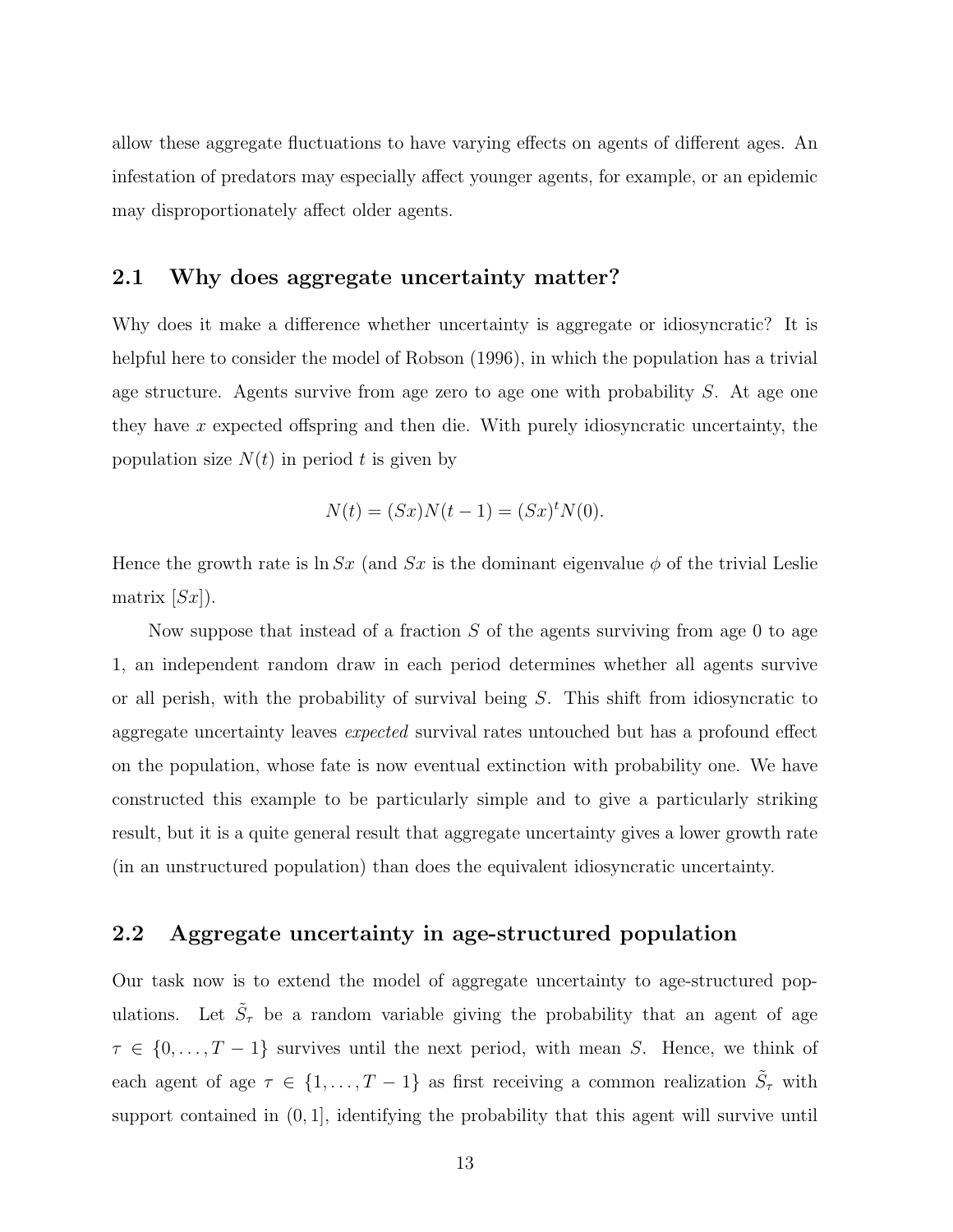allow these aggregate fluctuations to have varying effects on agents of different ages. An infestation of predators may especially affect younger agents, for example, or an epidemic may disproportionately affect older agents.

## 2.1 Why does aggregate uncertainty matter?

Why does it make a difference whether uncertainty is aggregate or idiosyncratic? It is helpful here to consider the model of Robson (1996), in which the population has a trivial age structure. Agents survive from age zero to age one with probability $S$. At age one they have $x$ expected offspring and then die. With purely idiosyncratic uncertainty, the population size $N(t)$ in period $t$ is given by

$$N(t) = (Sx)N(t-1) = (Sx)^t N(0).$$

Hence the growth rate is $\ln Sx$ (and $Sx$ is the dominant eigenvalue $\phi$ of the trivial Leslie matrix $[Sx]$).

Now suppose that instead of a fraction $S$ of the agents surviving from age 0 to age 1, an independent random draw in each period determines whether all agents survive or all perish, with the probability of survival being $S$. This shift from idiosyncratic to aggregate uncertainty leaves *expected* survival rates untouched but has a profound effect on the population, whose fate is now eventual extinction with probability one. We have constructed this example to be particularly simple and to give a particularly striking result, but it is a quite general result that aggregate uncertainty gives a lower growth rate (in an unstructured population) than does the equivalent idiosyncratic uncertainty.

## 2.2 Aggregate uncertainty in age-structured population

Our task now is to extend the model of aggregate uncertainty to age-structured populations. Let $\tilde{S}_\tau$ be a random variable giving the probability that an agent of age $\tau \in \{0, \ldots, T-1\}$ survives until the next period, with mean $S$. Hence, we think of each agent of age $\tau \in \{1, \ldots, T-1\}$ as first receiving a common realization $\tilde{S}_\tau$ with support contained in $(0, 1]$, identifying the probability that this agent will survive until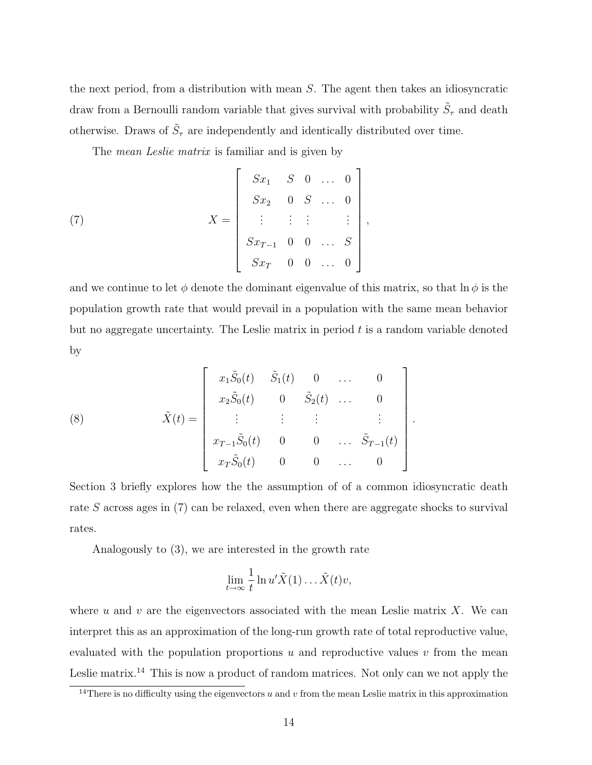the next period, from a distribution with mean $S$. The agent then takes an idiosyncratic draw from a Bernoulli random variable that gives survival with probability $\tilde{S}_\tau$ and death otherwise. Draws of $\tilde{S}_\tau$ are independently and identically distributed over time.

The *mean Leslie matrix* is familiar and is given by

$$
X = \begin{bmatrix} Sx_1 & S & 0 & \dots & 0 \\ Sx_2 & 0 & S & \dots & 0 \\ \vdots & \vdots & \vdots & & \vdots \\ Sx_{T-1} & 0 & 0 & \dots & S \\ Sx_T & 0 & 0 & \dots & 0 \end{bmatrix}, \tag{7}
$$

and we continue to let $\phi$ denote the dominant eigenvalue of this matrix, so that $\ln \phi$ is the population growth rate that would prevail in a population with the same mean behavior but no aggregate uncertainty. The Leslie matrix in period $t$ is a random variable denoted by

$$
\tilde{X}(t) = \begin{bmatrix} x_1\tilde{S}_0(t) & \tilde{S}_1(t) & 0 & \dots & 0 \\ x_2\tilde{S}_0(t) & 0 & \tilde{S}_2(t) & \dots & 0 \\ \vdots & \vdots & \vdots & & \vdots \\ x_{T-1}\tilde{S}_0(t) & 0 & 0 & \dots & \tilde{S}_{T-1}(t) \\ x_T\tilde{S}_0(t) & 0 & 0 & \dots & 0 \end{bmatrix}. \tag{8}
$$

Section 3 briefly explores how the the assumption of of a common idiosyncratic death rate $S$ across ages in (7) can be relaxed, even when there are aggregate shocks to survival rates.

Analogously to (3), we are interested in the growth rate

$$
\lim_{t\to\infty} \frac{1}{t} \ln u'\tilde{X}(1)\dots\tilde{X}(t)v,
$$

where $u$ and $v$ are the eigenvectors associated with the mean Leslie matrix $X$. We can interpret this as an approximation of the long-run growth rate of total reproductive value, evaluated with the population proportions $u$ and reproductive values $v$ from the mean Leslie matrix.[14] This is now a product of random matrices. Not only can we not apply the

[14] There is no difficulty using the eigenvectors $u$ and $v$ from the mean Leslie matrix in this approximation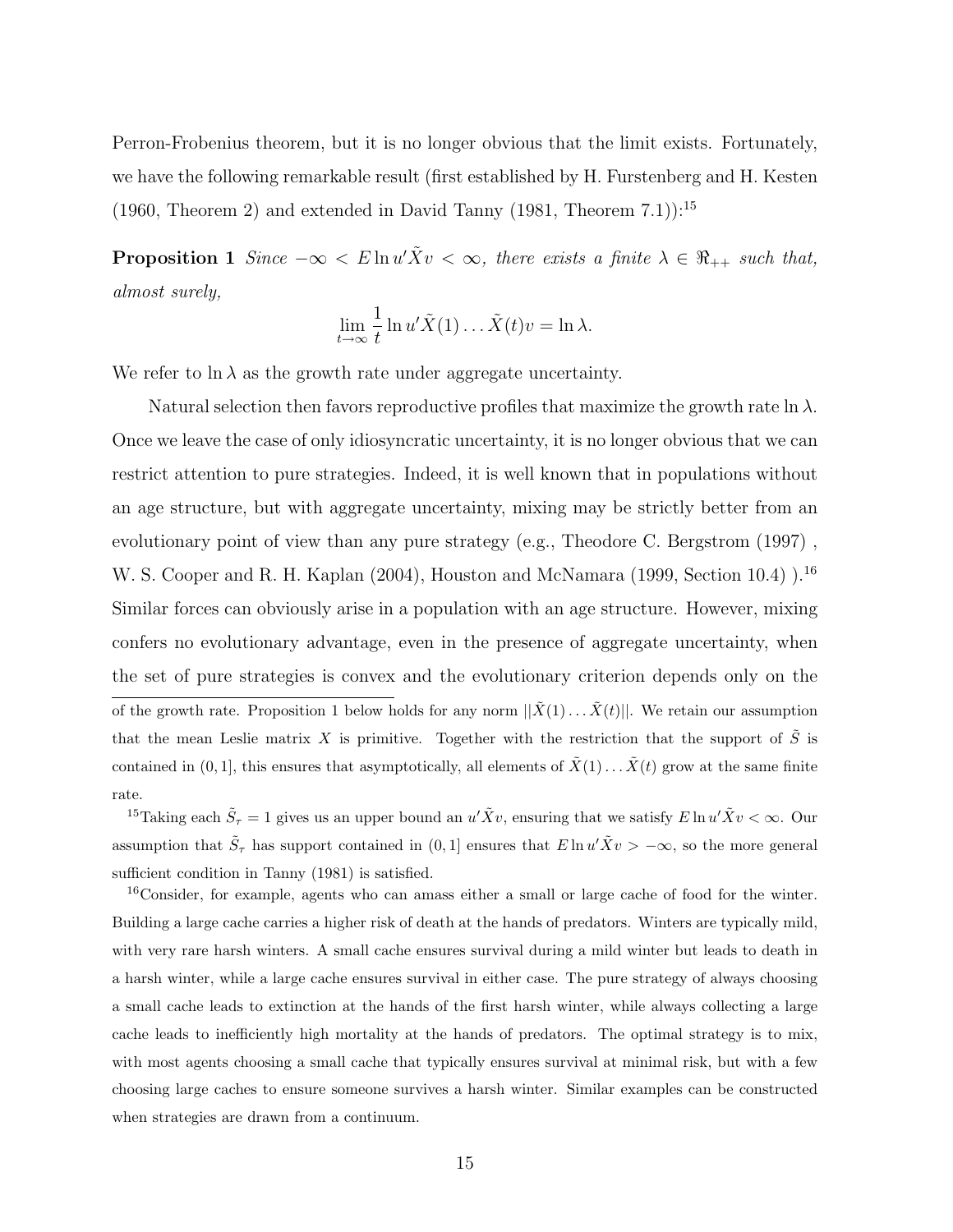Perron-Frobenius theorem, but it is no longer obvious that the limit exists. Fortunately, we have the following remarkable result (first established by H. Furstenberg and H. Kesten (1960, Theorem 2) and extended in David Tanny (1981, Theorem 7.1)):[15]

**Proposition 1** *Since* $-\infty < E \ln u'\tilde{X}v < \infty$, *there exists a finite* $\lambda \in \Re_{++}$ *such that, almost surely,*

$$\lim_{t\to\infty} \frac{1}{t} \ln u'\tilde{X}(1)\ldots\tilde{X}(t)v = \ln \lambda.$$

We refer to $\ln \lambda$ as the growth rate under aggregate uncertainty.

Natural selection then favors reproductive profiles that maximize the growth rate $\ln \lambda$. Once we leave the case of only idiosyncratic uncertainty, it is no longer obvious that we can restrict attention to pure strategies. Indeed, it is well known that in populations without an age structure, but with aggregate uncertainty, mixing may be strictly better from an evolutionary point of view than any pure strategy (e.g., Theodore C. Bergstrom (1997) , W. S. Cooper and R. H. Kaplan (2004), Houston and McNamara (1999, Section 10.4) ).[16] Similar forces can obviously arise in a population with an age structure. However, mixing confers no evolutionary advantage, even in the presence of aggregate uncertainty, when the set of pure strategies is convex and the evolutionary criterion depends only on the

---

of the growth rate. Proposition 1 below holds for any norm $||\tilde{X}(1)\ldots\tilde{X}(t)||$. We retain our assumption that the mean Leslie matrix $X$ is primitive. Together with the restriction that the support of $\tilde{S}$ is contained in $(0, 1]$, this ensures that asymptotically, all elements of $\tilde{X}(1)\ldots\tilde{X}(t)$ grow at the same finite rate.

[15] Taking each $\tilde{S}_\tau = 1$ gives us an upper bound an $u'\tilde{X}v$, ensuring that we satisfy $E \ln u'\tilde{X}v < \infty$. Our assumption that $\tilde{S}_\tau$ has support contained in $(0, 1]$ ensures that $E \ln u'\tilde{X}v > -\infty$, so the more general sufficient condition in Tanny (1981) is satisfied.

[16] Consider, for example, agents who can amass either a small or large cache of food for the winter. Building a large cache carries a higher risk of death at the hands of predators. Winters are typically mild, with very rare harsh winters. A small cache ensures survival during a mild winter but leads to death in a harsh winter, while a large cache ensures survival in either case. The pure strategy of always choosing a small cache leads to extinction at the hands of the first harsh winter, while always collecting a large cache leads to inefficiently high mortality at the hands of predators. The optimal strategy is to mix, with most agents choosing a small cache that typically ensures survival at minimal risk, but with a few choosing large caches to ensure someone survives a harsh winter. Similar examples can be constructed when strategies are drawn from a continuum.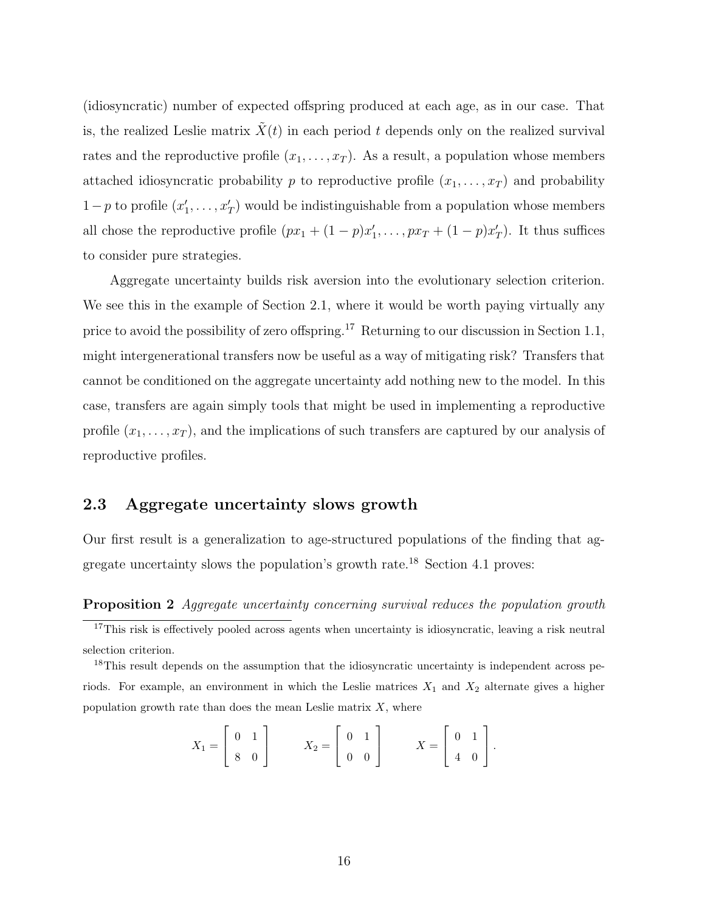(idiosyncratic) number of expected offspring produced at each age, as in our case. That is, the realized Leslie matrix $\tilde{X}(t)$ in each period $t$ depends only on the realized survival rates and the reproductive profile $(x_1, \ldots, x_T)$. As a result, a population whose members attached idiosyncratic probability $p$ to reproductive profile $(x_1, \ldots, x_T)$ and probability $1-p$ to profile $(x_1', \ldots, x_T')$ would be indistinguishable from a population whose members all chose the reproductive profile $(px_1 + (1-p)x_1', \ldots, px_T + (1-p)x_T')$. It thus suffices to consider pure strategies.

Aggregate uncertainty builds risk aversion into the evolutionary selection criterion. We see this in the example of Section 2.1, where it would be worth paying virtually any price to avoid the possibility of zero offspring.[17] Returning to our discussion in Section 1.1, might intergenerational transfers now be useful as a way of mitigating risk? Transfers that cannot be conditioned on the aggregate uncertainty add nothing new to the model. In this case, transfers are again simply tools that might be used in implementing a reproductive profile $(x_1, \ldots, x_T)$, and the implications of such transfers are captured by our analysis of reproductive profiles.

## 2.3 Aggregate uncertainty slows growth

Our first result is a generalization to age-structured populations of the finding that aggregate uncertainty slows the population's growth rate.[18] Section 4.1 proves:

**Proposition 2** *Aggregate uncertainty concerning survival reduces the population growth*

[17] This risk is effectively pooled across agents when uncertainty is idiosyncratic, leaving a risk neutral selection criterion.

[18] This result depends on the assumption that the idiosyncratic uncertainty is independent across periods. For example, an environment in which the Leslie matrices $X_1$ and $X_2$ alternate gives a higher population growth rate than does the mean Leslie matrix $X$, where

$$X_1 = \begin{bmatrix} 0 & 1 \\ 8 & 0 \end{bmatrix} \qquad X_2 = \begin{bmatrix} 0 & 1 \\ 0 & 0 \end{bmatrix} \qquad X = \begin{bmatrix} 0 & 1 \\ 4 & 0 \end{bmatrix}.$$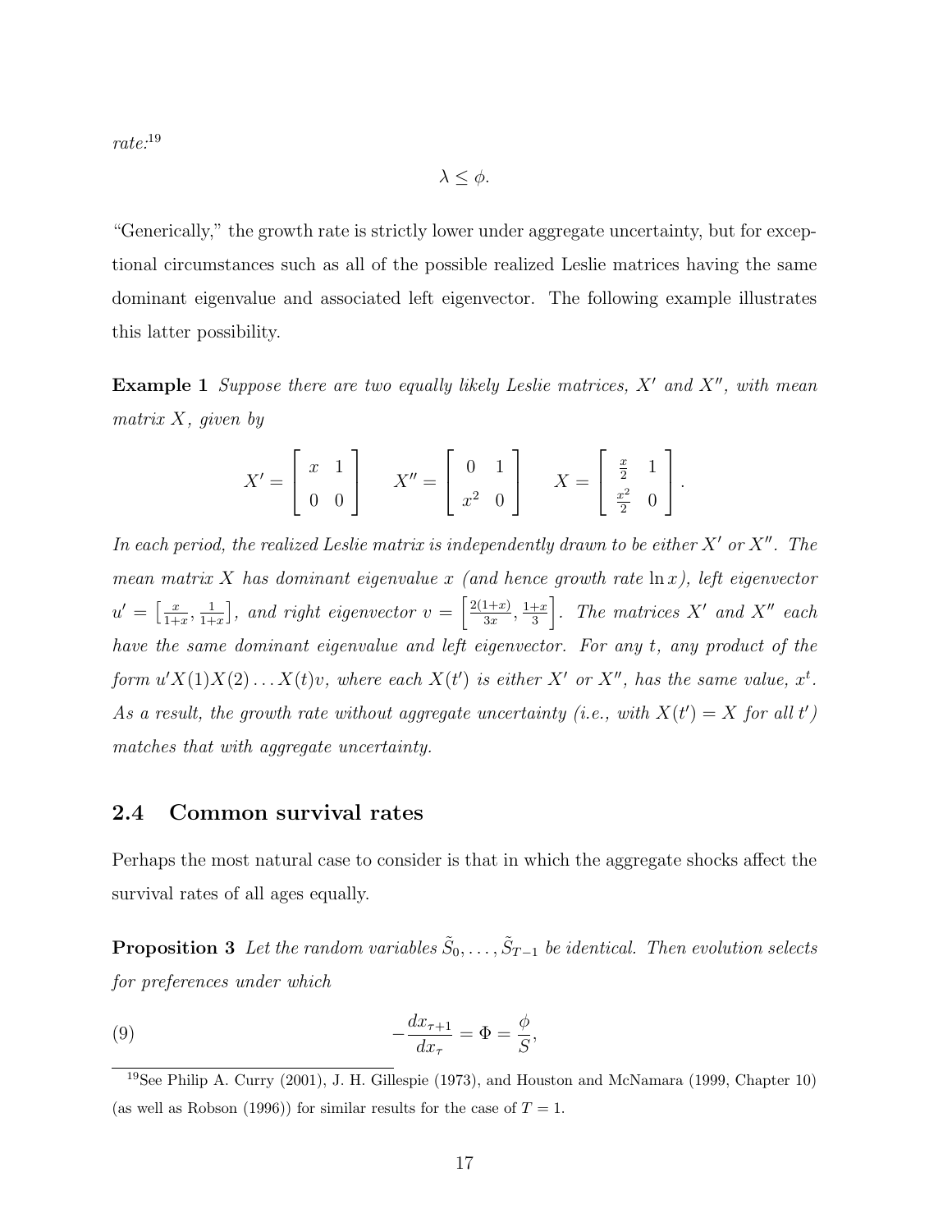rate:[19]

$$\lambda \leq \phi.$$

"Generically," the growth rate is strictly lower under aggregate uncertainty, but for exceptional circumstances such as all of the possible realized Leslie matrices having the same dominant eigenvalue and associated left eigenvector. The following example illustrates this latter possibility.

**Example 1** *Suppose there are two equally likely Leslie matrices, $X'$ and $X''$, with mean matrix $X$, given by*

$$X' = \begin{bmatrix} x & 1 \\ 0 & 0 \end{bmatrix} \quad X'' = \begin{bmatrix} 0 & 1 \\ x^2 & 0 \end{bmatrix} \quad X = \begin{bmatrix} \frac{x}{2} & 1 \\ \frac{x^2}{2} & 0 \end{bmatrix}.$$

*In each period, the realized Leslie matrix is independently drawn to be either $X'$ or $X''$. The mean matrix $X$ has dominant eigenvalue $x$ (and hence growth rate $\ln x$), left eigenvector $u' = \left[\frac{x}{1+x}, \frac{1}{1+x}\right]$, and right eigenvector $v = \left[\frac{2(1+x)}{3x}, \frac{1+x}{3}\right]$. The matrices $X'$ and $X''$ each have the same dominant eigenvalue and left eigenvector. For any $t$, any product of the form $u'X(1)X(2)\ldots X(t)v$, where each $X(t')$ is either $X'$ or $X''$, has the same value, $x^t$. As a result, the growth rate without aggregate uncertainty (i.e., with $X(t') = X$ for all $t'$) matches that with aggregate uncertainty.*

### 2.4 Common survival rates

Perhaps the most natural case to consider is that in which the aggregate shocks affect the survival rates of all ages equally.

**Proposition 3** *Let the random variables $\tilde{S}_0, \ldots, \tilde{S}_{T-1}$ be identical. Then evolution selects for preferences under which*

$$-\frac{dx_{\tau+1}}{dx_\tau} = \Phi = \frac{\phi}{S}, \tag{9}$$

[19] See Philip A. Curry (2001), J. H. Gillespie (1973), and Houston and McNamara (1999, Chapter 10) (as well as Robson (1996)) for similar results for the case of $T = 1$.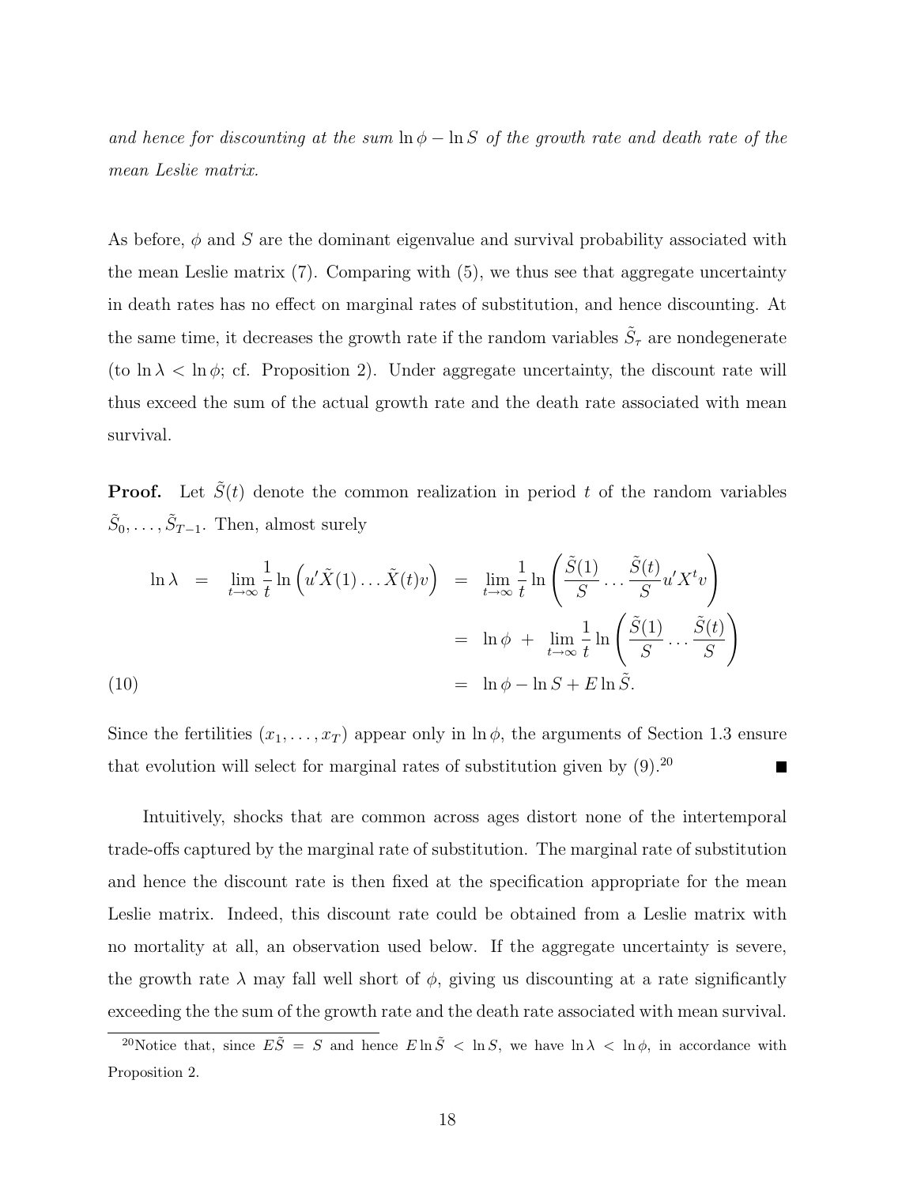*and hence for discounting at the sum $\ln \phi - \ln S$ of the growth rate and death rate of the mean Leslie matrix.*

As before, $\phi$ and $S$ are the dominant eigenvalue and survival probability associated with the mean Leslie matrix (7). Comparing with (5), we thus see that aggregate uncertainty in death rates has no effect on marginal rates of substitution, and hence discounting. At the same time, it decreases the growth rate if the random variables $\tilde{S}_\tau$ are nondegenerate (to $\ln \lambda < \ln \phi$; cf. Proposition 2). Under aggregate uncertainty, the discount rate will thus exceed the sum of the actual growth rate and the death rate associated with mean survival.

**Proof.** Let $\tilde{S}(t)$ denote the common realization in period $t$ of the random variables $\tilde{S}_0, \ldots, \tilde{S}_{T-1}$. Then, almost surely

$$
\begin{aligned}
\ln \lambda &= \lim_{t \to \infty} \frac{1}{t} \ln \left( u' \tilde{X}(1) \ldots \tilde{X}(t) v \right) = \lim_{t \to \infty} \frac{1}{t} \ln \left( \frac{\tilde{S}(1)}{S} \ldots \frac{\tilde{S}(t)}{S} u' X^t v \right) \\
&= \ln \phi \; + \; \lim_{t \to \infty} \frac{1}{t} \ln \left( \frac{\tilde{S}(1)}{S} \ldots \frac{\tilde{S}(t)}{S} \right) \\
&= \ln \phi - \ln S + E \ln \tilde{S}. \qquad (10)
\end{aligned}
$$

Since the fertilities $(x_1, \ldots, x_T)$ appear only in $\ln \phi$, the arguments of Section 1.3 ensure that evolution will select for marginal rates of substitution given by (9).[20] ■

Intuitively, shocks that are common across ages distort none of the intertemporal trade-offs captured by the marginal rate of substitution. The marginal rate of substitution and hence the discount rate is then fixed at the specification appropriate for the mean Leslie matrix. Indeed, this discount rate could be obtained from a Leslie matrix with no mortality at all, an observation used below. If the aggregate uncertainty is severe, the growth rate $\lambda$ may fall well short of $\phi$, giving us discounting at a rate significantly exceeding the the sum of the growth rate and the death rate associated with mean survival.

[20] Notice that, since $E\tilde{S} = S$ and hence $E \ln \tilde{S} < \ln S$, we have $\ln \lambda < \ln \phi$, in accordance with Proposition 2.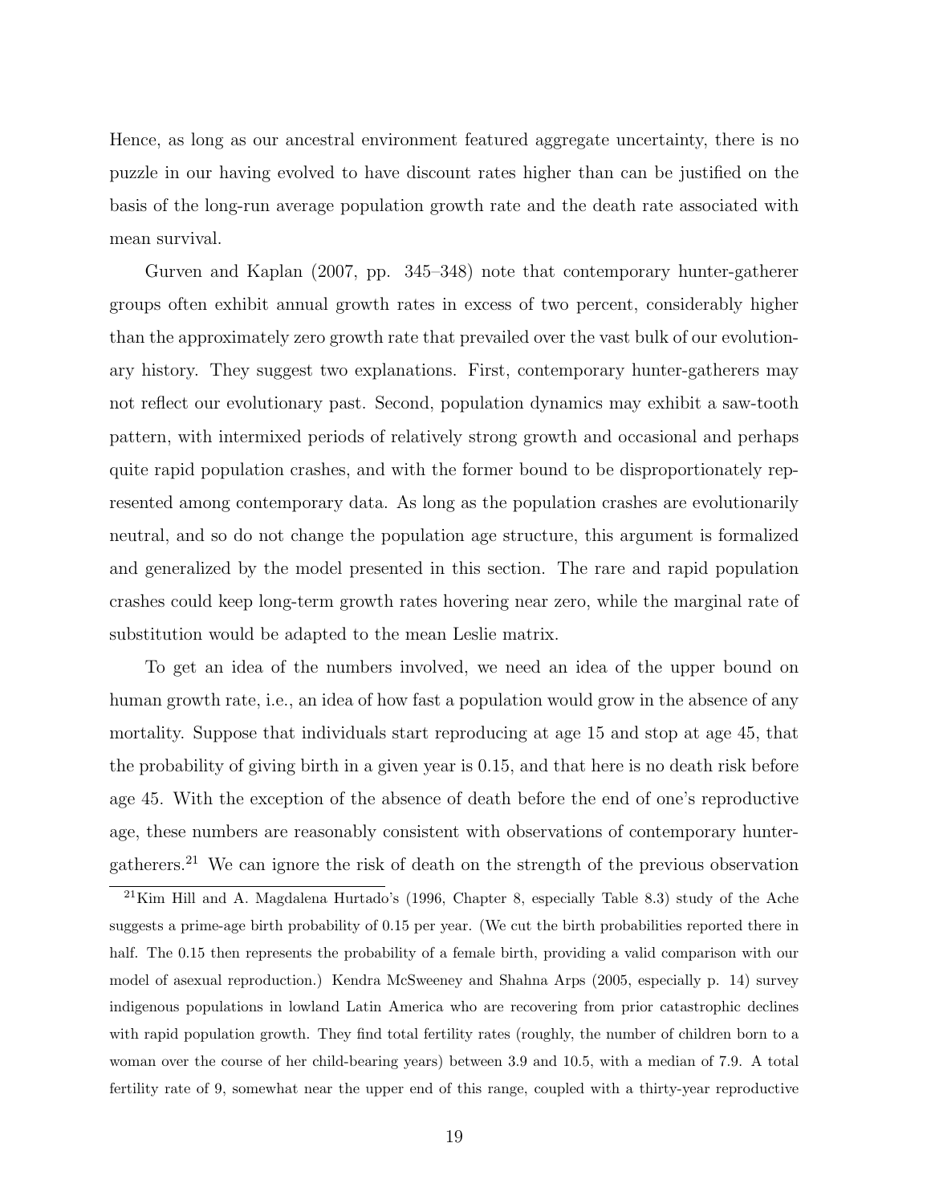Hence, as long as our ancestral environment featured aggregate uncertainty, there is no puzzle in our having evolved to have discount rates higher than can be justified on the basis of the long-run average population growth rate and the death rate associated with mean survival.

Gurven and Kaplan (2007, pp. 345–348) note that contemporary hunter-gatherer groups often exhibit annual growth rates in excess of two percent, considerably higher than the approximately zero growth rate that prevailed over the vast bulk of our evolutionary history. They suggest two explanations. First, contemporary hunter-gatherers may not reflect our evolutionary past. Second, population dynamics may exhibit a saw-tooth pattern, with intermixed periods of relatively strong growth and occasional and perhaps quite rapid population crashes, and with the former bound to be disproportionately represented among contemporary data. As long as the population crashes are evolutionarily neutral, and so do not change the population age structure, this argument is formalized and generalized by the model presented in this section. The rare and rapid population crashes could keep long-term growth rates hovering near zero, while the marginal rate of substitution would be adapted to the mean Leslie matrix.

To get an idea of the numbers involved, we need an idea of the upper bound on human growth rate, i.e., an idea of how fast a population would grow in the absence of any mortality. Suppose that individuals start reproducing at age 15 and stop at age 45, that the probability of giving birth in a given year is 0.15, and that here is no death risk before age 45. With the exception of the absence of death before the end of one's reproductive age, these numbers are reasonably consistent with observations of contemporary hunter-gatherers.[21] We can ignore the risk of death on the strength of the previous observation

[21] Kim Hill and A. Magdalena Hurtado's (1996, Chapter 8, especially Table 8.3) study of the Ache suggests a prime-age birth probability of 0.15 per year. (We cut the birth probabilities reported there in half. The 0.15 then represents the probability of a female birth, providing a valid comparison with our model of asexual reproduction.) Kendra McSweeney and Shahna Arps (2005, especially p. 14) survey indigenous populations in lowland Latin America who are recovering from prior catastrophic declines with rapid population growth. They find total fertility rates (roughly, the number of children born to a woman over the course of her child-bearing years) between 3.9 and 10.5, with a median of 7.9. A total fertility rate of 9, somewhat near the upper end of this range, coupled with a thirty-year reproductive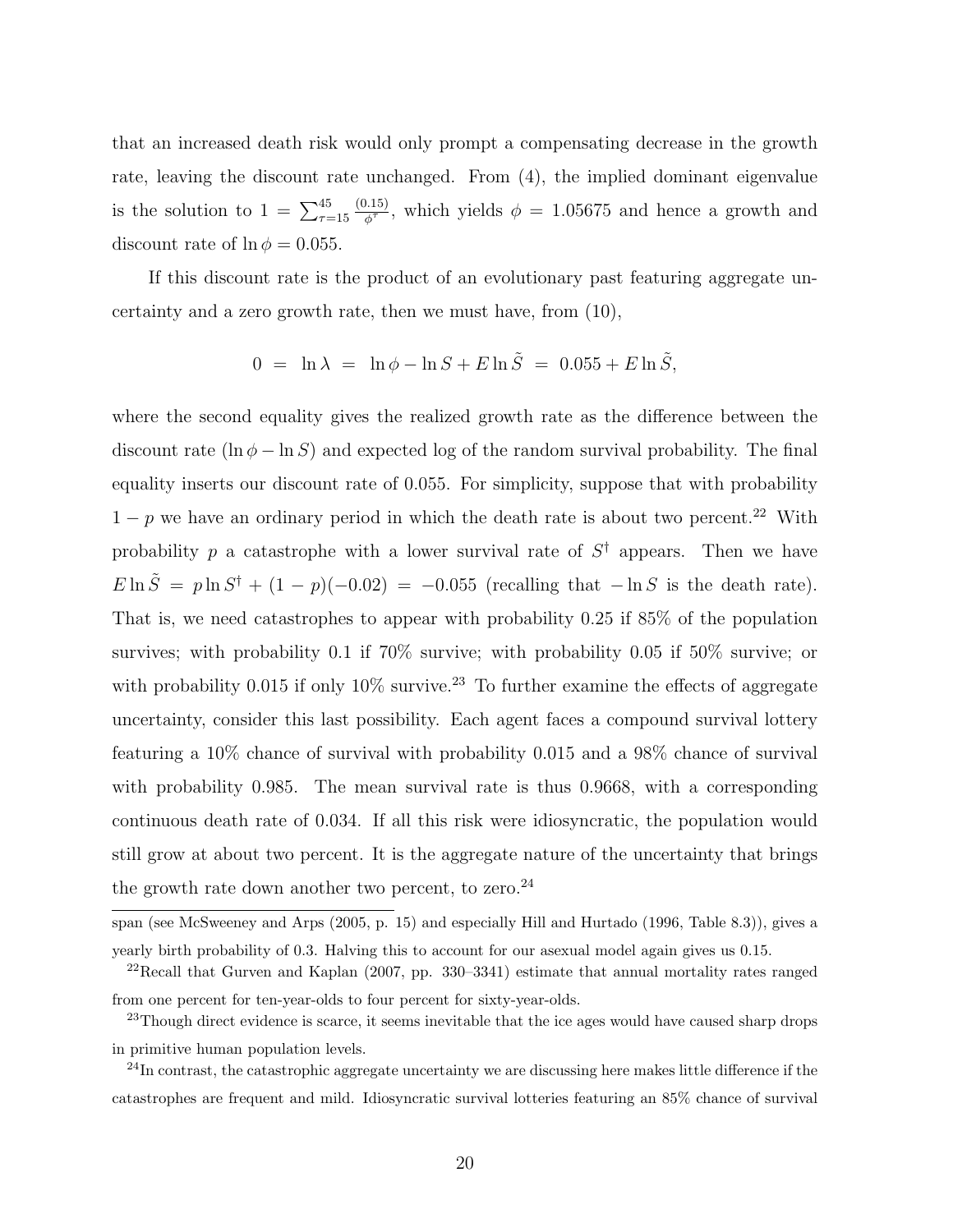that an increased death risk would only prompt a compensating decrease in the growth rate, leaving the discount rate unchanged. From (4), the implied dominant eigenvalue is the solution to $1 = \sum_{\tau=15}^{45} \frac{(0.15)}{\phi^\tau}$, which yields $\phi = 1.05675$ and hence a growth and discount rate of $\ln \phi = 0.055$.

If this discount rate is the product of an evolutionary past featuring aggregate uncertainty and a zero growth rate, then we must have, from (10),

$$0 \;=\; \ln \lambda \;=\; \ln \phi - \ln S + E \ln \tilde{S} \;=\; 0.055 + E \ln \tilde{S},$$

where the second equality gives the realized growth rate as the difference between the discount rate ($\ln \phi - \ln S$) and expected log of the random survival probability. The final equality inserts our discount rate of 0.055. For simplicity, suppose that with probability $1 - p$ we have an ordinary period in which the death rate is about two percent.[22] With probability $p$ a catastrophe with a lower survival rate of $S^\dagger$ appears. Then we have $E \ln \tilde{S} = p \ln S^\dagger + (1 - p)(-0.02) = -0.055$ (recalling that $-\ln S$ is the death rate). That is, we need catastrophes to appear with probability 0.25 if 85% of the population survives; with probability 0.1 if 70% survive; with probability 0.05 if 50% survive; or with probability 0.015 if only 10% survive.[23] To further examine the effects of aggregate uncertainty, consider this last possibility. Each agent faces a compound survival lottery featuring a 10% chance of survival with probability 0.015 and a 98% chance of survival with probability 0.985. The mean survival rate is thus 0.9668, with a corresponding continuous death rate of 0.034. If all this risk were idiosyncratic, the population would still grow at about two percent. It is the aggregate nature of the uncertainty that brings the growth rate down another two percent, to zero.[24]

span (see McSweeney and Arps (2005, p. 15) and especially Hill and Hurtado (1996, Table 8.3)), gives a yearly birth probability of 0.3. Halving this to account for our asexual model again gives us 0.15.

[22] Recall that Gurven and Kaplan (2007, pp. 330–3341) estimate that annual mortality rates ranged from one percent for ten-year-olds to four percent for sixty-year-olds.

[23] Though direct evidence is scarce, it seems inevitable that the ice ages would have caused sharp drops in primitive human population levels.

[24] In contrast, the catastrophic aggregate uncertainty we are discussing here makes little difference if the catastrophes are frequent and mild. Idiosyncratic survival lotteries featuring an 85% chance of survival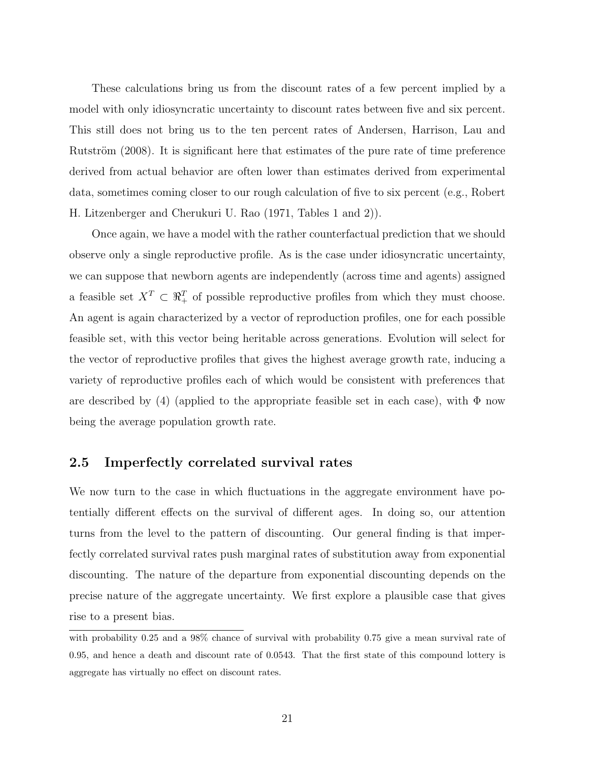These calculations bring us from the discount rates of a few percent implied by a model with only idiosyncratic uncertainty to discount rates between five and six percent. This still does not bring us to the ten percent rates of Andersen, Harrison, Lau and Rutström (2008). It is significant here that estimates of the pure rate of time preference derived from actual behavior are often lower than estimates derived from experimental data, sometimes coming closer to our rough calculation of five to six percent (e.g., Robert H. Litzenberger and Cherukuri U. Rao (1971, Tables 1 and 2)).

Once again, we have a model with the rather counterfactual prediction that we should observe only a single reproductive profile. As is the case under idiosyncratic uncertainty, we can suppose that newborn agents are independently (across time and agents) assigned a feasible set $X^T \subset \Re_+^T$ of possible reproductive profiles from which they must choose. An agent is again characterized by a vector of reproduction profiles, one for each possible feasible set, with this vector being heritable across generations. Evolution will select for the vector of reproductive profiles that gives the highest average growth rate, inducing a variety of reproductive profiles each of which would be consistent with preferences that are described by (4) (applied to the appropriate feasible set in each case), with $\Phi$ now being the average population growth rate.

## 2.5 Imperfectly correlated survival rates

We now turn to the case in which fluctuations in the aggregate environment have potentially different effects on the survival of different ages. In doing so, our attention turns from the level to the pattern of discounting. Our general finding is that imperfectly correlated survival rates push marginal rates of substitution away from exponential discounting. The nature of the departure from exponential discounting depends on the precise nature of the aggregate uncertainty. We first explore a plausible case that gives rise to a present bias.

with probability 0.25 and a 98% chance of survival with probability 0.75 give a mean survival rate of 0.95, and hence a death and discount rate of 0.0543. That the first state of this compound lottery is aggregate has virtually no effect on discount rates.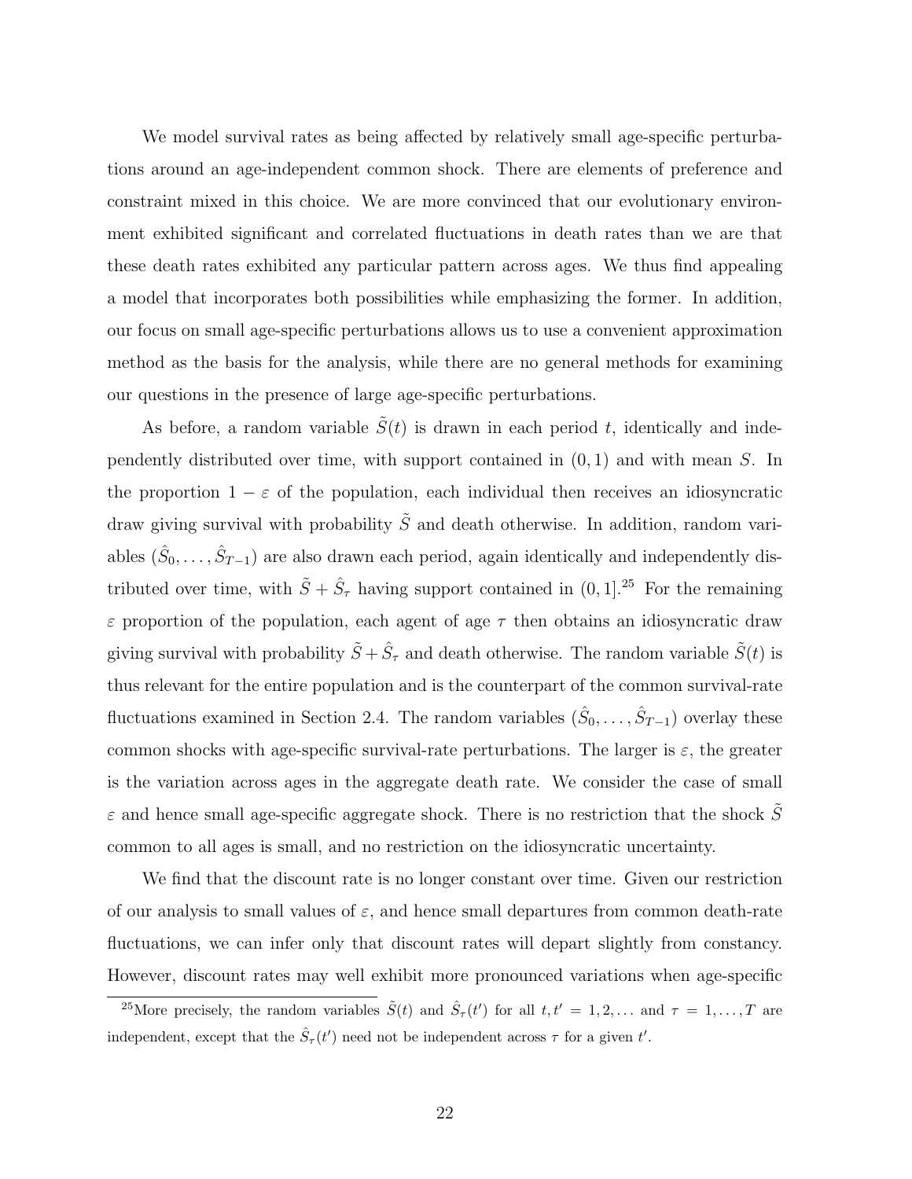We model survival rates as being affected by relatively small age-specific perturbations around an age-independent common shock. There are elements of preference and constraint mixed in this choice. We are more convinced that our evolutionary environment exhibited significant and correlated fluctuations in death rates than we are that these death rates exhibited any particular pattern across ages. We thus find appealing a model that incorporates both possibilities while emphasizing the former. In addition, our focus on small age-specific perturbations allows us to use a convenient approximation method as the basis for the analysis, while there are no general methods for examining our questions in the presence of large age-specific perturbations.

As before, a random variable $\tilde{S}(t)$ is drawn in each period $t$, identically and independently distributed over time, with support contained in $(0,1)$ and with mean $S$. In the proportion $1-\varepsilon$ of the population, each individual then receives an idiosyncratic draw giving survival with probability $\tilde{S}$ and death otherwise. In addition, random variables $(\hat{S}_0, \ldots, \hat{S}_{T-1})$ are also drawn each period, again identically and independently distributed over time, with $\tilde{S} + \hat{S}_\tau$ having support contained in $(0,1]$.[25] For the remaining $\varepsilon$ proportion of the population, each agent of age $\tau$ then obtains an idiosyncratic draw giving survival with probability $\tilde{S} + \hat{S}_\tau$ and death otherwise. The random variable $\tilde{S}(t)$ is thus relevant for the entire population and is the counterpart of the common survival-rate fluctuations examined in Section 2.4. The random variables $(\hat{S}_0, \ldots, \hat{S}_{T-1})$ overlay these common shocks with age-specific survival-rate perturbations. The larger is $\varepsilon$, the greater is the variation across ages in the aggregate death rate. We consider the case of small $\varepsilon$ and hence small age-specific aggregate shock. There is no restriction that the shock $\tilde{S}$ common to all ages is small, and no restriction on the idiosyncratic uncertainty.

We find that the discount rate is no longer constant over time. Given our restriction of our analysis to small values of $\varepsilon$, and hence small departures from common death-rate fluctuations, we can infer only that discount rates will depart slightly from constancy. However, discount rates may well exhibit more pronounced variations when age-specific

[25] More precisely, the random variables $\tilde{S}(t)$ and $\hat{S}_\tau(t')$ for all $t, t' = 1, 2, \ldots$ and $\tau = 1, \ldots, T$ are independent, except that the $\hat{S}_\tau(t')$ need not be independent across $\tau$ for a given $t'$.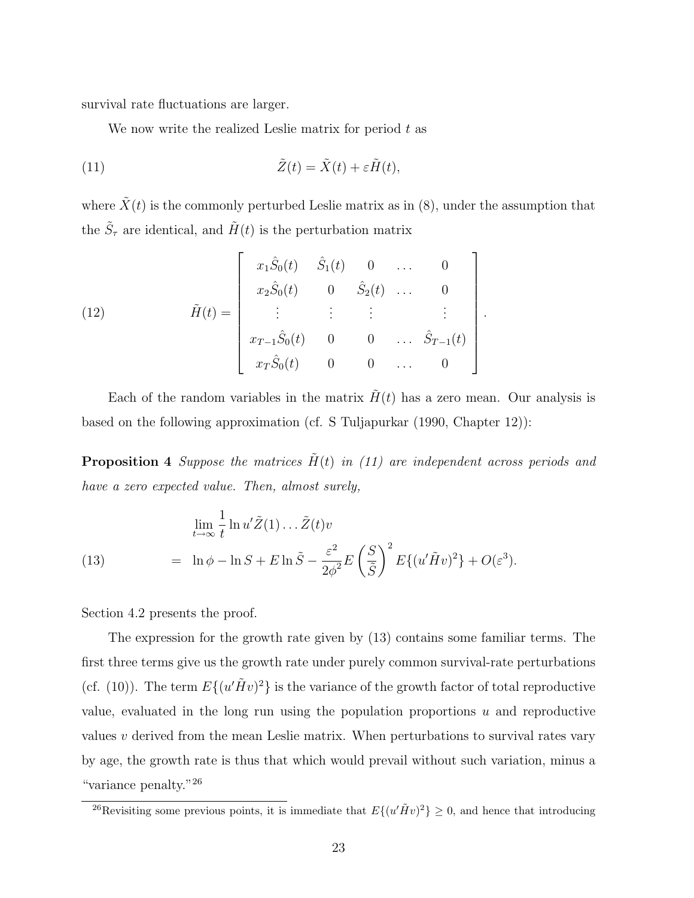survival rate fluctuations are larger.

We now write the realized Leslie matrix for period $t$ as

$$\tilde{Z}(t) = \tilde{X}(t) + \varepsilon \tilde{H}(t), \tag{11}$$

where $\tilde{X}(t)$ is the commonly perturbed Leslie matrix as in (8), under the assumption that the $\tilde{S}_\tau$ are identical, and $\tilde{H}(t)$ is the perturbation matrix

$$\tilde{H}(t) = \begin{bmatrix} x_1\hat{S}_0(t) & \hat{S}_1(t) & 0 & \dots & 0 \\ x_2\hat{S}_0(t) & 0 & \hat{S}_2(t) & \dots & 0 \\ \vdots & \vdots & \vdots & & \vdots \\ x_{T-1}\hat{S}_0(t) & 0 & 0 & \dots & \hat{S}_{T-1}(t) \\ x_T\hat{S}_0(t) & 0 & 0 & \dots & 0 \end{bmatrix}. \tag{12}$$

Each of the random variables in the matrix $\tilde{H}(t)$ has a zero mean. Our analysis is based on the following approximation (cf. S Tuljapurkar (1990, Chapter 12)):

**Proposition 4** *Suppose the matrices $\tilde{H}(t)$ in (11) are independent across periods and have a zero expected value. Then, almost surely,*

$$\begin{aligned} &\lim_{t\to\infty} \frac{1}{t} \ln u'\tilde{Z}(1)\dots\tilde{Z}(t)v \\ &= \ln\phi - \ln S + E\ln\tilde{S} - \frac{\varepsilon^2}{2\phi^2} E\left(\frac{S}{\tilde{S}}\right)^2 E\{(u'\tilde{H}v)^2\} + O(\varepsilon^3). \end{aligned} \tag{13}$$

Section 4.2 presents the proof.

The expression for the growth rate given by (13) contains some familiar terms. The first three terms give us the growth rate under purely common survival-rate perturbations (cf. (10)). The term $E\{(u'\tilde{H}v)^2\}$ is the variance of the growth factor of total reproductive value, evaluated in the long run using the population proportions $u$ and reproductive values $v$ derived from the mean Leslie matrix. When perturbations to survival rates vary by age, the growth rate is thus that which would prevail without such variation, minus a "variance penalty."[26]

[26] Revisiting some previous points, it is immediate that $E\{(u'\tilde{H}v)^2\} \geq 0$, and hence that introducing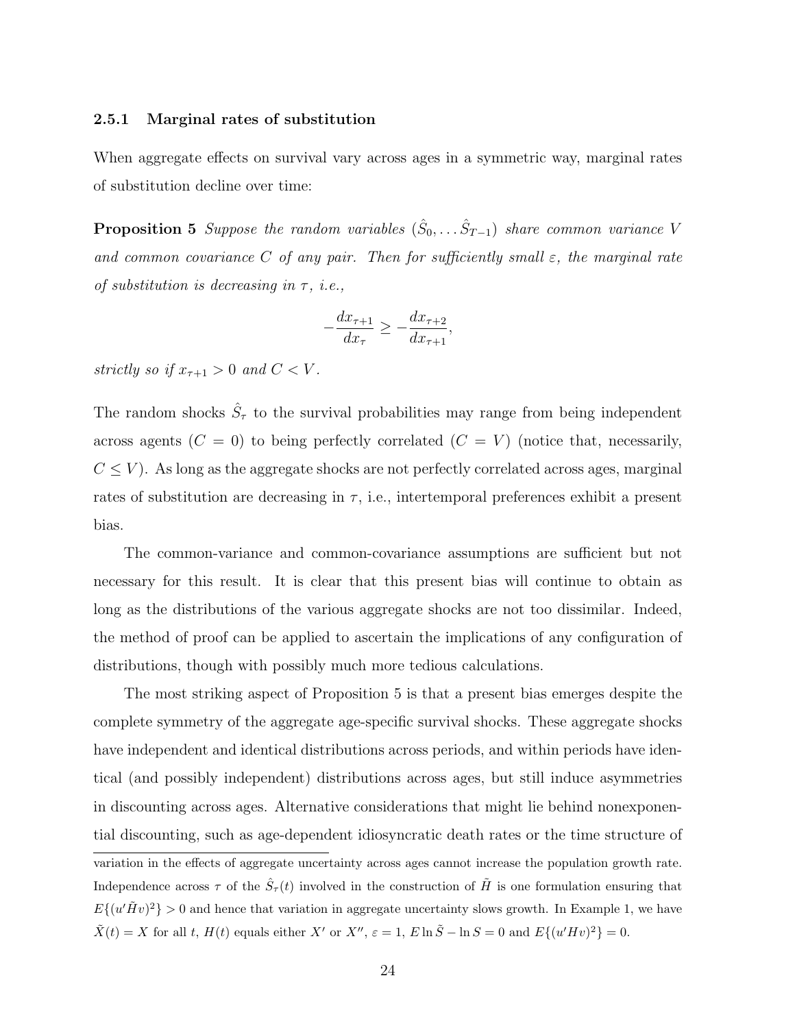### 2.5.1 Marginal rates of substitution

When aggregate effects on survival vary across ages in a symmetric way, marginal rates of substitution decline over time:

**Proposition 5** *Suppose the random variables $(\hat{S}_0, \ldots \hat{S}_{T-1})$ share common variance $V$ and common covariance $C$ of any pair. Then for sufficiently small $\varepsilon$, the marginal rate of substitution is decreasing in $\tau$, i.e.,*

$$-\frac{dx_{\tau+1}}{dx_\tau} \geq -\frac{dx_{\tau+2}}{dx_{\tau+1}},$$

*strictly so if $x_{\tau+1} > 0$ and $C < V$.*

The random shocks $\hat{S}_\tau$ to the survival probabilities may range from being independent across agents ($C = 0$) to being perfectly correlated ($C = V$) (notice that, necessarily, $C \leq V$). As long as the aggregate shocks are not perfectly correlated across ages, marginal rates of substitution are decreasing in $\tau$, i.e., intertemporal preferences exhibit a present bias.

The common-variance and common-covariance assumptions are sufficient but not necessary for this result. It is clear that this present bias will continue to obtain as long as the distributions of the various aggregate shocks are not too dissimilar. Indeed, the method of proof can be applied to ascertain the implications of any configuration of distributions, though with possibly much more tedious calculations.

The most striking aspect of Proposition 5 is that a present bias emerges despite the complete symmetry of the aggregate age-specific survival shocks. These aggregate shocks have independent and identical distributions across periods, and within periods have identical (and possibly independent) distributions across ages, but still induce asymmetries in discounting across ages. Alternative considerations that might lie behind nonexponential discounting, such as age-dependent idiosyncratic death rates or the time structure of

variation in the effects of aggregate uncertainty across ages cannot increase the population growth rate. Independence across $\tau$ of the $\hat{S}_\tau(t)$ involved in the construction of $\tilde{H}$ is one formulation ensuring that $E\{(u'\tilde{H}v)^2\} > 0$ and hence that variation in aggregate uncertainty slows growth. In Example 1, we have $\tilde{X}(t) = X$ for all $t$, $H(t)$ equals either $X'$ or $X''$, $\varepsilon = 1$, $E \ln \tilde{S} - \ln S = 0$ and $E\{(u'Hv)^2\} = 0$.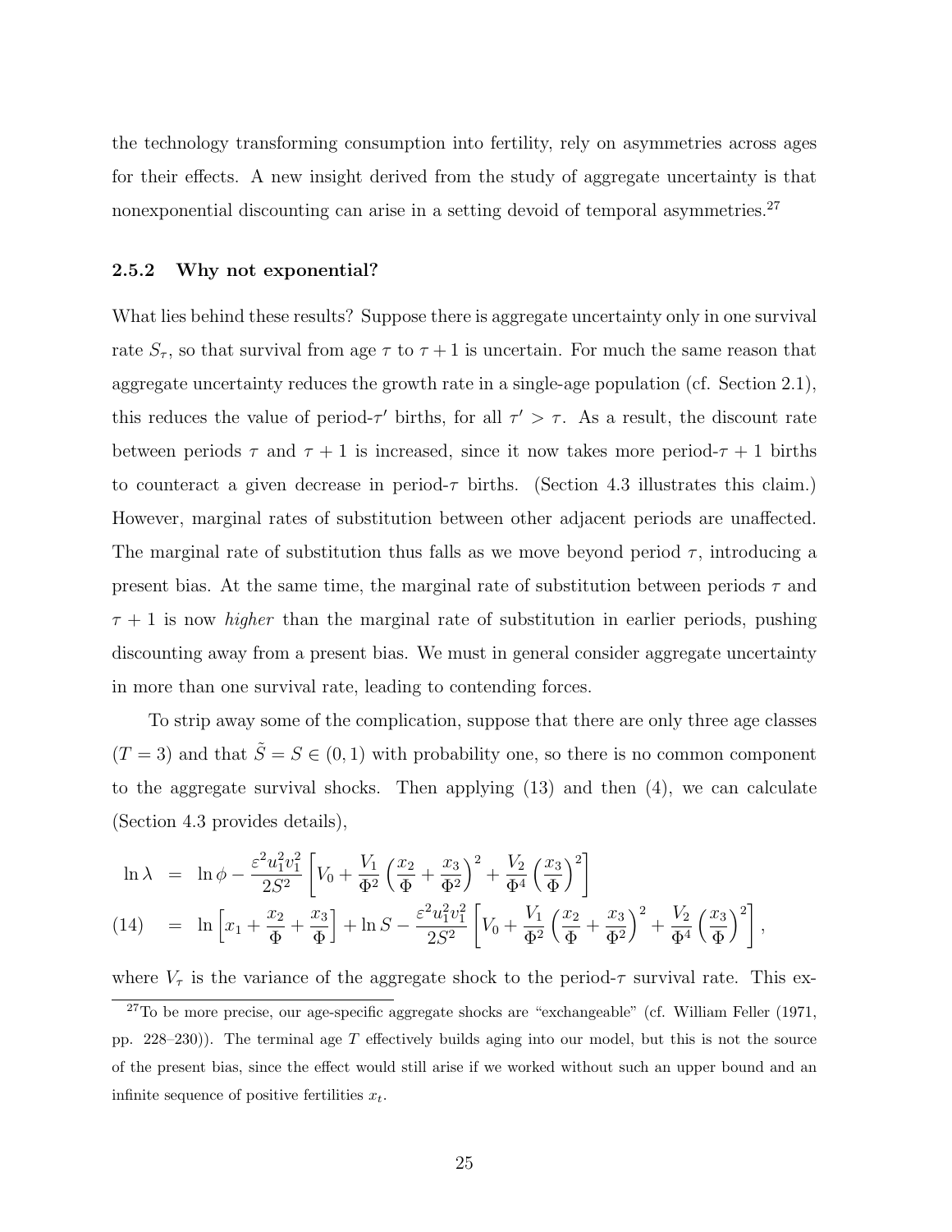the technology transforming consumption into fertility, rely on asymmetries across ages for their effects. A new insight derived from the study of aggregate uncertainty is that nonexponential discounting can arise in a setting devoid of temporal asymmetries.[27]

### 2.5.2 Why not exponential?

What lies behind these results? Suppose there is aggregate uncertainty only in one survival rate $S_\tau$, so that survival from age $\tau$ to $\tau+1$ is uncertain. For much the same reason that aggregate uncertainty reduces the growth rate in a single-age population (cf. Section 2.1), this reduces the value of period-$\tau'$ births, for all $\tau' > \tau$. As a result, the discount rate between periods $\tau$ and $\tau+1$ is increased, since it now takes more period-$\tau+1$ births to counteract a given decrease in period-$\tau$ births. (Section 4.3 illustrates this claim.) However, marginal rates of substitution between other adjacent periods are unaffected. The marginal rate of substitution thus falls as we move beyond period $\tau$, introducing a present bias. At the same time, the marginal rate of substitution between periods $\tau$ and $\tau+1$ is now *higher* than the marginal rate of substitution in earlier periods, pushing discounting away from a present bias. We must in general consider aggregate uncertainty in more than one survival rate, leading to contending forces.

To strip away some of the complication, suppose that there are only three age classes ($T=3$) and that $\tilde{S} = S \in (0,1)$ with probability one, so there is no common component to the aggregate survival shocks. Then applying (13) and then (4), we can calculate (Section 4.3 provides details),

$$
\begin{aligned}
\ln \lambda &= \ln \phi - \frac{\varepsilon^2 u_1^2 v_1^2}{2S^2}\left[V_0 + \frac{V_1}{\Phi^2}\left(\frac{x_2}{\Phi} + \frac{x_3}{\Phi^2}\right)^2 + \frac{V_2}{\Phi^4}\left(\frac{x_3}{\Phi}\right)^2\right] \\
&= \ln\left[x_1 + \frac{x_2}{\Phi} + \frac{x_3}{\Phi}\right] + \ln S - \frac{\varepsilon^2 u_1^2 v_1^2}{2S^2}\left[V_0 + \frac{V_1}{\Phi^2}\left(\frac{x_2}{\Phi} + \frac{x_3}{\Phi^2}\right)^2 + \frac{V_2}{\Phi^4}\left(\frac{x_3}{\Phi}\right)^2\right], \qquad (14)
\end{aligned}
$$

where $V_\tau$ is the variance of the aggregate shock to the period-$\tau$ survival rate. This ex-

[27] To be more precise, our age-specific aggregate shocks are "exchangeable" (cf. William Feller (1971, pp. 228–230)). The terminal age $T$ effectively builds aging into our model, but this is not the source of the present bias, since the effect would still arise if we worked without such an upper bound and an infinite sequence of positive fertilities $x_t$.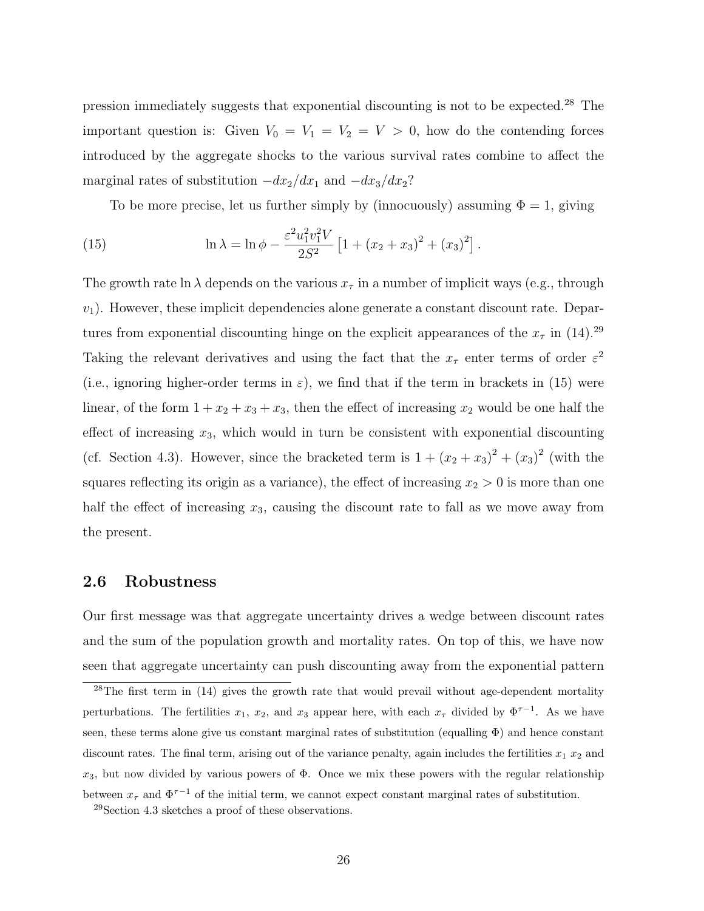pression immediately suggests that exponential discounting is not to be expected.[28] The important question is: Given $V_0 = V_1 = V_2 = V > 0$, how do the contending forces introduced by the aggregate shocks to the various survival rates combine to affect the marginal rates of substitution $-dx_2/dx_1$ and $-dx_3/dx_2$?

To be more precise, let us further simply by (innocuously) assuming $\Phi = 1$, giving

$$\ln \lambda = \ln \phi - \frac{\varepsilon^2 u_1^2 v_1^2 V}{2S^2} \left[1 + (x_2 + x_3)^2 + (x_3)^2\right]. \tag{15}$$

The growth rate $\ln \lambda$ depends on the various $x_\tau$ in a number of implicit ways (e.g., through $v_1$). However, these implicit dependencies alone generate a constant discount rate. Departures from exponential discounting hinge on the explicit appearances of the $x_\tau$ in (14).[29] Taking the relevant derivatives and using the fact that the $x_\tau$ enter terms of order $\varepsilon^2$ (i.e., ignoring higher-order terms in $\varepsilon$), we find that if the term in brackets in (15) were linear, of the form $1 + x_2 + x_3 + x_3$, then the effect of increasing $x_2$ would be one half the effect of increasing $x_3$, which would in turn be consistent with exponential discounting (cf. Section 4.3). However, since the bracketed term is $1 + (x_2 + x_3)^2 + (x_3)^2$ (with the squares reflecting its origin as a variance), the effect of increasing $x_2 > 0$ is more than one half the effect of increasing $x_3$, causing the discount rate to fall as we move away from the present.

### 2.6 Robustness

Our first message was that aggregate uncertainty drives a wedge between discount rates and the sum of the population growth and mortality rates. On top of this, we have now seen that aggregate uncertainty can push discounting away from the exponential pattern

[28] The first term in (14) gives the growth rate that would prevail without age-dependent mortality perturbations. The fertilities $x_1$, $x_2$, and $x_3$ appear here, with each $x_\tau$ divided by $\Phi^{\tau-1}$. As we have seen, these terms alone give us constant marginal rates of substitution (equalling $\Phi$) and hence constant discount rates. The final term, arising out of the variance penalty, again includes the fertilities $x_1$ $x_2$ and $x_3$, but now divided by various powers of $\Phi$. Once we mix these powers with the regular relationship between $x_\tau$ and $\Phi^{\tau-1}$ of the initial term, we cannot expect constant marginal rates of substitution.

[29] Section 4.3 sketches a proof of these observations.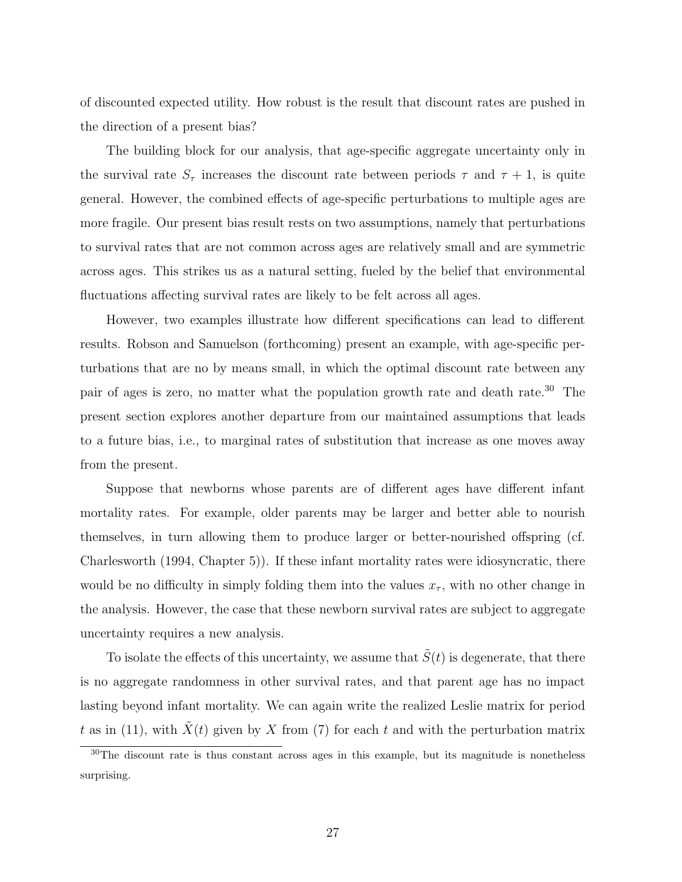of discounted expected utility. How robust is the result that discount rates are pushed in the direction of a present bias?

The building block for our analysis, that age-specific aggregate uncertainty only in the survival rate $S_\tau$ increases the discount rate between periods $\tau$ and $\tau + 1$, is quite general. However, the combined effects of age-specific perturbations to multiple ages are more fragile. Our present bias result rests on two assumptions, namely that perturbations to survival rates that are not common across ages are relatively small and are symmetric across ages. This strikes us as a natural setting, fueled by the belief that environmental fluctuations affecting survival rates are likely to be felt across all ages.

However, two examples illustrate how different specifications can lead to different results. Robson and Samuelson (forthcoming) present an example, with age-specific perturbations that are no by means small, in which the optimal discount rate between any pair of ages is zero, no matter what the population growth rate and death rate.[30] The present section explores another departure from our maintained assumptions that leads to a future bias, i.e., to marginal rates of substitution that increase as one moves away from the present.

Suppose that newborns whose parents are of different ages have different infant mortality rates. For example, older parents may be larger and better able to nourish themselves, in turn allowing them to produce larger or better-nourished offspring (cf. Charlesworth (1994, Chapter 5)). If these infant mortality rates were idiosyncratic, there would be no difficulty in simply folding them into the values $x_\tau$, with no other change in the analysis. However, the case that these newborn survival rates are subject to aggregate uncertainty requires a new analysis.

To isolate the effects of this uncertainty, we assume that $\tilde{S}(t)$ is degenerate, that there is no aggregate randomness in other survival rates, and that parent age has no impact lasting beyond infant mortality. We can again write the realized Leslie matrix for period $t$ as in (11), with $\tilde{X}(t)$ given by $X$ from (7) for each $t$ and with the perturbation matrix

[30]The discount rate is thus constant across ages in this example, but its magnitude is nonetheless surprising.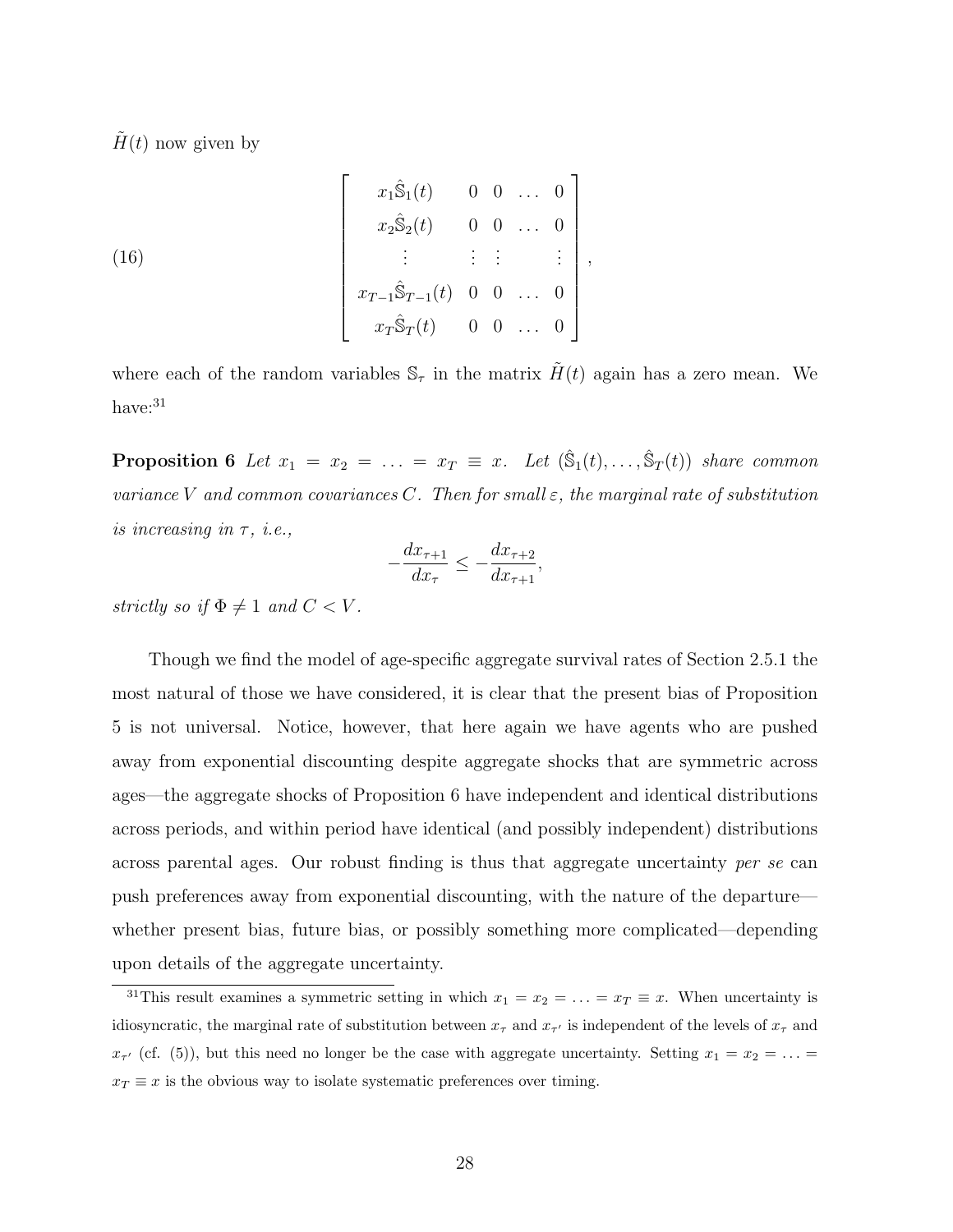$\tilde{H}(t)$ now given by

$$
\left[\begin{array}{ccccc}
x_1\hat{\mathbb{S}}_1(t) & 0 & 0 & \dots & 0 \\
x_2\hat{\mathbb{S}}_2(t) & 0 & 0 & \dots & 0 \\
\vdots & \vdots & \vdots & & \vdots \\
x_{T-1}\hat{\mathbb{S}}_{T-1}(t) & 0 & 0 & \dots & 0 \\
x_T\hat{\mathbb{S}}_T(t) & 0 & 0 & \dots & 0
\end{array}\right], \tag{16}
$$

where each of the random variables $\mathbb{S}_\tau$ in the matrix $\tilde{H}(t)$ again has a zero mean. We have:[31]

**Proposition 6** *Let $x_1 = x_2 = \ldots = x_T \equiv x$. Let $(\hat{\mathbb{S}}_1(t), \ldots, \hat{\mathbb{S}}_T(t))$ share common variance $V$ and common covariances $C$. Then for small $\varepsilon$, the marginal rate of substitution is increasing in $\tau$, i.e.,*

$$
-\frac{dx_{\tau+1}}{dx_\tau} \leq -\frac{dx_{\tau+2}}{dx_{\tau+1}},
$$

*strictly so if $\Phi \neq 1$ and $C < V$.*

Though we find the model of age-specific aggregate survival rates of Section 2.5.1 the most natural of those we have considered, it is clear that the present bias of Proposition 5 is not universal. Notice, however, that here again we have agents who are pushed away from exponential discounting despite aggregate shocks that are symmetric across ages—the aggregate shocks of Proposition 6 have independent and identical distributions across periods, and within period have identical (and possibly independent) distributions across parental ages. Our robust finding is thus that aggregate uncertainty *per se* can push preferences away from exponential discounting, with the nature of the departure—whether present bias, future bias, or possibly something more complicated—depending upon details of the aggregate uncertainty.

[31] This result examines a symmetric setting in which $x_1 = x_2 = \ldots = x_T \equiv x$. When uncertainty is idiosyncratic, the marginal rate of substitution between $x_\tau$ and $x_{\tau'}$ is independent of the levels of $x_\tau$ and $x_{\tau'}$ (cf. (5)), but this need no longer be the case with aggregate uncertainty. Setting $x_1 = x_2 = \ldots = x_T \equiv x$ is the obvious way to isolate systematic preferences over timing.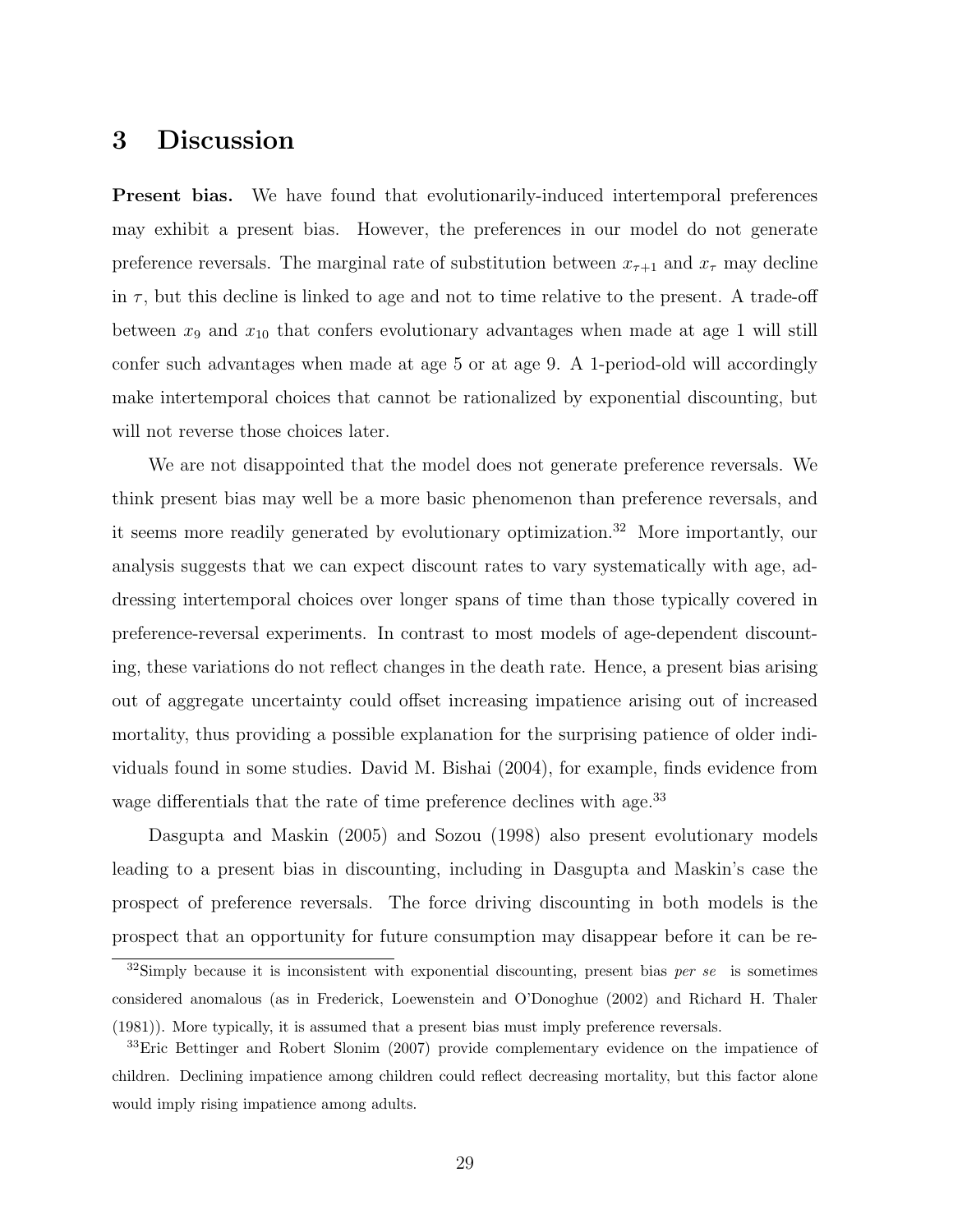# 3 Discussion

**Present bias.** We have found that evolutionarily-induced intertemporal preferences may exhibit a present bias. However, the preferences in our model do not generate preference reversals. The marginal rate of substitution between $x_{\tau+1}$ and $x_\tau$ may decline in $\tau$, but this decline is linked to age and not to time relative to the present. A trade-off between $x_9$ and $x_{10}$ that confers evolutionary advantages when made at age 1 will still confer such advantages when made at age 5 or at age 9. A 1-period-old will accordingly make intertemporal choices that cannot be rationalized by exponential discounting, but will not reverse those choices later.

We are not disappointed that the model does not generate preference reversals. We think present bias may well be a more basic phenomenon than preference reversals, and it seems more readily generated by evolutionary optimization.[32] More importantly, our analysis suggests that we can expect discount rates to vary systematically with age, addressing intertemporal choices over longer spans of time than those typically covered in preference-reversal experiments. In contrast to most models of age-dependent discounting, these variations do not reflect changes in the death rate. Hence, a present bias arising out of aggregate uncertainty could offset increasing impatience arising out of increased mortality, thus providing a possible explanation for the surprising patience of older individuals found in some studies. David M. Bishai (2004), for example, finds evidence from wage differentials that the rate of time preference declines with age.[33]

Dasgupta and Maskin (2005) and Sozou (1998) also present evolutionary models leading to a present bias in discounting, including in Dasgupta and Maskin's case the prospect of preference reversals. The force driving discounting in both models is the prospect that an opportunity for future consumption may disappear before it can be re-

[32] Simply because it is inconsistent with exponential discounting, present bias *per se* is sometimes considered anomalous (as in Frederick, Loewenstein and O'Donoghue (2002) and Richard H. Thaler (1981)). More typically, it is assumed that a present bias must imply preference reversals.

[33] Eric Bettinger and Robert Slonim (2007) provide complementary evidence on the impatience of children. Declining impatience among children could reflect decreasing mortality, but this factor alone would imply rising impatience among adults.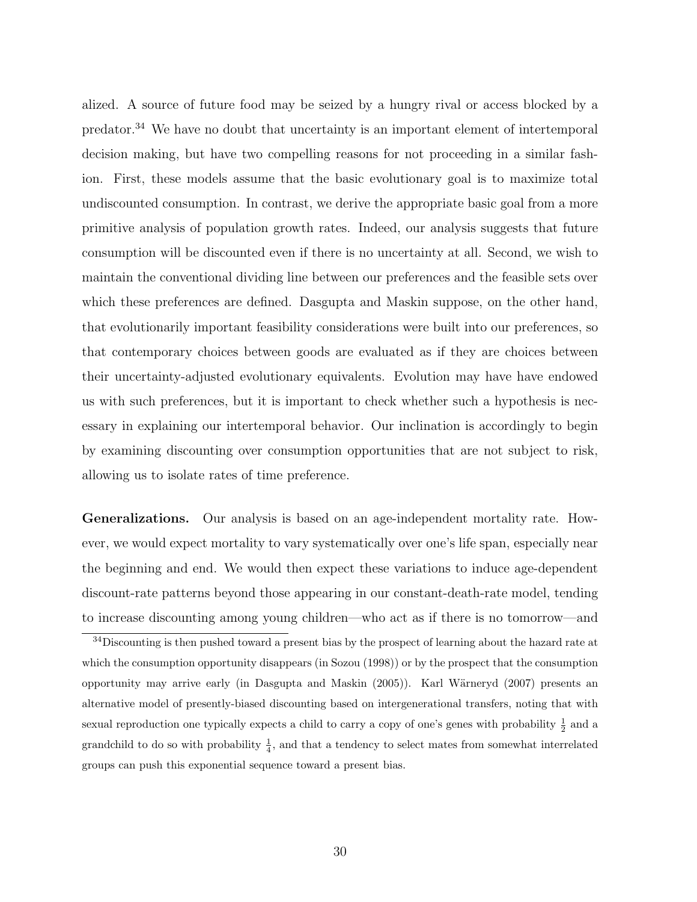alized. A source of future food may be seized by a hungry rival or access blocked by a predator.[34] We have no doubt that uncertainty is an important element of intertemporal decision making, but have two compelling reasons for not proceeding in a similar fashion. First, these models assume that the basic evolutionary goal is to maximize total undiscounted consumption. In contrast, we derive the appropriate basic goal from a more primitive analysis of population growth rates. Indeed, our analysis suggests that future consumption will be discounted even if there is no uncertainty at all. Second, we wish to maintain the conventional dividing line between our preferences and the feasible sets over which these preferences are defined. Dasgupta and Maskin suppose, on the other hand, that evolutionarily important feasibility considerations were built into our preferences, so that contemporary choices between goods are evaluated as if they are choices between their uncertainty-adjusted evolutionary equivalents. Evolution may have have endowed us with such preferences, but it is important to check whether such a hypothesis is necessary in explaining our intertemporal behavior. Our inclination is accordingly to begin by examining discounting over consumption opportunities that are not subject to risk, allowing us to isolate rates of time preference.

**Generalizations.** Our analysis is based on an age-independent mortality rate. However, we would expect mortality to vary systematically over one's life span, especially near the beginning and end. We would then expect these variations to induce age-dependent discount-rate patterns beyond those appearing in our constant-death-rate model, tending to increase discounting among young children—who act as if there is no tomorrow—and

[34] Discounting is then pushed toward a present bias by the prospect of learning about the hazard rate at which the consumption opportunity disappears (in Sozou (1998)) or by the prospect that the consumption opportunity may arrive early (in Dasgupta and Maskin (2005)). Karl Wärneryd (2007) presents an alternative model of presently-biased discounting based on intergenerational transfers, noting that with sexual reproduction one typically expects a child to carry a copy of one's genes with probability $\frac{1}{2}$ and a grandchild to do so with probability $\frac{1}{4}$, and that a tendency to select mates from somewhat interrelated groups can push this exponential sequence toward a present bias.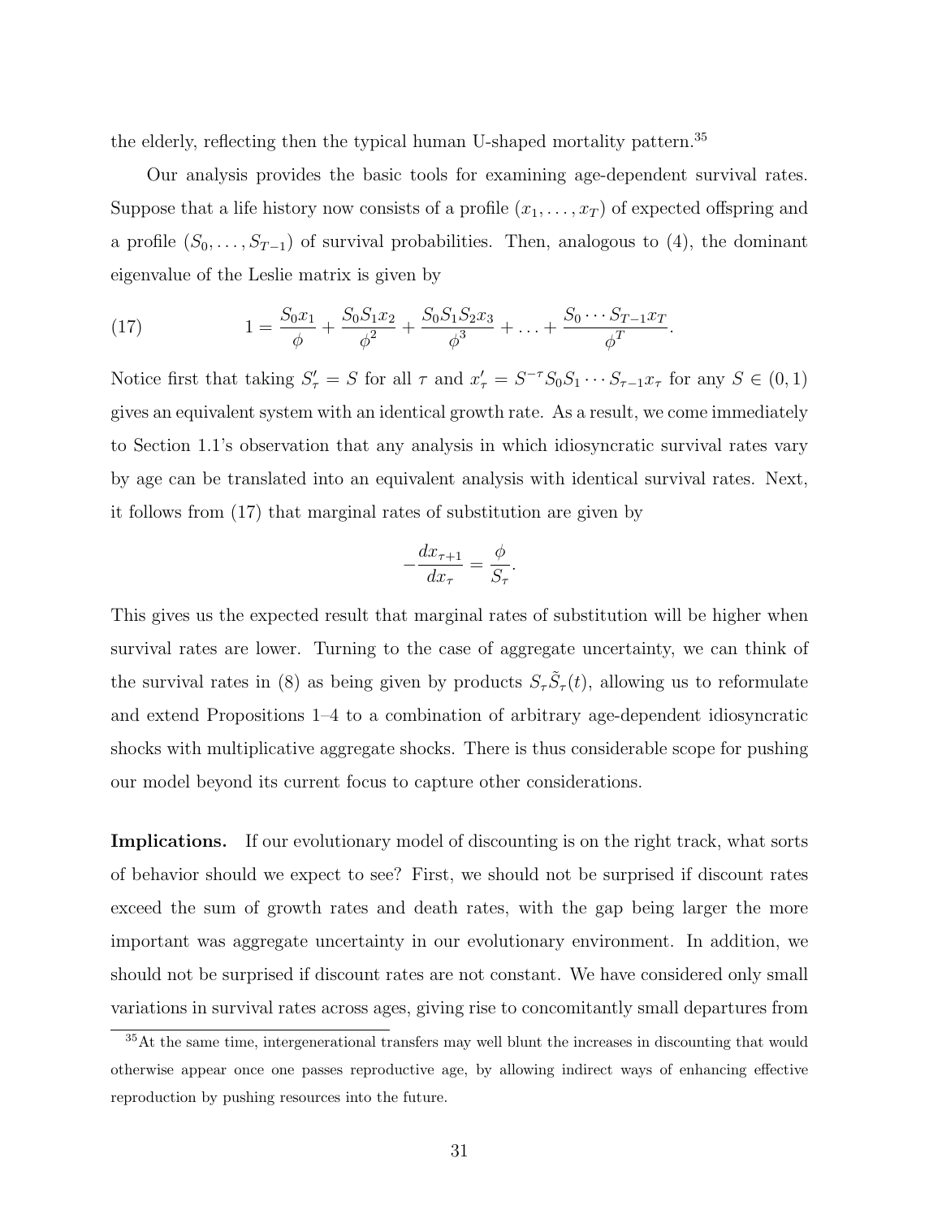the elderly, reflecting then the typical human U-shaped mortality pattern.[35]

Our analysis provides the basic tools for examining age-dependent survival rates. Suppose that a life history now consists of a profile $(x_1, \ldots, x_T)$ of expected offspring and a profile $(S_0, \ldots, S_{T-1})$ of survival probabilities. Then, analogous to (4), the dominant eigenvalue of the Leslie matrix is given by

$$1 = \frac{S_0 x_1}{\phi} + \frac{S_0 S_1 x_2}{\phi^2} + \frac{S_0 S_1 S_2 x_3}{\phi^3} + \ldots + \frac{S_0 \cdots S_{T-1} x_T}{\phi^T}. \tag{17}$$

Notice first that taking $S'_\tau = S$ for all $\tau$ and $x'_\tau = S^{-\tau} S_0 S_1 \cdots S_{\tau-1} x_\tau$ for any $S \in (0,1)$ gives an equivalent system with an identical growth rate. As a result, we come immediately to Section 1.1's observation that any analysis in which idiosyncratic survival rates vary by age can be translated into an equivalent analysis with identical survival rates. Next, it follows from (17) that marginal rates of substitution are given by

$$-\frac{dx_{\tau+1}}{dx_\tau} = \frac{\phi}{S_\tau}.$$

This gives us the expected result that marginal rates of substitution will be higher when survival rates are lower. Turning to the case of aggregate uncertainty, we can think of the survival rates in (8) as being given by products $S_\tau \tilde{S}_\tau(t)$, allowing us to reformulate and extend Propositions 1–4 to a combination of arbitrary age-dependent idiosyncratic shocks with multiplicative aggregate shocks. There is thus considerable scope for pushing our model beyond its current focus to capture other considerations.

**Implications.** If our evolutionary model of discounting is on the right track, what sorts of behavior should we expect to see? First, we should not be surprised if discount rates exceed the sum of growth rates and death rates, with the gap being larger the more important was aggregate uncertainty in our evolutionary environment. In addition, we should not be surprised if discount rates are not constant. We have considered only small variations in survival rates across ages, giving rise to concomitantly small departures from

[35] At the same time, intergenerational transfers may well blunt the increases in discounting that would otherwise appear once one passes reproductive age, by allowing indirect ways of enhancing effective reproduction by pushing resources into the future.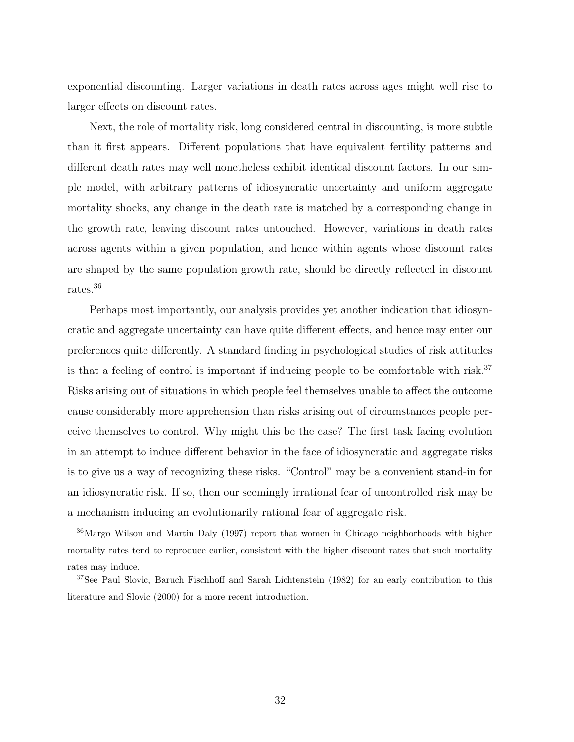exponential discounting. Larger variations in death rates across ages might well rise to larger effects on discount rates.

Next, the role of mortality risk, long considered central in discounting, is more subtle than it first appears. Different populations that have equivalent fertility patterns and different death rates may well nonetheless exhibit identical discount factors. In our simple model, with arbitrary patterns of idiosyncratic uncertainty and uniform aggregate mortality shocks, any change in the death rate is matched by a corresponding change in the growth rate, leaving discount rates untouched. However, variations in death rates across agents within a given population, and hence within agents whose discount rates are shaped by the same population growth rate, should be directly reflected in discount rates.[36]

Perhaps most importantly, our analysis provides yet another indication that idiosyncratic and aggregate uncertainty can have quite different effects, and hence may enter our preferences quite differently. A standard finding in psychological studies of risk attitudes is that a feeling of control is important if inducing people to be comfortable with risk.[37] Risks arising out of situations in which people feel themselves unable to affect the outcome cause considerably more apprehension than risks arising out of circumstances people perceive themselves to control. Why might this be the case? The first task facing evolution in an attempt to induce different behavior in the face of idiosyncratic and aggregate risks is to give us a way of recognizing these risks. "Control" may be a convenient stand-in for an idiosyncratic risk. If so, then our seemingly irrational fear of uncontrolled risk may be a mechanism inducing an evolutionarily rational fear of aggregate risk.

[36] Margo Wilson and Martin Daly (1997) report that women in Chicago neighborhoods with higher mortality rates tend to reproduce earlier, consistent with the higher discount rates that such mortality rates may induce.

[37] See Paul Slovic, Baruch Fischhoff and Sarah Lichtenstein (1982) for an early contribution to this literature and Slovic (2000) for a more recent introduction.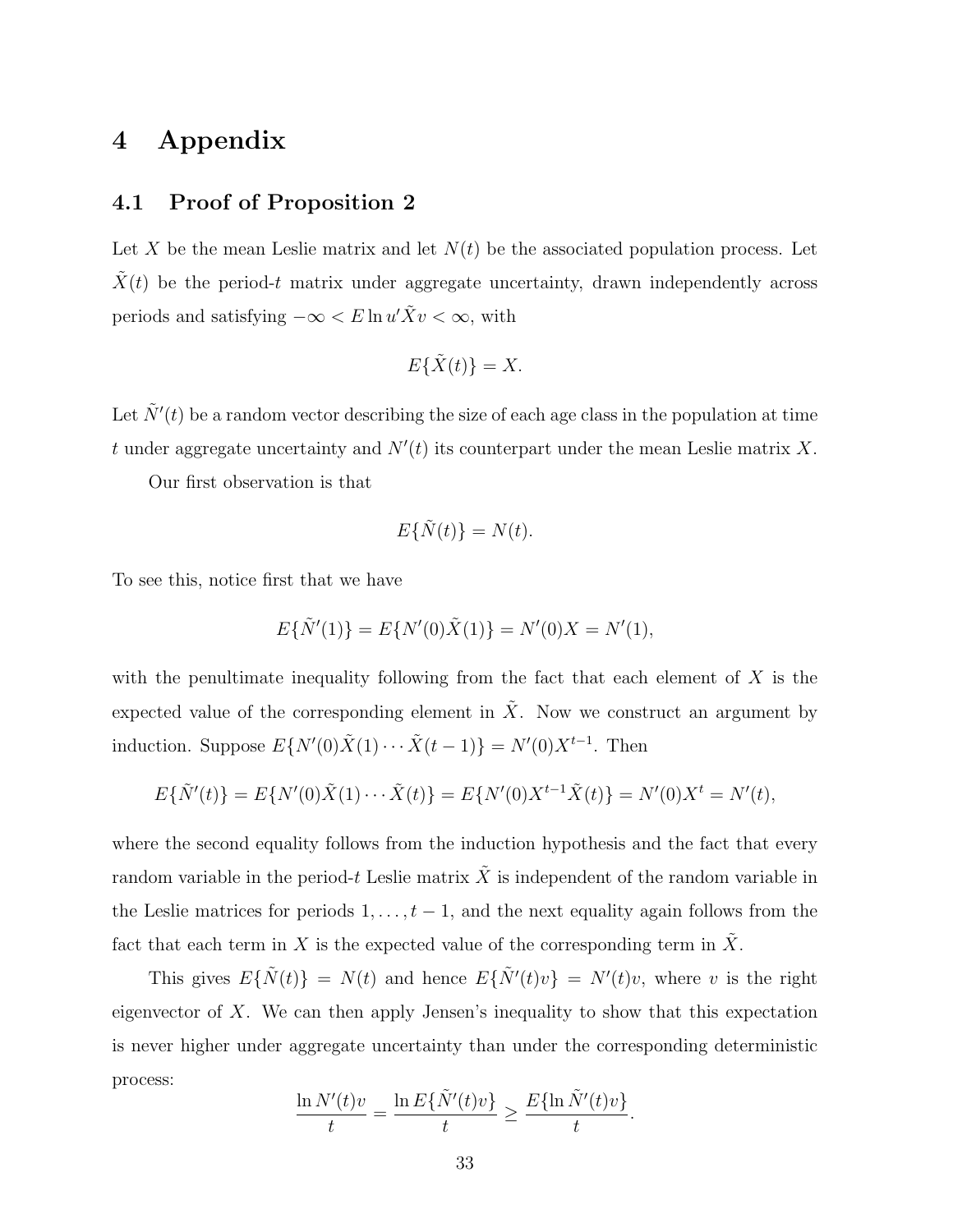# 4 Appendix

## 4.1 Proof of Proposition 2

Let $X$ be the mean Leslie matrix and let $N(t)$ be the associated population process. Let $\tilde{X}(t)$ be the period-$t$ matrix under aggregate uncertainty, drawn independently across periods and satisfying $-\infty < E \ln u'\tilde{X}v < \infty$, with

$$E\{\tilde{X}(t)\} = X.$$

Let $\tilde{N}'(t)$ be a random vector describing the size of each age class in the population at time $t$ under aggregate uncertainty and $N'(t)$ its counterpart under the mean Leslie matrix $X$.

Our first observation is that

$$E\{\tilde{N}(t)\} = N(t).$$

To see this, notice first that we have

$$E\{\tilde{N}'(1)\} = E\{N'(0)\tilde{X}(1)\} = N'(0)X = N'(1),$$

with the penultimate inequality following from the fact that each element of $X$ is the expected value of the corresponding element in $\tilde{X}$. Now we construct an argument by induction. Suppose $E\{N'(0)\tilde{X}(1)\cdots\tilde{X}(t-1)\} = N'(0)X^{t-1}$. Then

$$E\{\tilde{N}'(t)\} = E\{N'(0)\tilde{X}(1)\cdots\tilde{X}(t)\} = E\{N'(0)X^{t-1}\tilde{X}(t)\} = N'(0)X^t = N'(t),$$

where the second equality follows from the induction hypothesis and the fact that every random variable in the period-$t$ Leslie matrix $\tilde{X}$ is independent of the random variable in the Leslie matrices for periods $1, \ldots, t-1$, and the next equality again follows from the fact that each term in $X$ is the expected value of the corresponding term in $\tilde{X}$.

This gives $E\{\tilde{N}(t)\} = N(t)$ and hence $E\{\tilde{N}'(t)v\} = N'(t)v$, where $v$ is the right eigenvector of $X$. We can then apply Jensen's inequality to show that this expectation is never higher under aggregate uncertainty than under the corresponding deterministic process:

$$\frac{\ln N'(t)v}{t} = \frac{\ln E\{\tilde{N}'(t)v\}}{t} \geq \frac{E\{\ln \tilde{N}'(t)v\}}{t}.$$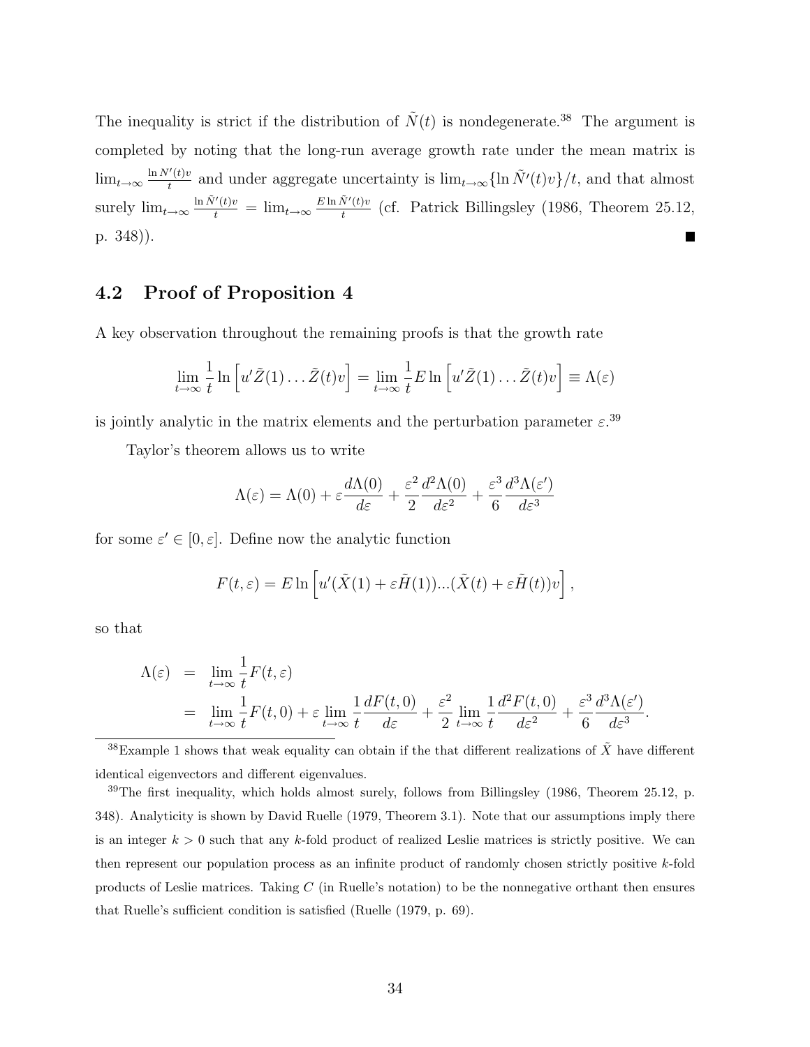The inequality is strict if the distribution of $\tilde{N}(t)$ is nondegenerate.[38] The argument is completed by noting that the long-run average growth rate under the mean matrix is $\lim_{t\to\infty} \frac{\ln N'(t)v}{t}$ and under aggregate uncertainty is $\lim_{t\to\infty}\{\ln \tilde{N}'(t)v\}/t$, and that almost surely $\lim_{t\to\infty} \frac{\ln \tilde{N}'(t)v}{t} = \lim_{t\to\infty} \frac{E \ln \tilde{N}'(t)v}{t}$ (cf. Patrick Billingsley (1986, Theorem 25.12, p. 348)). ∎

## 4.2 Proof of Proposition 4

A key observation throughout the remaining proofs is that the growth rate

$$\lim_{t\to\infty} \frac{1}{t} \ln \left[u'\tilde{Z}(1)\ldots\tilde{Z}(t)v\right] = \lim_{t\to\infty} \frac{1}{t} E \ln \left[u'\tilde{Z}(1)\ldots\tilde{Z}(t)v\right] \equiv \Lambda(\varepsilon)$$

is jointly analytic in the matrix elements and the perturbation parameter $\varepsilon$.[39]

Taylor's theorem allows us to write

$$\Lambda(\varepsilon) = \Lambda(0) + \varepsilon \frac{d\Lambda(0)}{d\varepsilon} + \frac{\varepsilon^2}{2}\frac{d^2\Lambda(0)}{d\varepsilon^2} + \frac{\varepsilon^3}{6}\frac{d^3\Lambda(\varepsilon')}{d\varepsilon^3}$$

for some $\varepsilon' \in [0, \varepsilon]$. Define now the analytic function

$$F(t,\varepsilon) = E \ln \left[u'(\tilde{X}(1) + \varepsilon\tilde{H}(1))...(\tilde{X}(t) + \varepsilon\tilde{H}(t))v\right],$$

so that

$$\begin{aligned}
\Lambda(\varepsilon) &= \lim_{t\to\infty} \frac{1}{t} F(t,\varepsilon) \\
&= \lim_{t\to\infty} \frac{1}{t} F(t,0) + \varepsilon \lim_{t\to\infty} \frac{1}{t}\frac{dF(t,0)}{d\varepsilon} + \frac{\varepsilon^2}{2} \lim_{t\to\infty} \frac{1}{t}\frac{d^2F(t,0)}{d\varepsilon^2} + \frac{\varepsilon^3}{6}\frac{d^3\Lambda(\varepsilon')}{d\varepsilon^3}.
\end{aligned}$$

---

[38] Example 1 shows that weak equality can obtain if the that different realizations of $\tilde{X}$ have different identical eigenvectors and different eigenvalues.

[39] The first inequality, which holds almost surely, follows from Billingsley (1986, Theorem 25.12, p. 348). Analyticity is shown by David Ruelle (1979, Theorem 3.1). Note that our assumptions imply there is an integer $k > 0$ such that any $k$-fold product of realized Leslie matrices is strictly positive. We can then represent our population process as an infinite product of randomly chosen strictly positive $k$-fold products of Leslie matrices. Taking $C$ (in Ruelle's notation) to be the nonnegative orthant then ensures that Ruelle's sufficient condition is satisfied (Ruelle (1979, p. 69).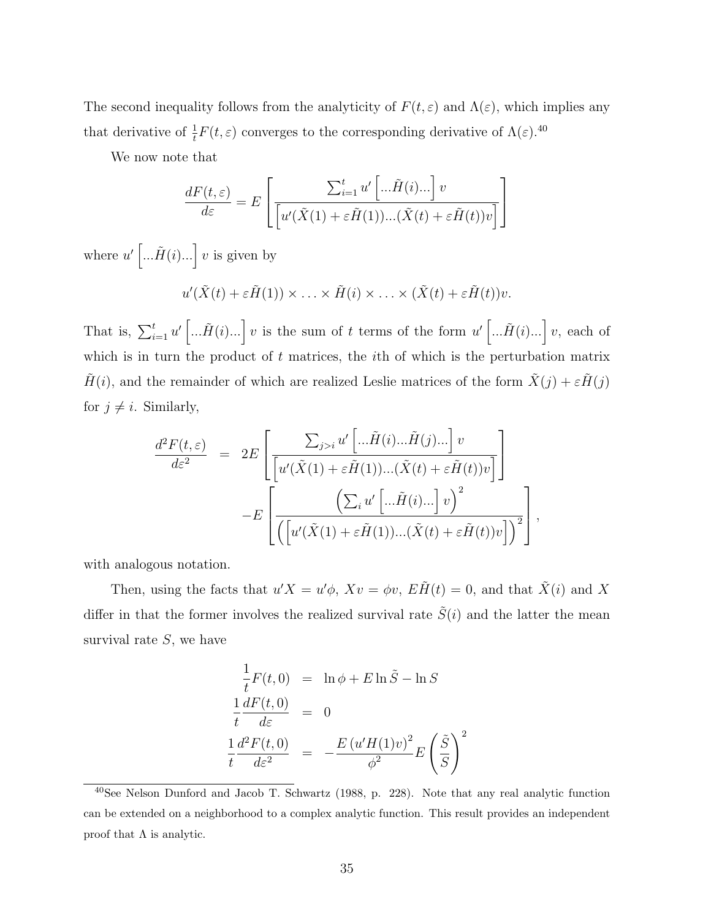The second inequality follows from the analyticity of $F(t, \varepsilon)$ and $\Lambda(\varepsilon)$, which implies any that derivative of $\frac{1}{t}F(t, \varepsilon)$ converges to the corresponding derivative of $\Lambda(\varepsilon)$.[40]

We now note that

$$\frac{dF(t,\varepsilon)}{d\varepsilon} = E\left[\frac{\sum_{i=1}^{t} u'\left[...\tilde{H}(i)...\right]v}{\left[u'(\tilde{X}(1)+\varepsilon\tilde{H}(1))...(\tilde{X}(t)+\varepsilon\tilde{H}(t))v\right]}\right]$$

where $u'\left[...\tilde{H}(i)...\right]v$ is given by

$$u'(\tilde{X}(t)+\varepsilon\tilde{H}(1))\times\ldots\times\tilde{H}(i)\times\ldots\times(\tilde{X}(t)+\varepsilon\tilde{H}(t))v.$$

That is, $\sum_{i=1}^{t} u'\left[...\tilde{H}(i)...\right]v$ is the sum of $t$ terms of the form $u'\left[...\tilde{H}(i)...\right]v$, each of which is in turn the product of $t$ matrices, the $i$th of which is the perturbation matrix $\tilde{H}(i)$, and the remainder of which are realized Leslie matrices of the form $\tilde{X}(j)+\varepsilon\tilde{H}(j)$ for $j \neq i$. Similarly,

$$\begin{aligned}\frac{d^2F(t,\varepsilon)}{d\varepsilon^2} &= 2E\left[\frac{\sum_{j>i} u'\left[...\tilde{H}(i)...\tilde{H}(j)...\right]v}{\left[u'(\tilde{X}(1)+\varepsilon\tilde{H}(1))...(\tilde{X}(t)+\varepsilon\tilde{H}(t))v\right]}\right] \\ &\quad -E\left[\frac{\left(\sum_i u'\left[...\tilde{H}(i)...\right]v\right)^2}{\left(\left[u'(\tilde{X}(1)+\varepsilon\tilde{H}(1))...(\tilde{X}(t)+\varepsilon\tilde{H}(t))v\right]\right)^2}\right],\end{aligned}$$

with analogous notation.

Then, using the facts that $u'X = u'\phi$, $Xv = \phi v$, $E\tilde{H}(t) = 0$, and that $\tilde{X}(i)$ and $X$ differ in that the former involves the realized survival rate $\tilde{S}(i)$ and the latter the mean survival rate $S$, we have

$$\begin{aligned}\frac{1}{t}F(t,0) &= \ln\phi + E\ln\tilde{S} - \ln S \\ \frac{1}{t}\frac{dF(t,0)}{d\varepsilon} &= 0 \\ \frac{1}{t}\frac{d^2F(t,0)}{d\varepsilon^2} &= -\frac{E\left(u'H(1)v\right)^2}{\phi^2}E\left(\frac{\tilde{S}}{S}\right)^2\end{aligned}$$

[40] See Nelson Dunford and Jacob T. Schwartz (1988, p. 228). Note that any real analytic function can be extended on a neighborhood to a complex analytic function. This result provides an independent proof that $\Lambda$ is analytic.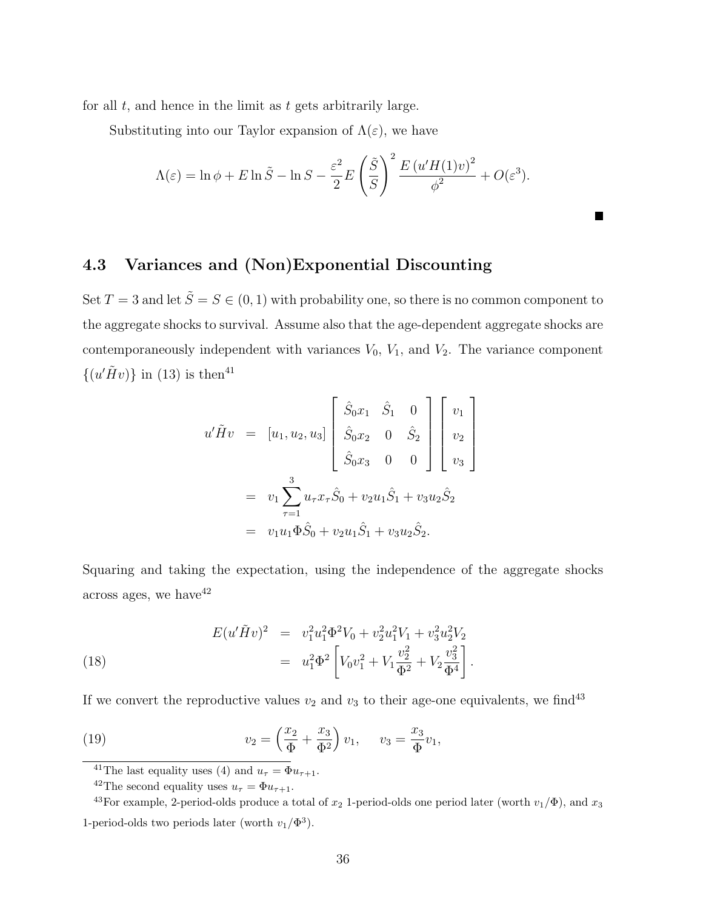for all $t$, and hence in the limit as $t$ gets arbitrarily large.

Substituting into our Taylor expansion of $\Lambda(\varepsilon)$, we have

$$\Lambda(\varepsilon) = \ln \phi + E \ln \tilde{S} - \ln S - \frac{\varepsilon^2}{2} E \left( \frac{\tilde{S}}{S} \right)^2 \frac{E \left( u' H(1) v \right)^2}{\phi^2} + O(\varepsilon^3).$$

■

### 4.3 Variances and (Non)Exponential Discounting

Set $T = 3$ and let $\tilde{S} = S \in (0, 1)$ with probability one, so there is no common component to the aggregate shocks to survival. Assume also that the age-dependent aggregate shocks are contemporaneously independent with variances $V_0$, $V_1$, and $V_2$. The variance component $\{(u'\tilde{H}v)\}$ in (13) is then[41]

$$\begin{aligned} u'\tilde{H}v &= [u_1, u_2, u_3] \begin{bmatrix} \hat{S}_0 x_1 & \hat{S}_1 & 0 \\ \hat{S}_0 x_2 & 0 & \hat{S}_2 \\ \hat{S}_0 x_3 & 0 & 0 \end{bmatrix} \begin{bmatrix} v_1 \\ v_2 \\ v_3 \end{bmatrix} \\ &= v_1 \sum_{\tau=1}^{3} u_\tau x_\tau \hat{S}_0 + v_2 u_1 \hat{S}_1 + v_3 u_2 \hat{S}_2 \\ &= v_1 u_1 \Phi \hat{S}_0 + v_2 u_1 \hat{S}_1 + v_3 u_2 \hat{S}_2. \end{aligned}$$

Squaring and taking the expectation, using the independence of the aggregate shocks across ages, we have[42]

$$\begin{aligned} E(u'\tilde{H}v)^2 &= v_1^2 u_1^2 \Phi^2 V_0 + v_2^2 u_1^2 V_1 + v_3^2 u_2^2 V_2 \\ &= u_1^2 \Phi^2 \left[ V_0 v_1^2 + V_1 \frac{v_2^2}{\Phi^2} + V_2 \frac{v_3^2}{\Phi^4} \right]. \end{aligned} \tag{18}$$

If we convert the reproductive values $v_2$ and $v_3$ to their age-one equivalents, we find[43]

$$v_2 = \left( \frac{x_2}{\Phi} + \frac{x_3}{\Phi^2} \right) v_1, \qquad v_3 = \frac{x_3}{\Phi} v_1, \tag{19}$$

---

[41] The last equality uses (4) and $u_\tau = \Phi u_{\tau+1}$.

[42] The second equality uses $u_\tau = \Phi u_{\tau+1}$.

[43] For example, 2-period-olds produce a total of $x_2$ 1-period-olds one period later (worth $v_1/\Phi$), and $x_3$ 1-period-olds two periods later (worth $v_1/\Phi^3$).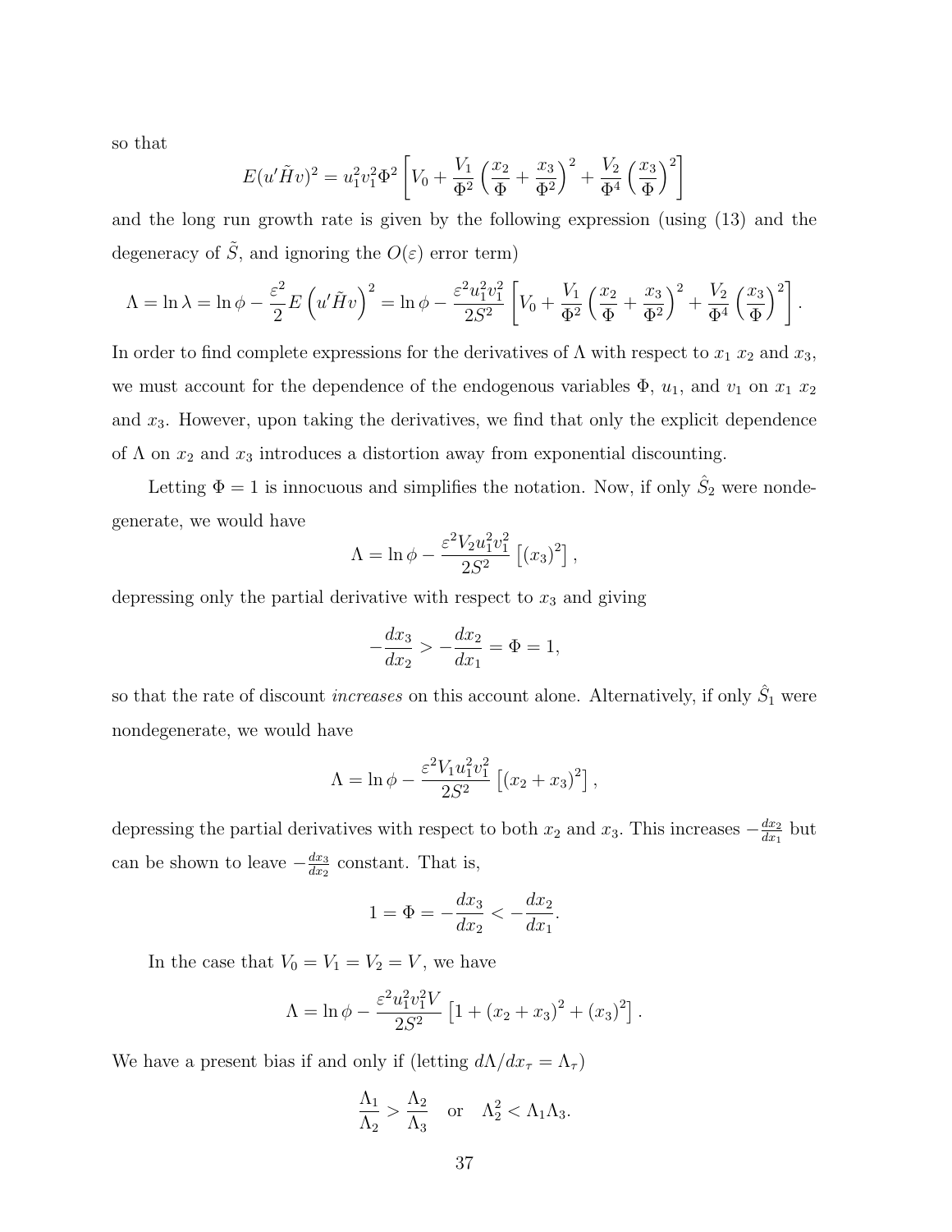so that

$$E(u'\tilde{H}v)^2 = u_1^2 v_1^2 \Phi^2 \left[ V_0 + \frac{V_1}{\Phi^2}\left(\frac{x_2}{\Phi} + \frac{x_3}{\Phi^2}\right)^2 + \frac{V_2}{\Phi^4}\left(\frac{x_3}{\Phi}\right)^2 \right]$$

and the long run growth rate is given by the following expression (using (13) and the degeneracy of $\tilde{S}$, and ignoring the $O(\varepsilon)$ error term)

$$\Lambda = \ln \lambda = \ln \phi - \frac{\varepsilon^2}{2} E\left(u'\tilde{H}v\right)^2 = \ln \phi - \frac{\varepsilon^2 u_1^2 v_1^2}{2S^2}\left[ V_0 + \frac{V_1}{\Phi^2}\left(\frac{x_2}{\Phi} + \frac{x_3}{\Phi^2}\right)^2 + \frac{V_2}{\Phi^4}\left(\frac{x_3}{\Phi}\right)^2 \right].$$

In order to find complete expressions for the derivatives of $\Lambda$ with respect to $x_1$ $x_2$ and $x_3$, we must account for the dependence of the endogenous variables $\Phi$, $u_1$, and $v_1$ on $x_1$ $x_2$ and $x_3$. However, upon taking the derivatives, we find that only the explicit dependence of $\Lambda$ on $x_2$ and $x_3$ introduces a distortion away from exponential discounting.

Letting $\Phi = 1$ is innocuous and simplifies the notation. Now, if only $\hat{S}_2$ were nondegenerate, we would have

$$\Lambda = \ln \phi - \frac{\varepsilon^2 V_2 u_1^2 v_1^2}{2S^2}\left[(x_3)^2\right],$$

depressing only the partial derivative with respect to $x_3$ and giving

$$-\frac{dx_3}{dx_2} > -\frac{dx_2}{dx_1} = \Phi = 1,$$

so that the rate of discount *increases* on this account alone. Alternatively, if only $\hat{S}_1$ were nondegenerate, we would have

$$\Lambda = \ln \phi - \frac{\varepsilon^2 V_1 u_1^2 v_1^2}{2S^2}\left[(x_2 + x_3)^2\right],$$

depressing the partial derivatives with respect to both $x_2$ and $x_3$. This increases $-\frac{dx_2}{dx_1}$ but can be shown to leave $-\frac{dx_3}{dx_2}$ constant. That is,

$$1 = \Phi = -\frac{dx_3}{dx_2} < -\frac{dx_2}{dx_1}.$$

In the case that $V_0 = V_1 = V_2 = V$, we have

$$\Lambda = \ln \phi - \frac{\varepsilon^2 u_1^2 v_1^2 V}{2S^2}\left[1 + (x_2 + x_3)^2 + (x_3)^2\right].$$

We have a present bias if and only if (letting $d\Lambda/dx_\tau = \Lambda_\tau$)

$$\frac{\Lambda_1}{\Lambda_2} > \frac{\Lambda_2}{\Lambda_3} \quad \text{or} \quad \Lambda_2^2 < \Lambda_1 \Lambda_3.$$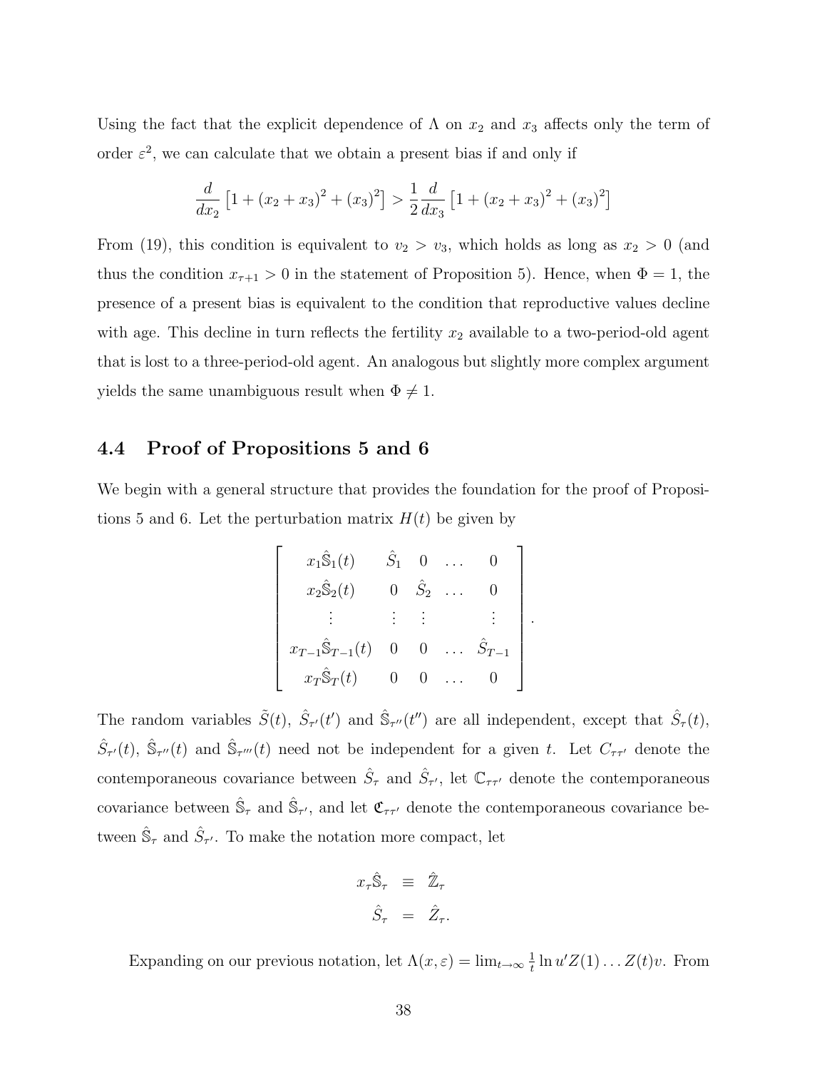Using the fact that the explicit dependence of $\Lambda$ on $x_2$ and $x_3$ affects only the term of order $\varepsilon^2$, we can calculate that we obtain a present bias if and only if

$$\frac{d}{dx_2}\left[1+(x_2+x_3)^2+(x_3)^2\right] > \frac{1}{2}\frac{d}{dx_3}\left[1+(x_2+x_3)^2+(x_3)^2\right]$$

From (19), this condition is equivalent to $v_2 > v_3$, which holds as long as $x_2 > 0$ (and thus the condition $x_{\tau+1} > 0$ in the statement of Proposition 5). Hence, when $\Phi = 1$, the presence of a present bias is equivalent to the condition that reproductive values decline with age. This decline in turn reflects the fertility $x_2$ available to a two-period-old agent that is lost to a three-period-old agent. An analogous but slightly more complex argument yields the same unambiguous result when $\Phi \neq 1$.

## 4.4 Proof of Propositions 5 and 6

We begin with a general structure that provides the foundation for the proof of Propositions 5 and 6. Let the perturbation matrix $H(t)$ be given by

$$\begin{bmatrix} x_1\hat{\mathbb{S}}_1(t) & \hat{S}_1 & 0 & \dots & 0 \\ x_2\hat{\mathbb{S}}_2(t) & 0 & \hat{S}_2 & \dots & 0 \\ \vdots & \vdots & \vdots & & \vdots \\ x_{T-1}\hat{\mathbb{S}}_{T-1}(t) & 0 & 0 & \dots & \hat{S}_{T-1} \\ x_T\hat{\mathbb{S}}_T(t) & 0 & 0 & \dots & 0 \end{bmatrix}.$$

The random variables $\tilde{S}(t)$, $\hat{S}_{\tau'}(t')$ and $\hat{\mathbb{S}}_{\tau''}(t'')$ are all independent, except that $\hat{S}_\tau(t)$, $\hat{S}_{\tau'}(t)$, $\hat{\mathbb{S}}_{\tau''}(t)$ and $\hat{\mathbb{S}}_{\tau'''}(t)$ need not be independent for a given $t$. Let $C_{\tau\tau'}$ denote the contemporaneous covariance between $\hat{S}_\tau$ and $\hat{S}_{\tau'}$, let $\mathbb{C}_{\tau\tau'}$ denote the contemporaneous covariance between $\hat{\mathbb{S}}_\tau$ and $\hat{\mathbb{S}}_{\tau'}$, and let $\mathfrak{C}_{\tau\tau'}$ denote the contemporaneous covariance between $\hat{\mathbb{S}}_\tau$ and $\hat{S}_{\tau'}$. To make the notation more compact, let

$$\begin{aligned} x_\tau\hat{\mathbb{S}}_\tau &\equiv \hat{\mathbb{Z}}_\tau \\ \hat{S}_\tau &= \hat{Z}_\tau. \end{aligned}$$

Expanding on our previous notation, let $\Lambda(x,\varepsilon) = \lim_{t\to\infty}\frac{1}{t}\ln u'Z(1)\dots Z(t)v$. From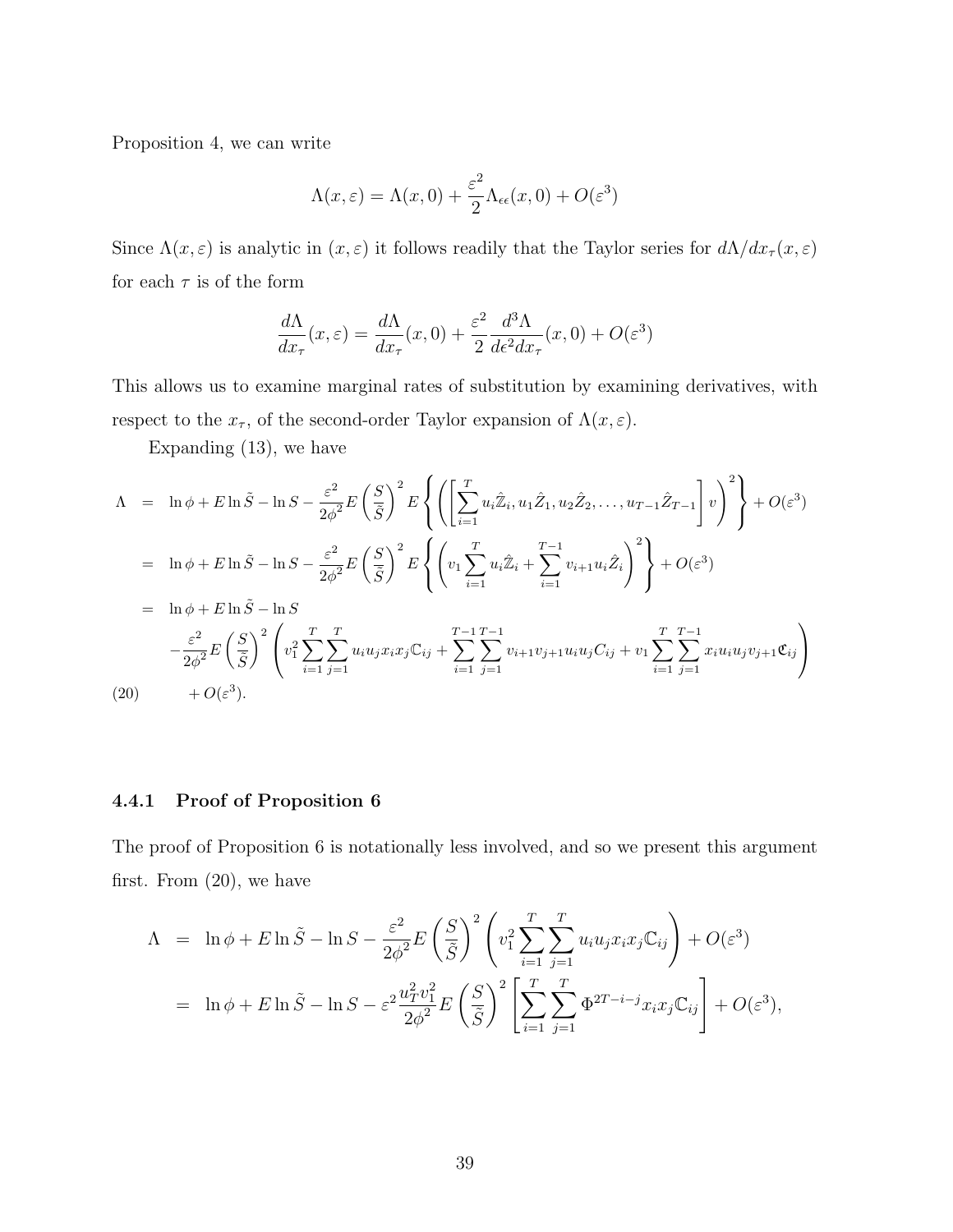Proposition 4, we can write

$$\Lambda(x,\varepsilon) = \Lambda(x,0) + \frac{\varepsilon^2}{2}\Lambda_{\epsilon\epsilon}(x,0) + O(\varepsilon^3)$$

Since $\Lambda(x,\varepsilon)$ is analytic in $(x,\varepsilon)$ it follows readily that the Taylor series for $d\Lambda/dx_\tau(x,\varepsilon)$ for each $\tau$ is of the form

$$\frac{d\Lambda}{dx_\tau}(x,\varepsilon) = \frac{d\Lambda}{dx_\tau}(x,0) + \frac{\varepsilon^2}{2}\frac{d^3\Lambda}{d\epsilon^2 dx_\tau}(x,0) + O(\varepsilon^3)$$

This allows us to examine marginal rates of substitution by examining derivatives, with respect to the $x_\tau$, of the second-order Taylor expansion of $\Lambda(x,\varepsilon)$.

Expanding (13), we have

$$\begin{aligned}
\Lambda &= \ln\phi + E\ln\tilde{S} - \ln S - \frac{\varepsilon^2}{2\phi^2}E\left(\frac{S}{\tilde{S}}\right)^2 E\left\{\left(\left[\sum_{i=1}^{T}u_i\hat{\mathbb{Z}}_i, u_1\hat{Z}_1, u_2\hat{Z}_2, \ldots, u_{T-1}\hat{Z}_{T-1}\right]v\right)^2\right\} + O(\varepsilon^3) \\
&= \ln\phi + E\ln\tilde{S} - \ln S - \frac{\varepsilon^2}{2\phi^2}E\left(\frac{S}{\tilde{S}}\right)^2 E\left\{\left(v_1\sum_{i=1}^{T}u_i\hat{\mathbb{Z}}_i + \sum_{i=1}^{T-1}v_{i+1}u_i\hat{Z}_i\right)^2\right\} + O(\varepsilon^3) \\
&= \ln\phi + E\ln\tilde{S} - \ln S \\
&\quad -\frac{\varepsilon^2}{2\phi^2}E\left(\frac{S}{\tilde{S}}\right)^2\left(v_1^2\sum_{i=1}^{T}\sum_{j=1}^{T}u_iu_jx_ix_j\mathbb{C}_{ij} + \sum_{i=1}^{T-1}\sum_{j=1}^{T-1}v_{i+1}v_{j+1}u_iu_jC_{ij} + v_1\sum_{i=1}^{T}\sum_{j=1}^{T-1}x_iu_iu_jv_{j+1}\mathfrak{C}_{ij}\right) \\
&\quad + O(\varepsilon^3).
\end{aligned} \tag{20}$$

### 4.4.1 Proof of Proposition 6

The proof of Proposition 6 is notationally less involved, and so we present this argument first. From (20), we have

$$\begin{aligned}
\Lambda &= \ln\phi + E\ln\tilde{S} - \ln S - \frac{\varepsilon^2}{2\phi^2}E\left(\frac{S}{\tilde{S}}\right)^2\left(v_1^2\sum_{i=1}^{T}\sum_{j=1}^{T}u_iu_jx_ix_j\mathbb{C}_{ij}\right) + O(\varepsilon^3) \\
&= \ln\phi + E\ln\tilde{S} - \ln S - \varepsilon^2\frac{u_T^2v_1^2}{2\phi^2}E\left(\frac{S}{\tilde{S}}\right)^2\left[\sum_{i=1}^{T}\sum_{j=1}^{T}\Phi^{2T-i-j}x_ix_j\mathbb{C}_{ij}\right] + O(\varepsilon^3),
\end{aligned}$$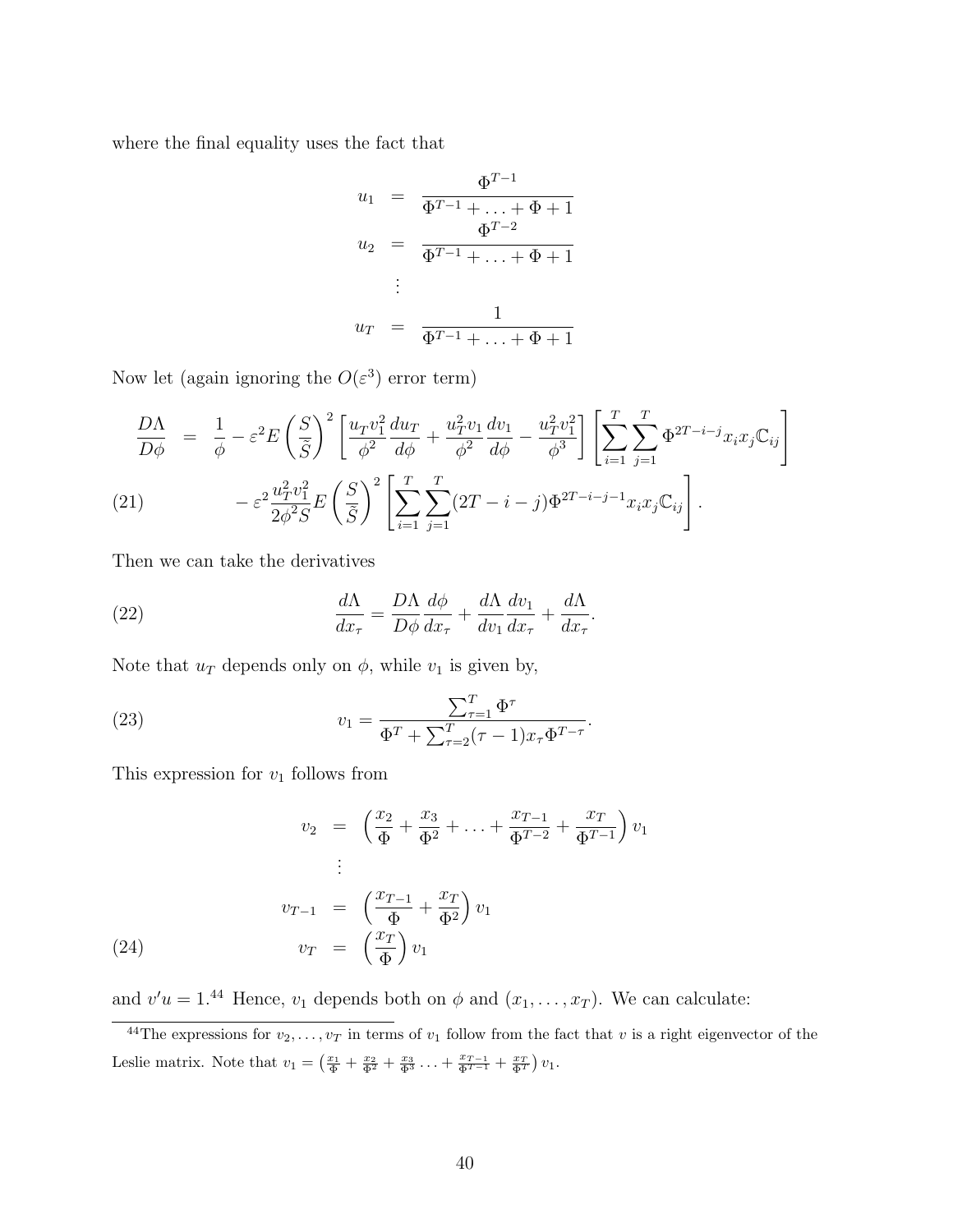where the final equality uses the fact that

$$
\begin{aligned}
u_1 &= \frac{\Phi^{T-1}}{\Phi^{T-1}+\ldots+\Phi+1} \\
u_2 &= \frac{\Phi^{T-2}}{\Phi^{T-1}+\ldots+\Phi+1} \\
&\vdots \\
u_T &= \frac{1}{\Phi^{T-1}+\ldots+\Phi+1}
\end{aligned}
$$

Now let (again ignoring the $O(\varepsilon^3)$ error term)

$$
\begin{aligned}
\frac{D\Lambda}{D\phi} &= \frac{1}{\phi} - \varepsilon^2 E\left(\frac{S}{\tilde{S}}\right)^2 \left[\frac{u_T v_1^2}{\phi^2}\frac{du_T}{d\phi} + \frac{u_T^2 v_1}{\phi^2}\frac{dv_1}{d\phi} - \frac{u_T^2 v_1^2}{\phi^3}\right]\left[\sum_{i=1}^{T}\sum_{j=1}^{T}\Phi^{2T-i-j}x_i x_j \mathbb{C}_{ij}\right] \\
&\quad - \varepsilon^2 \frac{u_T^2 v_1^2}{2\phi^2 S} E\left(\frac{S}{\tilde{S}}\right)^2 \left[\sum_{i=1}^{T}\sum_{j=1}^{T}(2T-i-j)\Phi^{2T-i-j-1}x_i x_j \mathbb{C}_{ij}\right]. \qquad (21)
\end{aligned}
$$

Then we can take the derivatives

$$
\frac{d\Lambda}{dx_\tau} = \frac{D\Lambda}{D\phi}\frac{d\phi}{dx_\tau} + \frac{d\Lambda}{dv_1}\frac{dv_1}{dx_\tau} + \frac{d\Lambda}{dx_\tau}. \qquad (22)
$$

Note that $u_T$ depends only on $\phi$, while $v_1$ is given by,

$$
v_1 = \frac{\sum_{\tau=1}^{T}\Phi^\tau}{\Phi^T + \sum_{\tau=2}^{T}(\tau-1)x_\tau \Phi^{T-\tau}}. \qquad (23)
$$

This expression for $v_1$ follows from

$$
\begin{aligned}
v_2 &= \left(\frac{x_2}{\Phi} + \frac{x_3}{\Phi^2} + \ldots + \frac{x_{T-1}}{\Phi^{T-2}} + \frac{x_T}{\Phi^{T-1}}\right)v_1 \\
&\vdots \\
v_{T-1} &= \left(\frac{x_{T-1}}{\Phi} + \frac{x_T}{\Phi^2}\right)v_1 \\
v_T &= \left(\frac{x_T}{\Phi}\right)v_1 \qquad (24)
\end{aligned}
$$

and $v'u = 1$.[44] Hence, $v_1$ depends both on $\phi$ and $(x_1, \ldots, x_T)$. We can calculate:

[44] The expressions for $v_2, \ldots, v_T$ in terms of $v_1$ follow from the fact that $v$ is a right eigenvector of the Leslie matrix. Note that $v_1 = \left(\frac{x_1}{\Phi} + \frac{x_2}{\Phi^2} + \frac{x_3}{\Phi^3} \ldots + \frac{x_{T-1}}{\Phi^{T-1}} + \frac{x_T}{\Phi^T}\right)v_1$.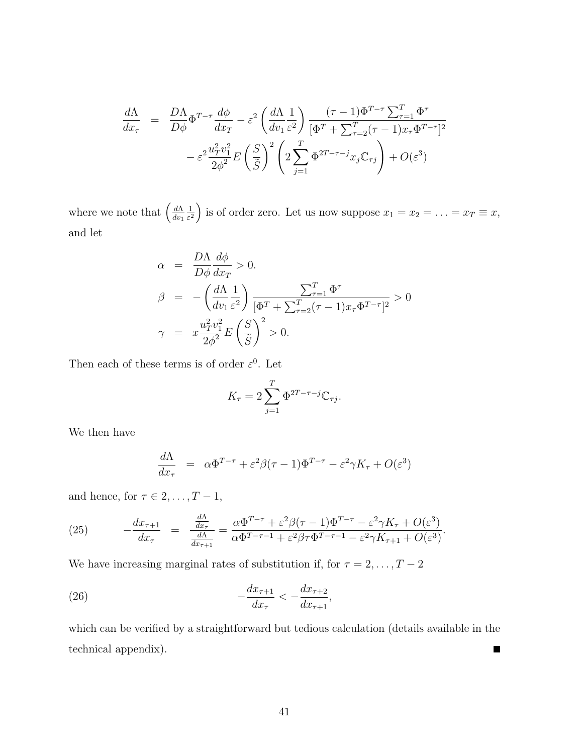$$
\begin{aligned}
\frac{d\Lambda}{dx_\tau} &= \frac{D\Lambda}{D\phi}\Phi^{T-\tau}\frac{d\phi}{dx_T} - \varepsilon^2\left(\frac{d\Lambda}{dv_1}\frac{1}{\varepsilon^2}\right)\frac{(\tau-1)\Phi^{T-\tau}\sum_{\tau=1}^{T}\Phi^\tau}{[\Phi^T+\sum_{\tau=2}^{T}(\tau-1)x_\tau\Phi^{T-\tau}]^2} \\
&\quad - \varepsilon^2\frac{u_T^2 v_1^2}{2\phi^2}E\left(\frac{S}{\tilde{S}}\right)^2\left(2\sum_{j=1}^{T}\Phi^{2T-\tau-j}x_j\mathbb{C}_{\tau j}\right) + O(\varepsilon^3)
\end{aligned}
$$

where we note that $\left(\frac{d\Lambda}{dv_1}\frac{1}{\varepsilon^2}\right)$ is of order zero. Let us now suppose $x_1 = x_2 = \ldots = x_T \equiv x$, and let

$$
\begin{aligned}
\alpha &= \frac{D\Lambda}{D\phi}\frac{d\phi}{dx_T} > 0. \\
\beta &= -\left(\frac{d\Lambda}{dv_1}\frac{1}{\varepsilon^2}\right)\frac{\sum_{\tau=1}^{T}\Phi^\tau}{[\Phi^T+\sum_{\tau=2}^{T}(\tau-1)x_\tau\Phi^{T-\tau}]^2} > 0 \\
\gamma &= x\frac{u_T^2 v_1^2}{2\phi^2}E\left(\frac{S}{\tilde{S}}\right)^2 > 0.
\end{aligned}
$$

Then each of these terms is of order $\varepsilon^0$. Let

$$
K_\tau = 2\sum_{j=1}^{T}\Phi^{2T-\tau-j}\mathbb{C}_{\tau j}.
$$

We then have

$$
\frac{d\Lambda}{dx_\tau} = \alpha\Phi^{T-\tau} + \varepsilon^2\beta(\tau-1)\Phi^{T-\tau} - \varepsilon^2\gamma K_\tau + O(\varepsilon^3)
$$

and hence, for $\tau \in 2,\ldots,T-1$,

$$
-\frac{dx_{\tau+1}}{dx_\tau} = \frac{\frac{d\Lambda}{dx_\tau}}{\frac{d\Lambda}{dx_{\tau+1}}} = \frac{\alpha\Phi^{T-\tau} + \varepsilon^2\beta(\tau-1)\Phi^{T-\tau} - \varepsilon^2\gamma K_\tau + O(\varepsilon^3)}{\alpha\Phi^{T-\tau-1} + \varepsilon^2\beta\tau\Phi^{T-\tau-1} - \varepsilon^2\gamma K_{\tau+1} + O(\varepsilon^3)}. \tag{25}
$$

We have increasing marginal rates of substitution if, for $\tau = 2,\ldots,T-2$

$$
-\frac{dx_{\tau+1}}{dx_\tau} < -\frac{dx_{\tau+2}}{dx_{\tau+1}}, \tag{26}
$$

which can be verified by a straightforward but tedious calculation (details available in the technical appendix). ∎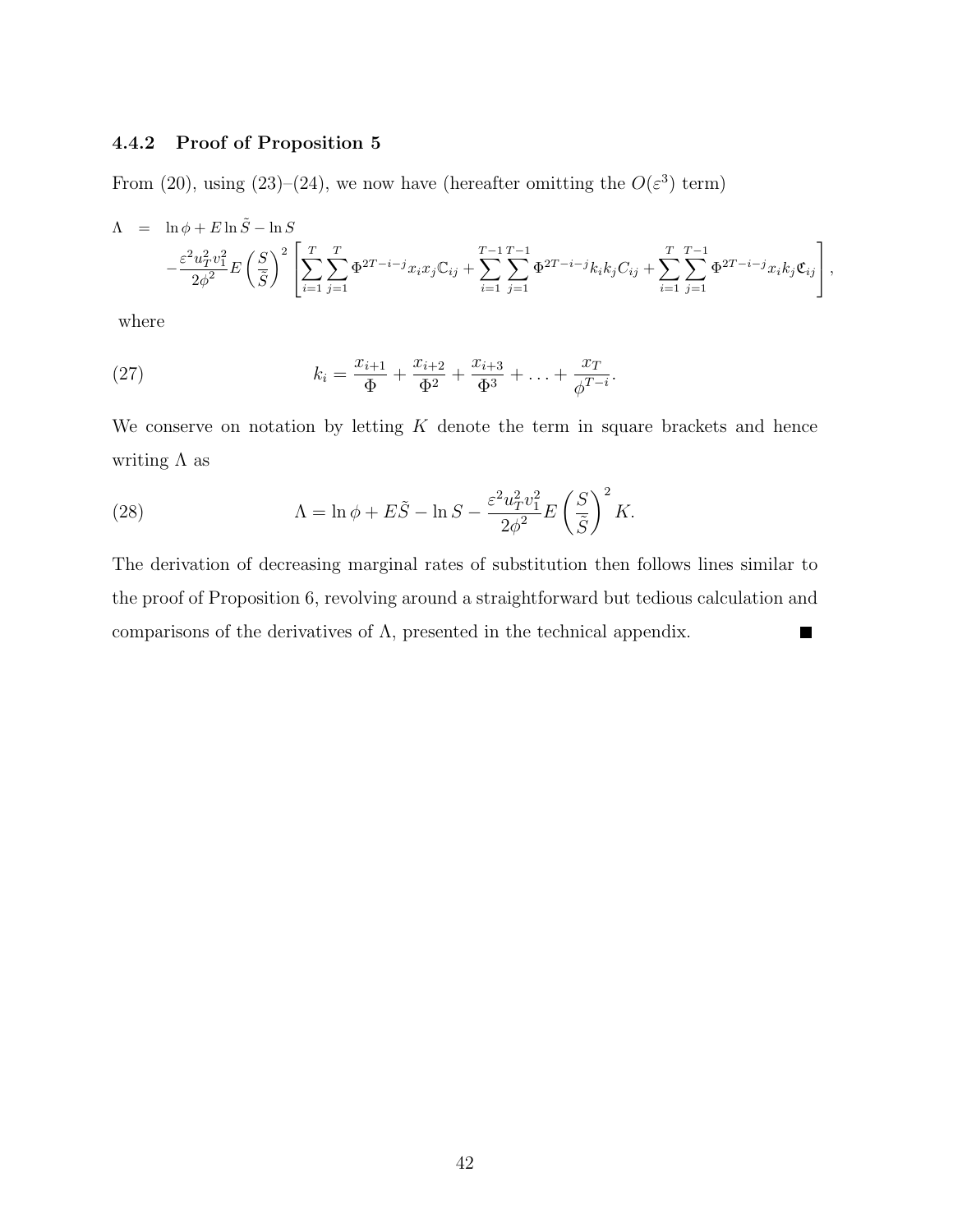### 4.4.2 Proof of Proposition 5

From (20), using (23)–(24), we now have (hereafter omitting the $O(\varepsilon^3)$ term)

$$
\begin{aligned}
\Lambda &= \ln\phi + E\ln\tilde{S} - \ln S \\
&\quad -\frac{\varepsilon^2 u_T^2 v_1^2}{2\phi^2} E\left(\frac{S}{\tilde{S}}\right)^2 \left[\sum_{i=1}^{T}\sum_{j=1}^{T}\Phi^{2T-i-j}x_i x_j \mathbb{C}_{ij} + \sum_{i=1}^{T-1}\sum_{j=1}^{T-1}\Phi^{2T-i-j}k_i k_j C_{ij} + \sum_{i=1}^{T}\sum_{j=1}^{T-1}\Phi^{2T-i-j}x_i k_j \mathfrak{C}_{ij}\right],
\end{aligned}
$$

where

$$
k_i = \frac{x_{i+1}}{\Phi} + \frac{x_{i+2}}{\Phi^2} + \frac{x_{i+3}}{\Phi^3} + \ldots + \frac{x_T}{\phi^{T-i}}. \tag{27}
$$

We conserve on notation by letting $K$ denote the term in square brackets and hence writing $\Lambda$ as

$$
\Lambda = \ln\phi + E\tilde{S} - \ln S - \frac{\varepsilon^2 u_T^2 v_1^2}{2\phi^2} E\left(\frac{S}{\tilde{S}}\right)^2 K. \tag{28}
$$

The derivation of decreasing marginal rates of substitution then follows lines similar to the proof of Proposition 6, revolving around a straightforward but tedious calculation and comparisons of the derivatives of $\Lambda$, presented in the technical appendix. ■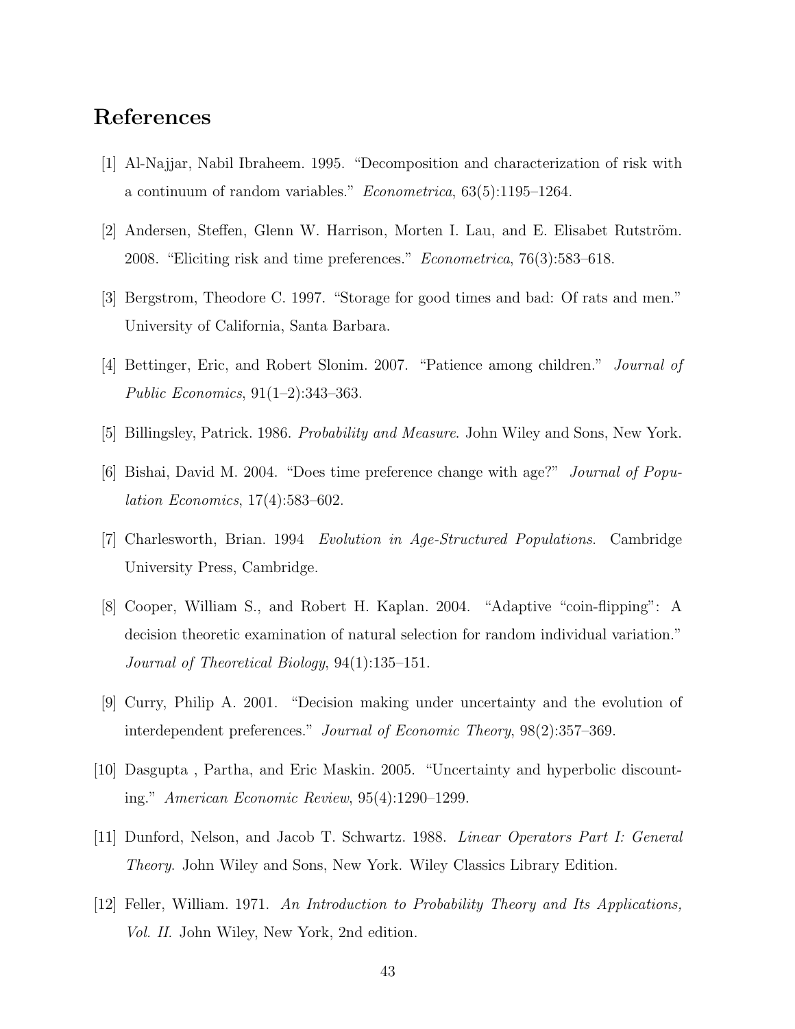## References

[1] Al-Najjar, Nabil Ibraheem. 1995. "Decomposition and characterization of risk with a continuum of random variables." *Econometrica*, 63(5):1195–1264.

[2] Andersen, Steffen, Glenn W. Harrison, Morten I. Lau, and E. Elisabet Rutström. 2008. "Eliciting risk and time preferences." *Econometrica*, 76(3):583–618.

[3] Bergstrom, Theodore C. 1997. "Storage for good times and bad: Of rats and men." University of California, Santa Barbara.

[4] Bettinger, Eric, and Robert Slonim. 2007. "Patience among children." *Journal of Public Economics*, 91(1–2):343–363.

[5] Billingsley, Patrick. 1986. *Probability and Measure*. John Wiley and Sons, New York.

[6] Bishai, David M. 2004. "Does time preference change with age?" *Journal of Population Economics*, 17(4):583–602.

[7] Charlesworth, Brian. 1994 *Evolution in Age-Structured Populations*. Cambridge University Press, Cambridge.

[8] Cooper, William S., and Robert H. Kaplan. 2004. "Adaptive "coin-flipping": A decision theoretic examination of natural selection for random individual variation." *Journal of Theoretical Biology*, 94(1):135–151.

[9] Curry, Philip A. 2001. "Decision making under uncertainty and the evolution of interdependent preferences." *Journal of Economic Theory*, 98(2):357–369.

[10] Dasgupta , Partha, and Eric Maskin. 2005. "Uncertainty and hyperbolic discounting." *American Economic Review*, 95(4):1290–1299.

[11] Dunford, Nelson, and Jacob T. Schwartz. 1988. *Linear Operators Part I: General Theory*. John Wiley and Sons, New York. Wiley Classics Library Edition.

[12] Feller, William. 1971. *An Introduction to Probability Theory and Its Applications, Vol. II*. John Wiley, New York, 2nd edition.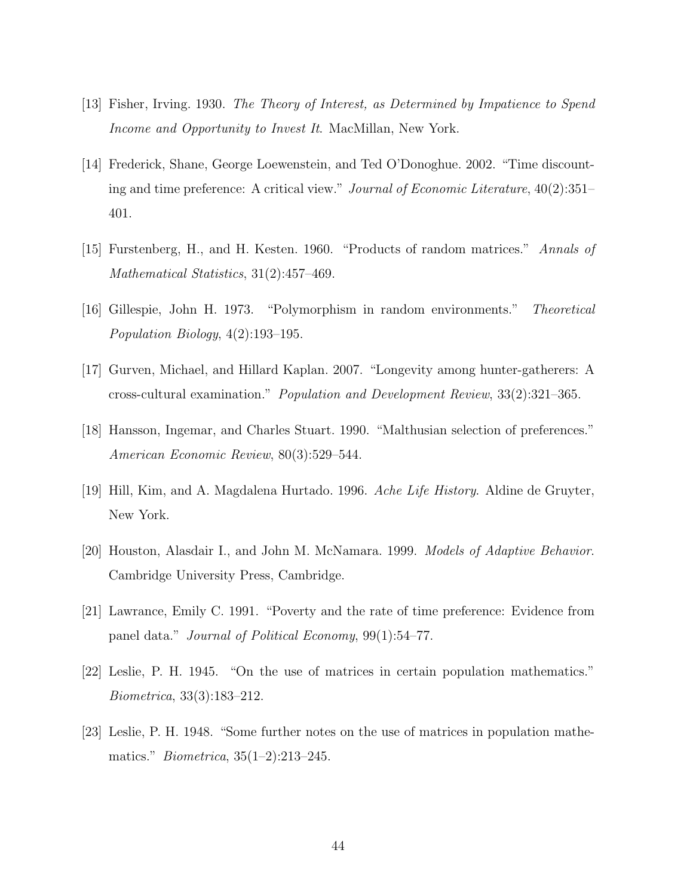[13] Fisher, Irving. 1930. *The Theory of Interest, as Determined by Impatience to Spend Income and Opportunity to Invest It*. MacMillan, New York.

[14] Frederick, Shane, George Loewenstein, and Ted O'Donoghue. 2002. "Time discounting and time preference: A critical view." *Journal of Economic Literature*, 40(2):351–401.

[15] Furstenberg, H., and H. Kesten. 1960. "Products of random matrices." *Annals of Mathematical Statistics*, 31(2):457–469.

[16] Gillespie, John H. 1973. "Polymorphism in random environments." *Theoretical Population Biology*, 4(2):193–195.

[17] Gurven, Michael, and Hillard Kaplan. 2007. "Longevity among hunter-gatherers: A cross-cultural examination." *Population and Development Review*, 33(2):321–365.

[18] Hansson, Ingemar, and Charles Stuart. 1990. "Malthusian selection of preferences." *American Economic Review*, 80(3):529–544.

[19] Hill, Kim, and A. Magdalena Hurtado. 1996. *Ache Life History*. Aldine de Gruyter, New York.

[20] Houston, Alasdair I., and John M. McNamara. 1999. *Models of Adaptive Behavior*. Cambridge University Press, Cambridge.

[21] Lawrance, Emily C. 1991. "Poverty and the rate of time preference: Evidence from panel data." *Journal of Political Economy*, 99(1):54–77.

[22] Leslie, P. H. 1945. "On the use of matrices in certain population mathematics." *Biometrica*, 33(3):183–212.

[23] Leslie, P. H. 1948. "Some further notes on the use of matrices in population mathematics." *Biometrica*, 35(1–2):213–245.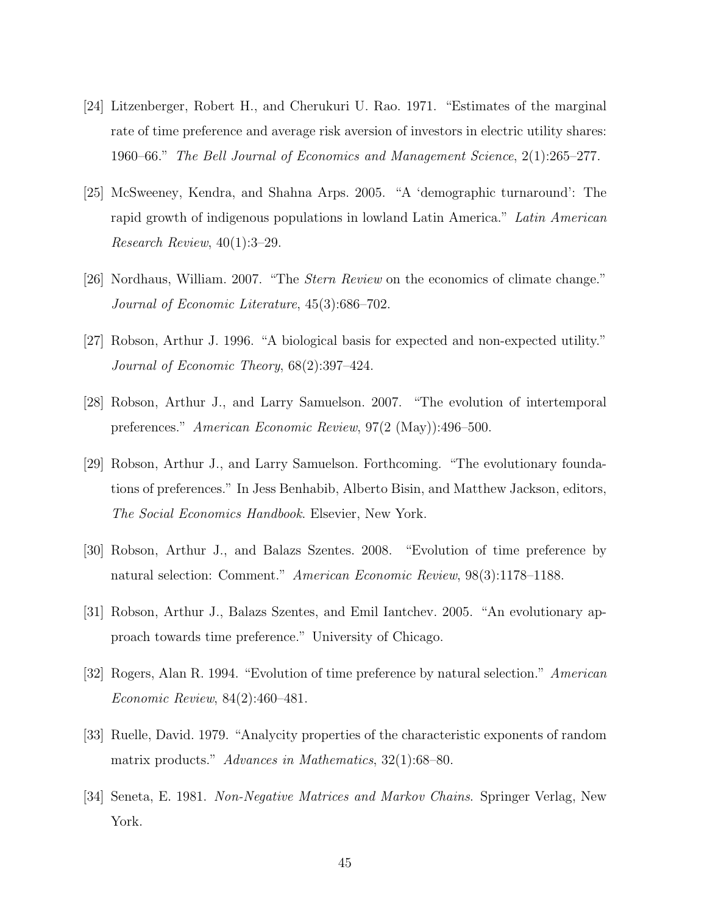[24] Litzenberger, Robert H., and Cherukuri U. Rao. 1971. "Estimates of the marginal rate of time preference and average risk aversion of investors in electric utility shares: 1960–66." *The Bell Journal of Economics and Management Science*, 2(1):265–277.

[25] McSweeney, Kendra, and Shahna Arps. 2005. "A 'demographic turnaround': The rapid growth of indigenous populations in lowland Latin America." *Latin American Research Review*, 40(1):3–29.

[26] Nordhaus, William. 2007. "The *Stern Review* on the economics of climate change." *Journal of Economic Literature*, 45(3):686–702.

[27] Robson, Arthur J. 1996. "A biological basis for expected and non-expected utility." *Journal of Economic Theory*, 68(2):397–424.

[28] Robson, Arthur J., and Larry Samuelson. 2007. "The evolution of intertemporal preferences." *American Economic Review*, 97(2 (May)):496–500.

[29] Robson, Arthur J., and Larry Samuelson. Forthcoming. "The evolutionary foundations of preferences." In Jess Benhabib, Alberto Bisin, and Matthew Jackson, editors, *The Social Economics Handbook*. Elsevier, New York.

[30] Robson, Arthur J., and Balazs Szentes. 2008. "Evolution of time preference by natural selection: Comment." *American Economic Review*, 98(3):1178–1188.

[31] Robson, Arthur J., Balazs Szentes, and Emil Iantchev. 2005. "An evolutionary approach towards time preference." University of Chicago.

[32] Rogers, Alan R. 1994. "Evolution of time preference by natural selection." *American Economic Review*, 84(2):460–481.

[33] Ruelle, David. 1979. "Analycity properties of the characteristic exponents of random matrix products." *Advances in Mathematics*, 32(1):68–80.

[34] Seneta, E. 1981. *Non-Negative Matrices and Markov Chains*. Springer Verlag, New York.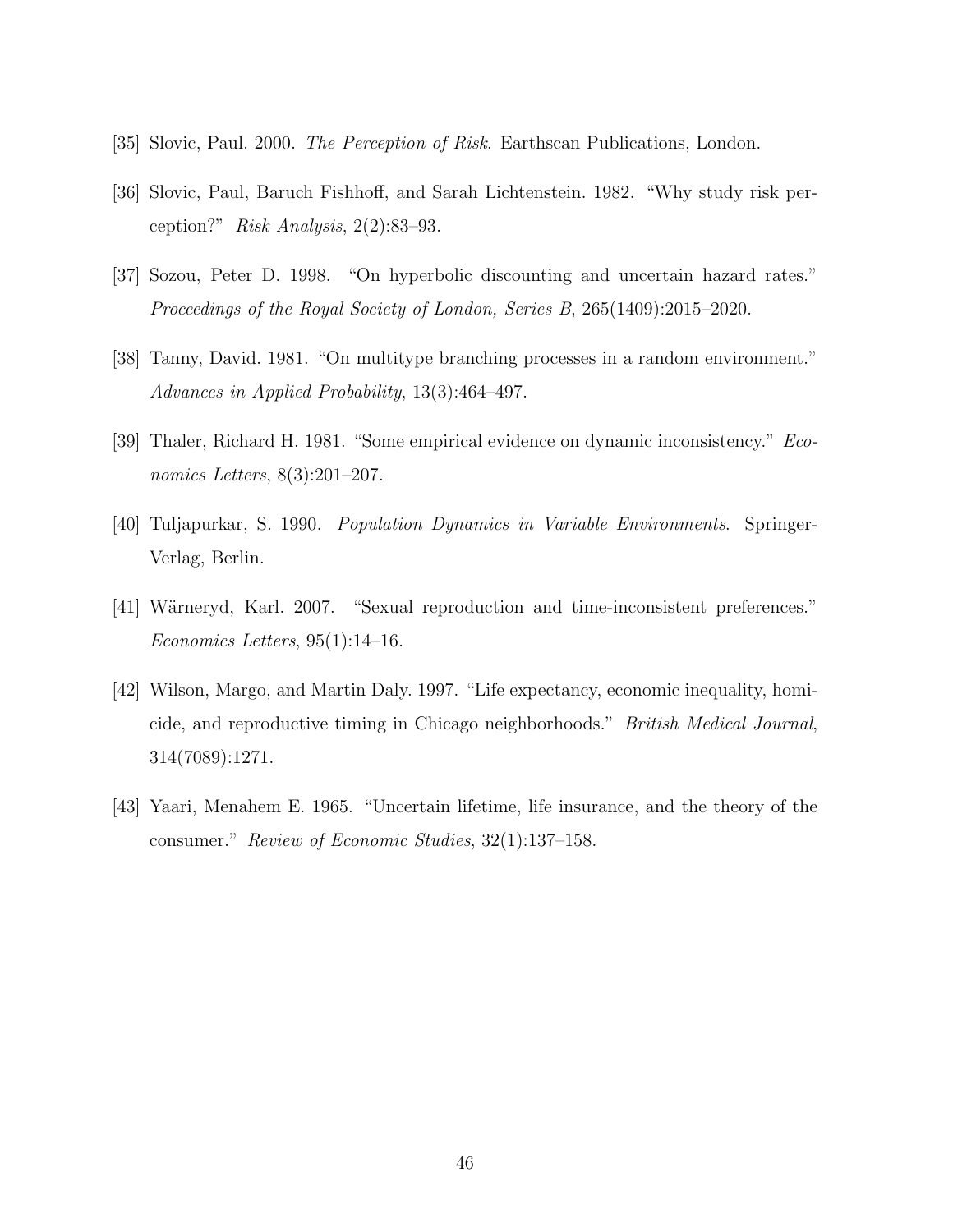[35] Slovic, Paul. 2000. *The Perception of Risk*. Earthscan Publications, London.

[36] Slovic, Paul, Baruch Fishhoff, and Sarah Lichtenstein. 1982. "Why study risk perception?" *Risk Analysis*, 2(2):83–93.

[37] Sozou, Peter D. 1998. "On hyperbolic discounting and uncertain hazard rates." *Proceedings of the Royal Society of London, Series B*, 265(1409):2015–2020.

[38] Tanny, David. 1981. "On multitype branching processes in a random environment." *Advances in Applied Probability*, 13(3):464–497.

[39] Thaler, Richard H. 1981. "Some empirical evidence on dynamic inconsistency." *Economics Letters*, 8(3):201–207.

[40] Tuljapurkar, S. 1990. *Population Dynamics in Variable Environments*. Springer-Verlag, Berlin.

[41] Wärneryd, Karl. 2007. "Sexual reproduction and time-inconsistent preferences." *Economics Letters*, 95(1):14–16.

[42] Wilson, Margo, and Martin Daly. 1997. "Life expectancy, economic inequality, homicide, and reproductive timing in Chicago neighborhoods." *British Medical Journal*, 314(7089):1271.

[43] Yaari, Menahem E. 1965. "Uncertain lifetime, life insurance, and the theory of the consumer." *Review of Economic Studies*, 32(1):137–158.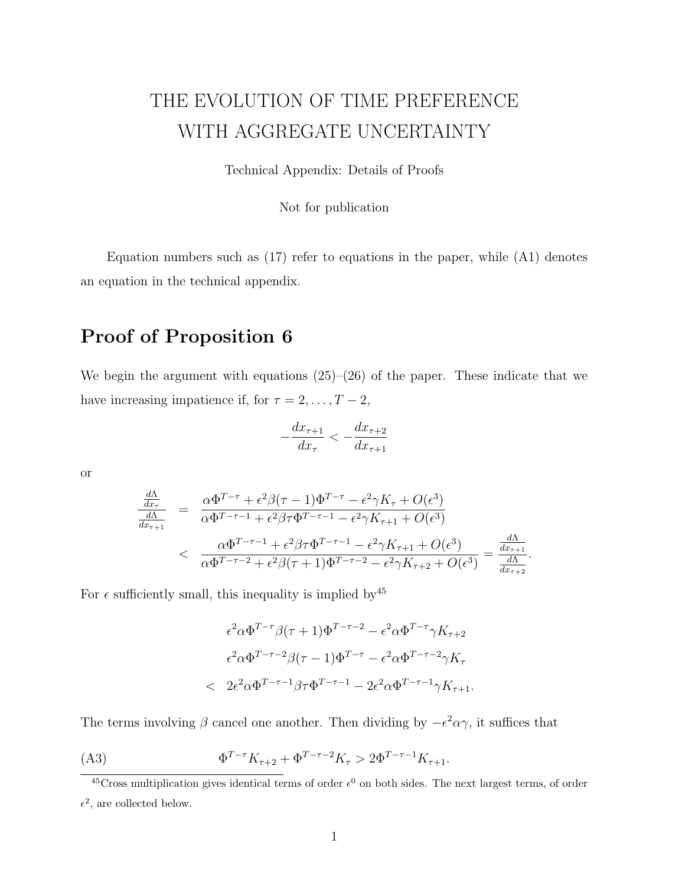# THE EVOLUTION OF TIME PREFERENCE WITH AGGREGATE UNCERTAINTY

Technical Appendix: Details of Proofs

Not for publication

Equation numbers such as (17) refer to equations in the paper, while (A1) denotes an equation in the technical appendix.

## Proof of Proposition 6

We begin the argument with equations (25)–(26) of the paper. These indicate that we have increasing impatience if, for $\tau = 2, \ldots, T-2$,

$$-\frac{dx_{\tau+1}}{dx_\tau} < -\frac{dx_{\tau+2}}{dx_{\tau+1}}$$

or

$$\begin{aligned}
\frac{\frac{d\Lambda}{dx_\tau}}{\frac{d\Lambda}{dx_{\tau+1}}} &= \frac{\alpha\Phi^{T-\tau} + \epsilon^2\beta(\tau-1)\Phi^{T-\tau} - \epsilon^2\gamma K_\tau + O(\epsilon^3)}{\alpha\Phi^{T-\tau-1} + \epsilon^2\beta\tau\Phi^{T-\tau-1} - \epsilon^2\gamma K_{\tau+1} + O(\epsilon^3)} \\
&< \frac{\alpha\Phi^{T-\tau-1} + \epsilon^2\beta\tau\Phi^{T-\tau-1} - \epsilon^2\gamma K_{\tau+1} + O(\epsilon^3)}{\alpha\Phi^{T-\tau-2} + \epsilon^2\beta(\tau+1)\Phi^{T-\tau-2} - \epsilon^2\gamma K_{\tau+2} + O(\epsilon^3)} = \frac{\frac{d\Lambda}{dx_{\tau+1}}}{\frac{d\Lambda}{dx_{\tau+2}}}.
\end{aligned}$$

For $\epsilon$ sufficiently small, this inequality is implied by[45]

$$\begin{aligned}
&\epsilon^2\alpha\Phi^{T-\tau}\beta(\tau+1)\Phi^{T-\tau-2} - \epsilon^2\alpha\Phi^{T-\tau}\gamma K_{\tau+2} \\
&\epsilon^2\alpha\Phi^{T-\tau-2}\beta(\tau-1)\Phi^{T-\tau} - \epsilon^2\alpha\Phi^{T-\tau-2}\gamma K_\tau \\
<\ &2\epsilon^2\alpha\Phi^{T-\tau-1}\beta\tau\Phi^{T-\tau-1} - 2\epsilon^2\alpha\Phi^{T-\tau-1}\gamma K_{\tau+1}.
\end{aligned}$$

The terms involving $\beta$ cancel one another. Then dividing by $-\epsilon^2\alpha\gamma$, it suffices that

$$\text{(A3)} \qquad \Phi^{T-\tau}K_{\tau+2} + \Phi^{T-\tau-2}K_\tau > 2\Phi^{T-\tau-1}K_{\tau+1}.$$

[45] Cross multiplication gives identical terms of order $\epsilon^0$ on both sides. The next largest terms, of order $\epsilon^2$, are collected below.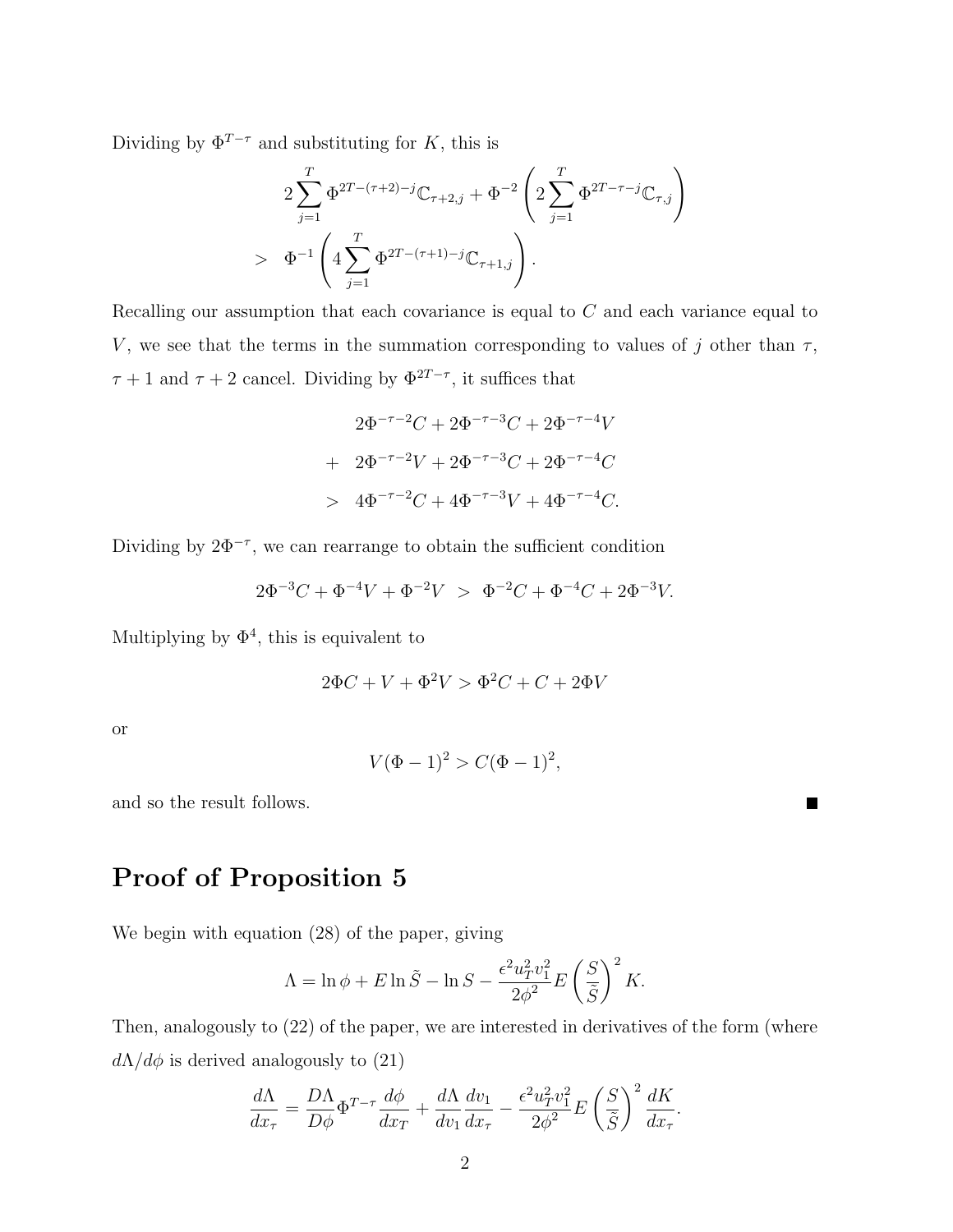Dividing by $\Phi^{T-\tau}$ and substituting for $K$, this is

$$
\begin{aligned}
& 2\sum_{j=1}^{T} \Phi^{2T-(\tau+2)-j} \mathbb{C}_{\tau+2,j} + \Phi^{-2}\left(2\sum_{j=1}^{T} \Phi^{2T-\tau-j} \mathbb{C}_{\tau,j}\right) \\
> \;\; & \Phi^{-1}\left(4\sum_{j=1}^{T} \Phi^{2T-(\tau+1)-j} \mathbb{C}_{\tau+1,j}\right).
\end{aligned}
$$

Recalling our assumption that each covariance is equal to $C$ and each variance equal to $V$, we see that the terms in the summation corresponding to values of $j$ other than $\tau$, $\tau+1$ and $\tau+2$ cancel. Dividing by $\Phi^{2T-\tau}$, it suffices that

$$
\begin{aligned}
& 2\Phi^{-\tau-2}C + 2\Phi^{-\tau-3}C + 2\Phi^{-\tau-4}V \\
+ \;\; & 2\Phi^{-\tau-2}V + 2\Phi^{-\tau-3}C + 2\Phi^{-\tau-4}C \\
> \;\; & 4\Phi^{-\tau-2}C + 4\Phi^{-\tau-3}V + 4\Phi^{-\tau-4}C.
\end{aligned}
$$

Dividing by $2\Phi^{-\tau}$, we can rearrange to obtain the sufficient condition

$$
2\Phi^{-3}C + \Phi^{-4}V + \Phi^{-2}V \;>\; \Phi^{-2}C + \Phi^{-4}C + 2\Phi^{-3}V.
$$

Multiplying by $\Phi^4$, this is equivalent to

$$
2\Phi C + V + \Phi^2 V > \Phi^2 C + C + 2\Phi V
$$

or

$$
V(\Phi - 1)^2 > C(\Phi - 1)^2,
$$

and so the result follows. ■

## Proof of Proposition 5

We begin with equation (28) of the paper, giving

$$
\Lambda = \ln\phi + E\ln\tilde{S} - \ln S - \frac{\epsilon^2 u_T^2 v_1^2}{2\phi^2} E\left(\frac{S}{\tilde{S}}\right)^2 K.
$$

Then, analogously to (22) of the paper, we are interested in derivatives of the form (where $d\Lambda/d\phi$ is derived analogously to (21)

$$
\frac{d\Lambda}{dx_\tau} = \frac{D\Lambda}{D\phi}\Phi^{T-\tau}\frac{d\phi}{dx_T} + \frac{d\Lambda}{dv_1}\frac{dv_1}{dx_\tau} - \frac{\epsilon^2 u_T^2 v_1^2}{2\phi^2} E\left(\frac{S}{\tilde{S}}\right)^2 \frac{dK}{dx_\tau}.
$$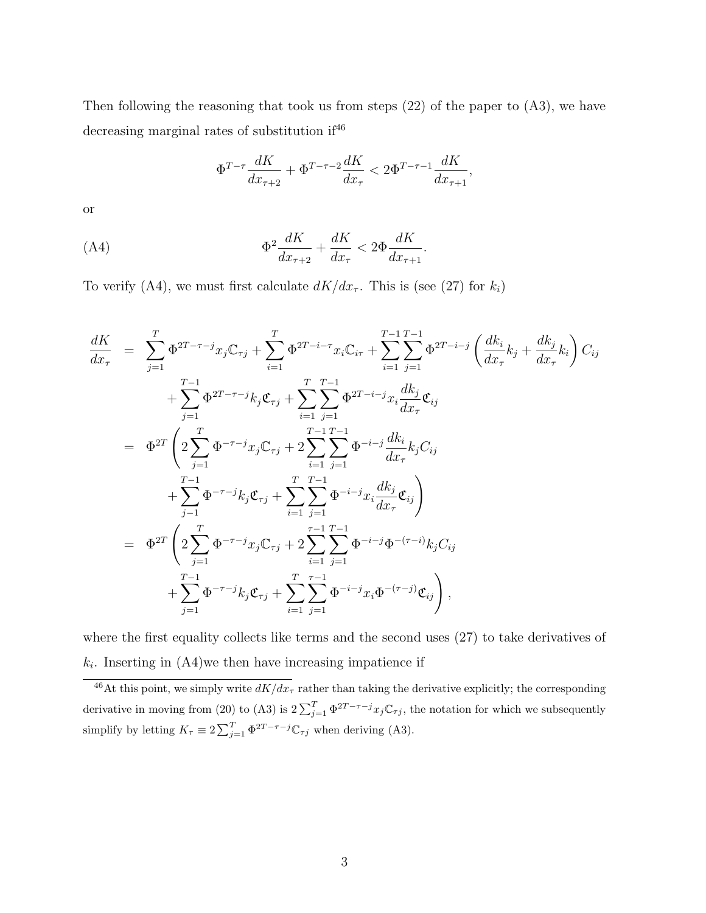Then following the reasoning that took us from steps (22) of the paper to (A3), we have decreasing marginal rates of substitution if[46]

$$\Phi^{T-\tau}\frac{dK}{dx_{\tau+2}} + \Phi^{T-\tau-2}\frac{dK}{dx_{\tau}} < 2\Phi^{T-\tau-1}\frac{dK}{dx_{\tau+1}},$$

or

$$\Phi^{2}\frac{dK}{dx_{\tau+2}} + \frac{dK}{dx_{\tau}} < 2\Phi\frac{dK}{dx_{\tau+1}}. \tag{A4}$$

To verify (A4), we must first calculate $dK/dx_\tau$. This is (see (27) for $k_i$)

$$\begin{aligned}
\frac{dK}{dx_\tau} &= \sum_{j=1}^{T}\Phi^{2T-\tau-j}x_j\mathbb{C}_{\tau j} + \sum_{i=1}^{T}\Phi^{2T-i-\tau}x_i\mathbb{C}_{i\tau} + \sum_{i=1}^{T-1}\sum_{j=1}^{T-1}\Phi^{2T-i-j}\left(\frac{dk_i}{dx_\tau}k_j + \frac{dk_j}{dx_\tau}k_i\right)C_{ij} \\
&\quad + \sum_{j=1}^{T-1}\Phi^{2T-\tau-j}k_j\mathfrak{C}_{\tau j} + \sum_{i=1}^{T}\sum_{j=1}^{T-1}\Phi^{2T-i-j}x_i\frac{dk_j}{dx_\tau}\mathfrak{C}_{ij} \\
&= \Phi^{2T}\left(2\sum_{j=1}^{T}\Phi^{-\tau-j}x_j\mathbb{C}_{\tau j} + 2\sum_{i=1}^{T-1}\sum_{j=1}^{T-1}\Phi^{-i-j}\frac{dk_i}{dx_\tau}k_jC_{ij}\right. \\
&\quad \left. + \sum_{j-1}^{T-1}\Phi^{-\tau-j}k_j\mathfrak{C}_{\tau j} + \sum_{i=1}^{T}\sum_{j=1}^{T-1}\Phi^{-i-j}x_i\frac{dk_j}{dx_\tau}\mathfrak{C}_{ij}\right) \\
&= \Phi^{2T}\left(2\sum_{j=1}^{T}\Phi^{-\tau-j}x_j\mathbb{C}_{\tau j} + 2\sum_{i=1}^{\tau-1}\sum_{j=1}^{T-1}\Phi^{-i-j}\Phi^{-(\tau-i)}k_jC_{ij}\right. \\
&\quad \left. + \sum_{j=1}^{T-1}\Phi^{-\tau-j}k_j\mathfrak{C}_{\tau j} + \sum_{i=1}^{T}\sum_{j=1}^{\tau-1}\Phi^{-i-j}x_i\Phi^{-(\tau-j)}\mathfrak{C}_{ij}\right),
\end{aligned}$$

where the first equality collects like terms and the second uses (27) to take derivatives of $k_i$. Inserting in (A4)we then have increasing impatience if

[46] At this point, we simply write $dK/dx_\tau$ rather than taking the derivative explicitly; the corresponding derivative in moving from (20) to (A3) is $2\sum_{j=1}^{T}\Phi^{2T-\tau-j}x_j\mathbb{C}_{\tau j}$, the notation for which we subsequently simplify by letting $K_\tau \equiv 2\sum_{j=1}^{T}\Phi^{2T-\tau-j}\mathbb{C}_{\tau j}$ when deriving (A3).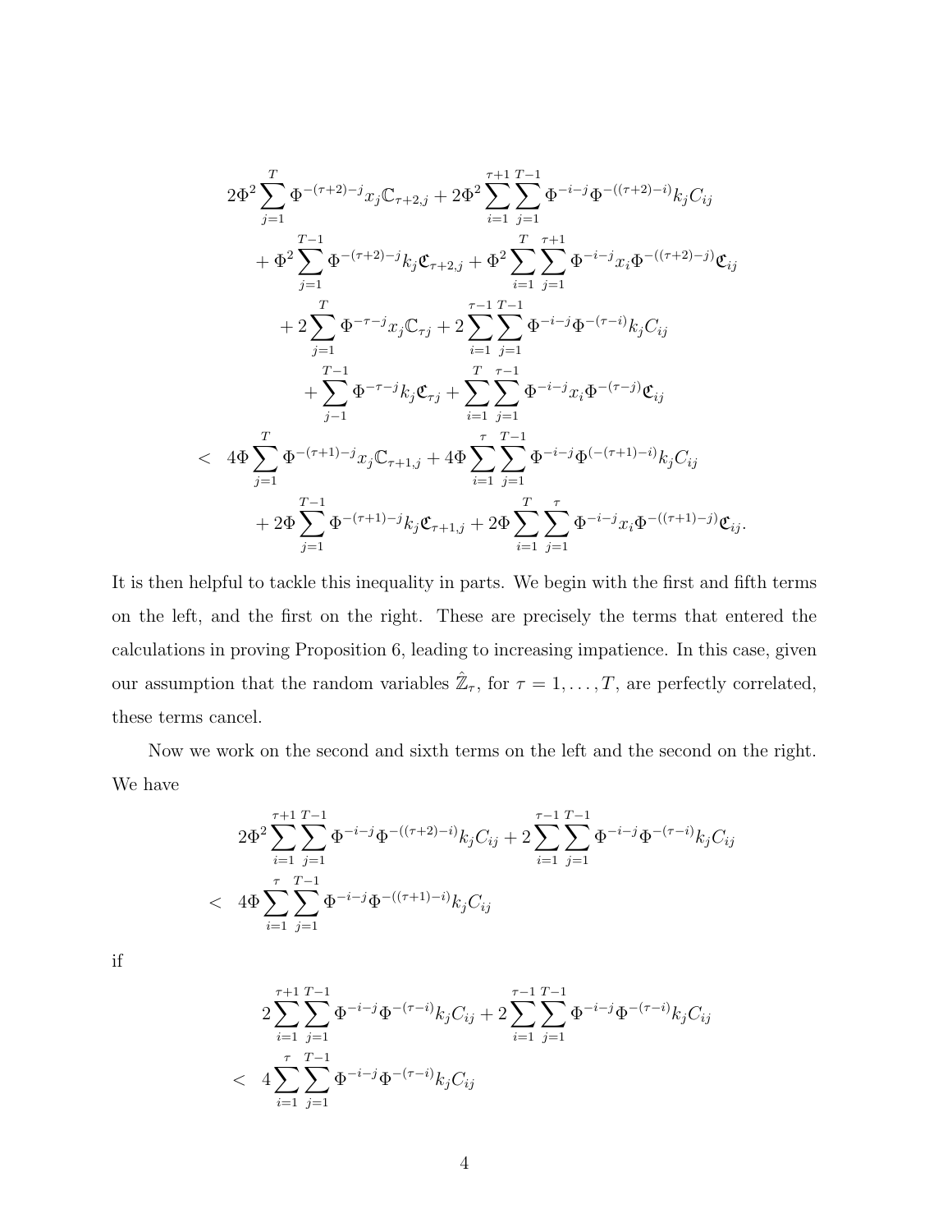$$
\begin{aligned}
&2\Phi^2 \sum_{j=1}^{T} \Phi^{-(\tau+2)-j} x_j \mathbb{C}_{\tau+2,j} + 2\Phi^2 \sum_{i=1}^{\tau+1} \sum_{j=1}^{T-1} \Phi^{-i-j} \Phi^{-((\tau+2)-i)} k_j C_{ij} \\
&\quad + \Phi^2 \sum_{j=1}^{T-1} \Phi^{-(\tau+2)-j} k_j \mathfrak{C}_{\tau+2,j} + \Phi^2 \sum_{i=1}^{T} \sum_{j=1}^{\tau+1} \Phi^{-i-j} x_i \Phi^{-((\tau+2)-j)} \mathfrak{C}_{ij} \\
&\quad\quad + 2 \sum_{j=1}^{T} \Phi^{-\tau-j} x_j \mathbb{C}_{\tau j} + 2 \sum_{i=1}^{\tau-1} \sum_{j=1}^{T-1} \Phi^{-i-j} \Phi^{-(\tau-i)} k_j C_{ij} \\
&\quad\quad\quad + \sum_{j-1}^{T-1} \Phi^{-\tau-j} k_j \mathfrak{C}_{\tau j} + \sum_{i=1}^{T} \sum_{j=1}^{\tau-1} \Phi^{-i-j} x_i \Phi^{-(\tau-j)} \mathfrak{C}_{ij} \\
< \;\; &4\Phi \sum_{j=1}^{T} \Phi^{-(\tau+1)-j} x_j \mathbb{C}_{\tau+1,j} + 4\Phi \sum_{i=1}^{\tau} \sum_{j=1}^{T-1} \Phi^{-i-j} \Phi^{(-(\tau+1)-i)} k_j C_{ij} \\
&\quad + 2\Phi \sum_{j=1}^{T-1} \Phi^{-(\tau+1)-j} k_j \mathfrak{C}_{\tau+1,j} + 2\Phi \sum_{i=1}^{T} \sum_{j=1}^{\tau} \Phi^{-i-j} x_i \Phi^{-((\tau+1)-j)} \mathfrak{C}_{ij}.
\end{aligned}
$$

It is then helpful to tackle this inequality in parts. We begin with the first and fifth terms on the left, and the first on the right. These are precisely the terms that entered the calculations in proving Proposition 6, leading to increasing impatience. In this case, given our assumption that the random variables $\hat{\mathbb{Z}}_\tau$, for $\tau = 1, \ldots, T$, are perfectly correlated, these terms cancel.

Now we work on the second and sixth terms on the left and the second on the right. We have

$$
\begin{aligned}
&2\Phi^2 \sum_{i=1}^{\tau+1} \sum_{j=1}^{T-1} \Phi^{-i-j} \Phi^{-((\tau+2)-i)} k_j C_{ij} + 2 \sum_{i=1}^{\tau-1} \sum_{j=1}^{T-1} \Phi^{-i-j} \Phi^{-(\tau-i)} k_j C_{ij} \\
< \;\; &4\Phi \sum_{i=1}^{\tau} \sum_{j=1}^{T-1} \Phi^{-i-j} \Phi^{-((\tau+1)-i)} k_j C_{ij}
\end{aligned}
$$

if

$$
\begin{aligned}
&2 \sum_{i=1}^{\tau+1} \sum_{j=1}^{T-1} \Phi^{-i-j} \Phi^{-(\tau-i)} k_j C_{ij} + 2 \sum_{i=1}^{\tau-1} \sum_{j=1}^{T-1} \Phi^{-i-j} \Phi^{-(\tau-i)} k_j C_{ij} \\
< \;\; &4 \sum_{i=1}^{\tau} \sum_{j=1}^{T-1} \Phi^{-i-j} \Phi^{-(\tau-i)} k_j C_{ij}
\end{aligned}
$$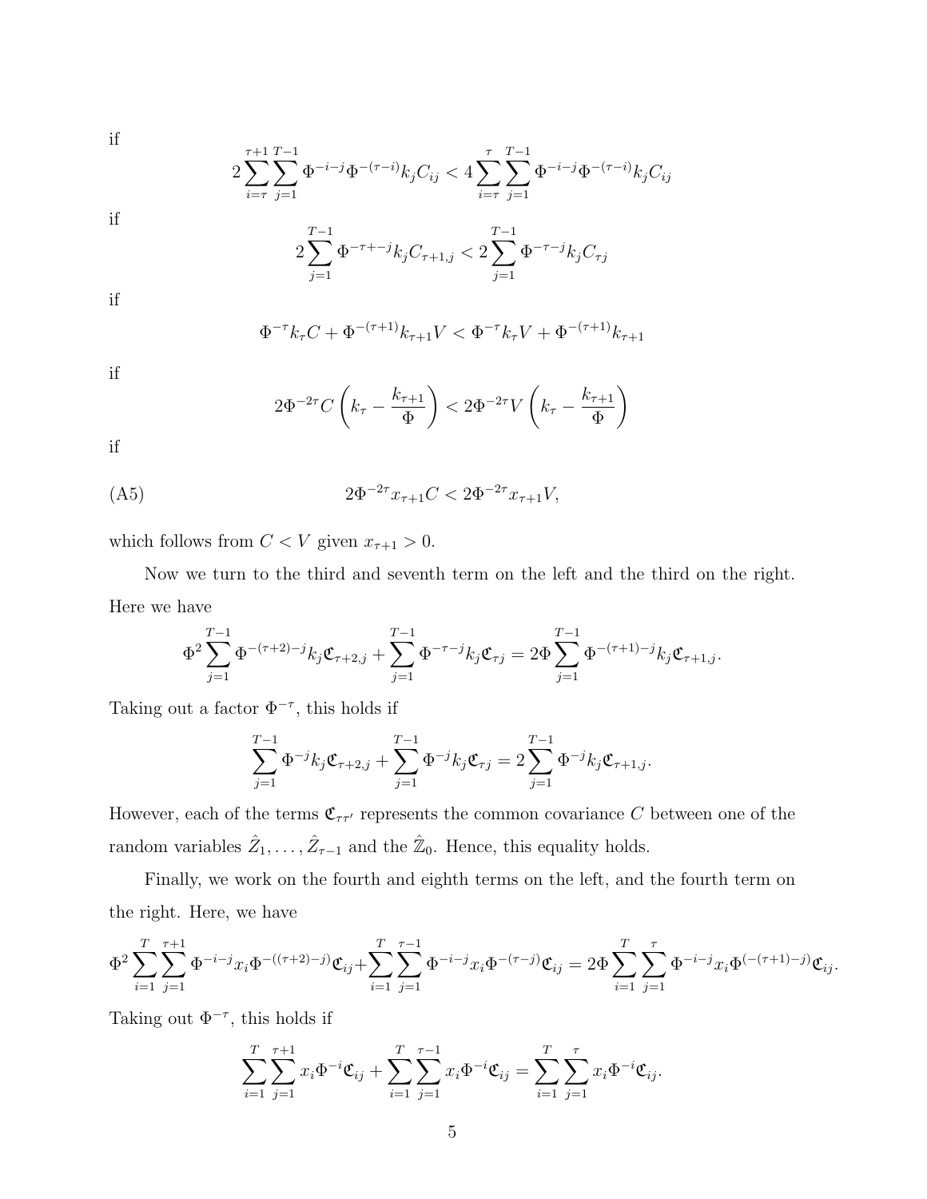if

$$2\sum_{i=\tau}^{\tau+1}\sum_{j=1}^{T-1}\Phi^{-i-j}\Phi^{-(\tau-i)}k_jC_{ij} < 4\sum_{i=\tau}^{\tau}\sum_{j=1}^{T-1}\Phi^{-i-j}\Phi^{-(\tau-i)}k_jC_{ij}$$

if

$$2\sum_{j=1}^{T-1}\Phi^{-\tau+-j}k_jC_{\tau+1,j} < 2\sum_{j=1}^{T-1}\Phi^{-\tau-j}k_jC_{\tau j}$$

if

$$\Phi^{-\tau}k_\tau C + \Phi^{-(\tau+1)}k_{\tau+1}V < \Phi^{-\tau}k_\tau V + \Phi^{-(\tau+1)}k_{\tau+1}$$

if

$$2\Phi^{-2\tau}C\left(k_\tau - \frac{k_{\tau+1}}{\Phi}\right) < 2\Phi^{-2\tau}V\left(k_\tau - \frac{k_{\tau+1}}{\Phi}\right)$$

if

$$2\Phi^{-2\tau}x_{\tau+1}C < 2\Phi^{-2\tau}x_{\tau+1}V, \tag{A5}$$

which follows from $C < V$ given $x_{\tau+1} > 0$.

Now we turn to the third and seventh term on the left and the third on the right. Here we have

$$\Phi^2\sum_{j=1}^{T-1}\Phi^{-(\tau+2)-j}k_j\mathfrak{C}_{\tau+2,j} + \sum_{j=1}^{T-1}\Phi^{-\tau-j}k_j\mathfrak{C}_{\tau j} = 2\Phi\sum_{j=1}^{T-1}\Phi^{-(\tau+1)-j}k_j\mathfrak{C}_{\tau+1,j}.$$

Taking out a factor $\Phi^{-\tau}$, this holds if

$$\sum_{j=1}^{T-1}\Phi^{-j}k_j\mathfrak{C}_{\tau+2,j} + \sum_{j=1}^{T-1}\Phi^{-j}k_j\mathfrak{C}_{\tau j} = 2\sum_{j=1}^{T-1}\Phi^{-j}k_j\mathfrak{C}_{\tau+1,j}.$$

However, each of the terms $\mathfrak{C}_{\tau\tau'}$ represents the common covariance $C$ between one of the random variables $\hat{Z}_1, \ldots, \hat{Z}_{\tau-1}$ and the $\hat{\mathbb{Z}}_0$. Hence, this equality holds.

Finally, we work on the fourth and eighth terms on the left, and the fourth term on the right. Here, we have

$$\Phi^2\sum_{i=1}^{T}\sum_{j=1}^{\tau+1}\Phi^{-i-j}x_i\Phi^{-((\tau+2)-j)}\mathfrak{C}_{ij} + \sum_{i=1}^{T}\sum_{j=1}^{\tau-1}\Phi^{-i-j}x_i\Phi^{-(\tau-j)}\mathfrak{C}_{ij} = 2\Phi\sum_{i=1}^{T}\sum_{j=1}^{\tau}\Phi^{-i-j}x_i\Phi^{(-(\tau+1)-j)}\mathfrak{C}_{ij}.$$

Taking out $\Phi^{-\tau}$, this holds if

$$\sum_{i=1}^{T}\sum_{j=1}^{\tau+1}x_i\Phi^{-i}\mathfrak{C}_{ij} + \sum_{i=1}^{T}\sum_{j=1}^{\tau-1}x_i\Phi^{-i}\mathfrak{C}_{ij} = \sum_{i=1}^{T}\sum_{j=1}^{\tau}x_i\Phi^{-i}\mathfrak{C}_{ij}.$$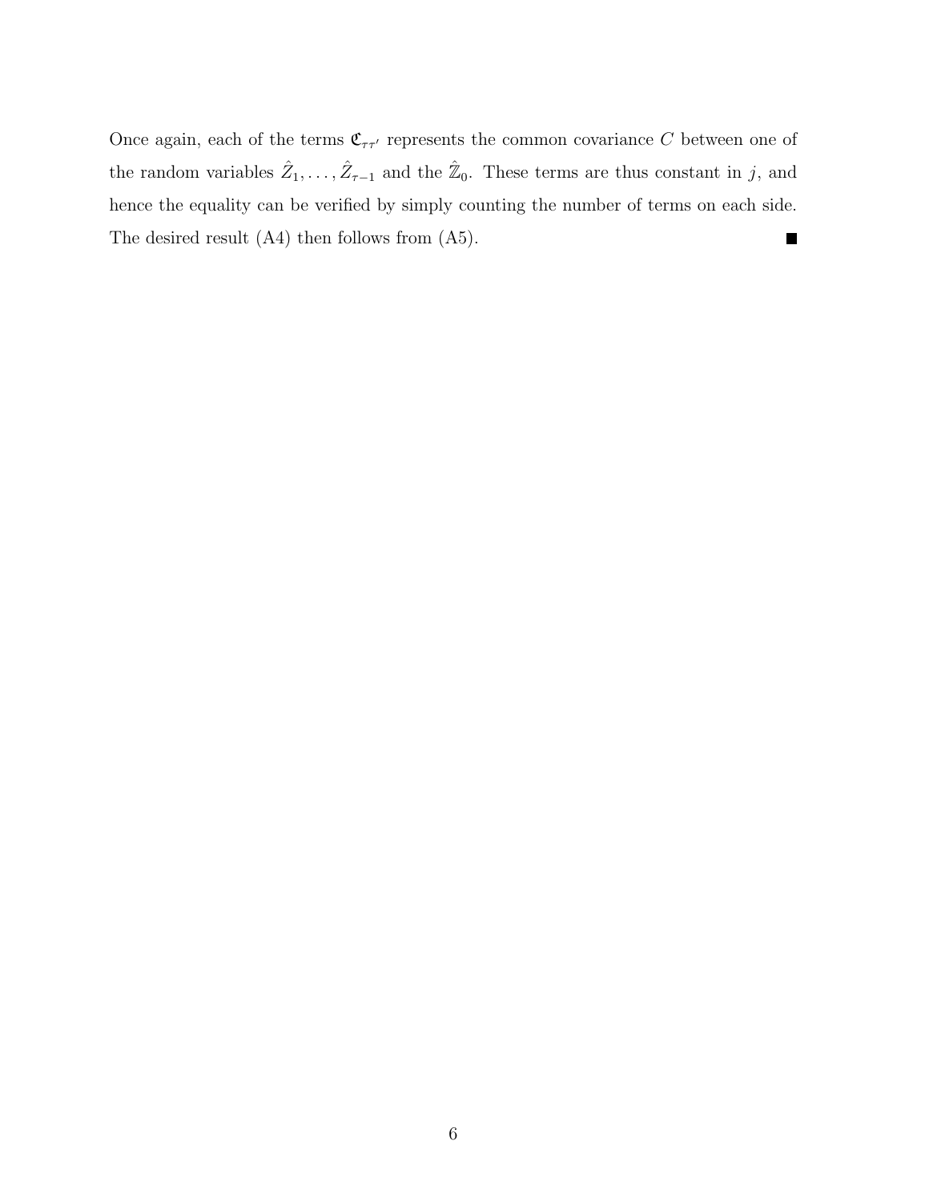Once again, each of the terms $\mathfrak{C}_{\tau\tau'}$ represents the common covariance $C$ between one of the random variables $\hat{Z}_1, \ldots, \hat{Z}_{\tau-1}$ and the $\hat{\mathbb{Z}}_0$. These terms are thus constant in $j$, and hence the equality can be verified by simply counting the number of terms on each side. The desired result (A4) then follows from (A5). ∎